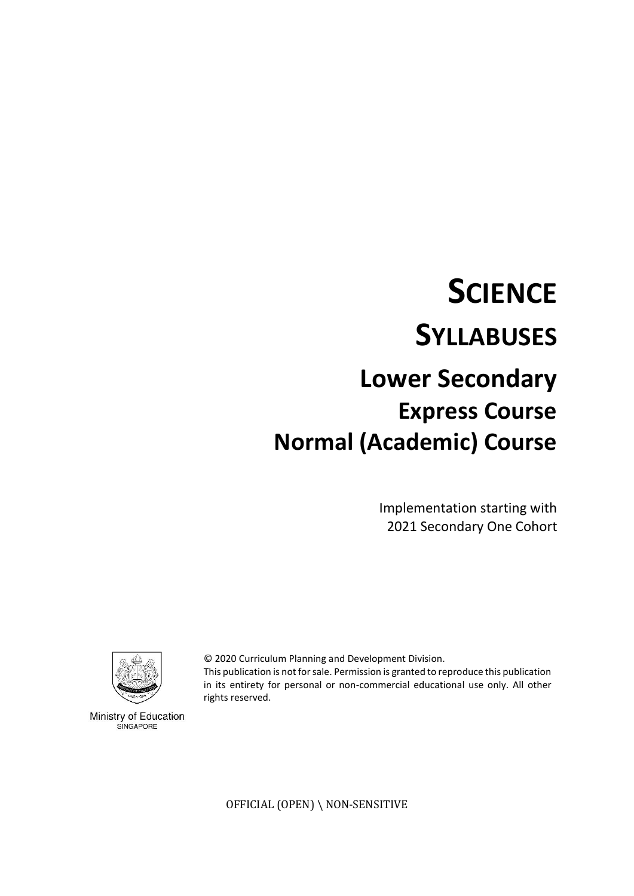# SCIENCE

# SYLLABUSES

## Lower Secondary

### Express Course

### Normal (Academic) Course

Implementation starting with
2021 Secondary One Cohort

© 2020 Curriculum Planning and Development Division.
This publication is not for sale. Permission is granted to reproduce this publication in its entirety for personal or non-commercial educational use only. All other rights reserved.

Ministry of Education
SINGAPORE

OFFICIAL (OPEN) \ NON-SENSITIVE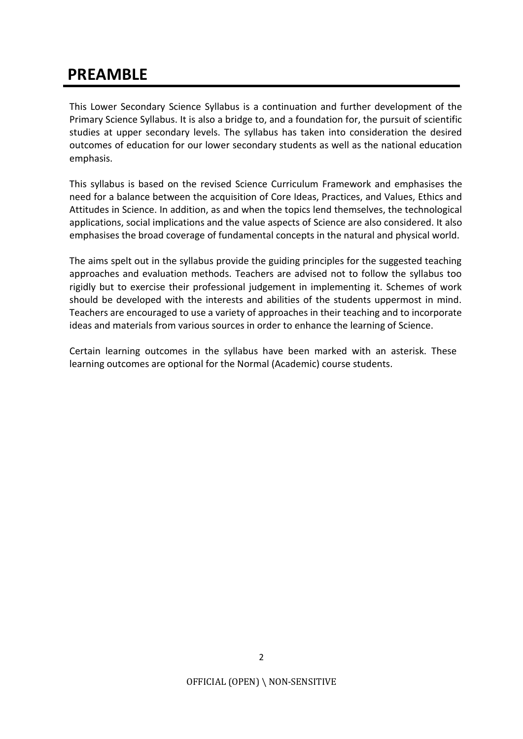# PREAMBLE

This Lower Secondary Science Syllabus is a continuation and further development of the Primary Science Syllabus. It is also a bridge to, and a foundation for, the pursuit of scientific studies at upper secondary levels. The syllabus has taken into consideration the desired outcomes of education for our lower secondary students as well as the national education emphasis.

This syllabus is based on the revised Science Curriculum Framework and emphasises the need for a balance between the acquisition of Core Ideas, Practices, and Values, Ethics and Attitudes in Science. In addition, as and when the topics lend themselves, the technological applications, social implications and the value aspects of Science are also considered. It also emphasises the broad coverage of fundamental concepts in the natural and physical world.

The aims spelt out in the syllabus provide the guiding principles for the suggested teaching approaches and evaluation methods. Teachers are advised not to follow the syllabus too rigidly but to exercise their professional judgement in implementing it. Schemes of work should be developed with the interests and abilities of the students uppermost in mind. Teachers are encouraged to use a variety of approaches in their teaching and to incorporate ideas and materials from various sources in order to enhance the learning of Science.

Certain learning outcomes in the syllabus have been marked with an asterisk. These learning outcomes are optional for the Normal (Academic) course students.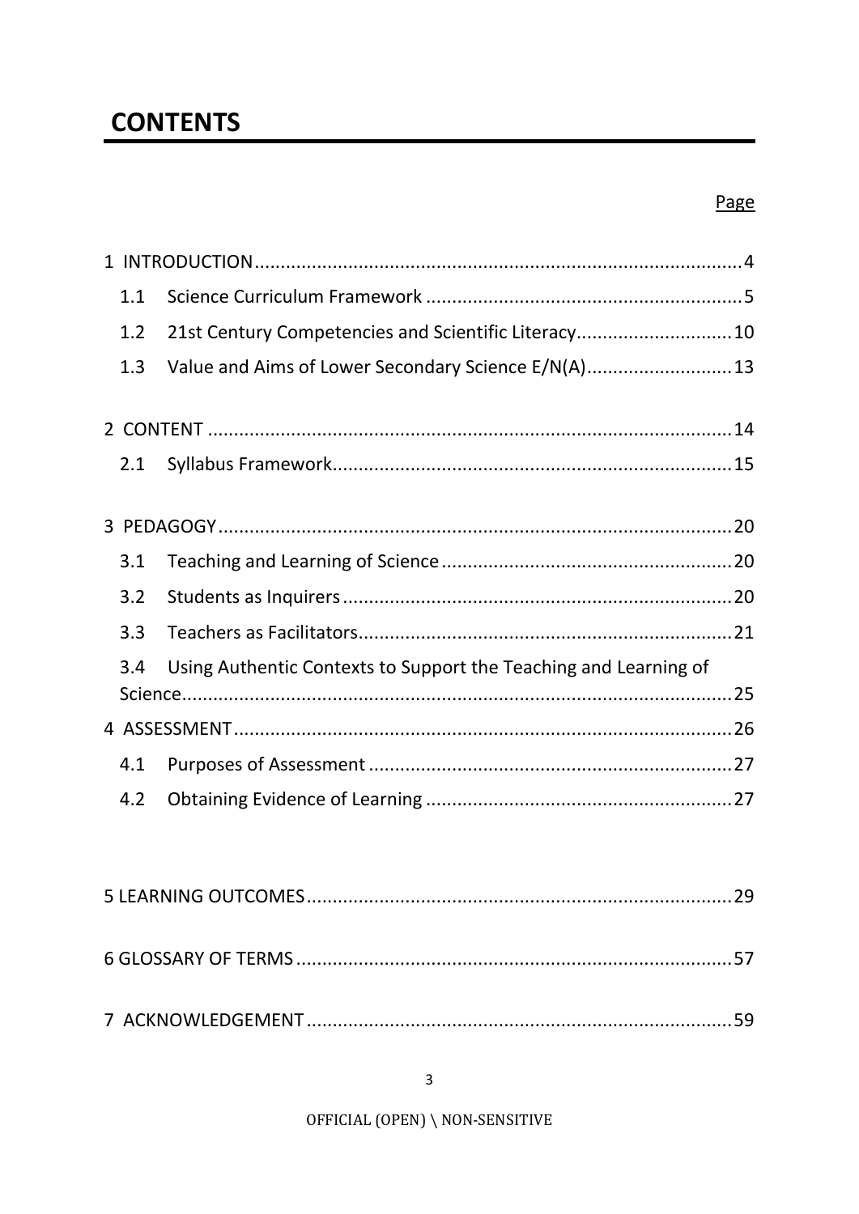# CONTENTS

Page

1 INTRODUCTION....................................................................................4

1.1 Science Curriculum Framework ....................................................5

1.2 21st Century Competencies and Scientific Literacy.........................10

1.3 Value and Aims of Lower Secondary Science E/N(A).........................13

2 CONTENT ............................................................................................14

2.1 Syllabus Framework......................................................................15

3 PEDAGOGY...........................................................................................20

3.1 Teaching and Learning of Science ..................................................20

3.2 Students as Inquirers .....................................................................20

3.3 Teachers as Facilitators..................................................................21

3.4 Using Authentic Contexts to Support the Teaching and Learning of Science...........................................................................................25

4 ASSESSMENT........................................................................................26

4.1 Purposes of Assessment ................................................................27

4.2 Obtaining Evidence of Learning .....................................................27

5 LEARNING OUTCOMES..........................................................................29

6 GLOSSARY OF TERMS ...........................................................................57

7 ACKNOWLEDGEMENT ..........................................................................59

OFFICIAL (OPEN) \ NON-SENSITIVE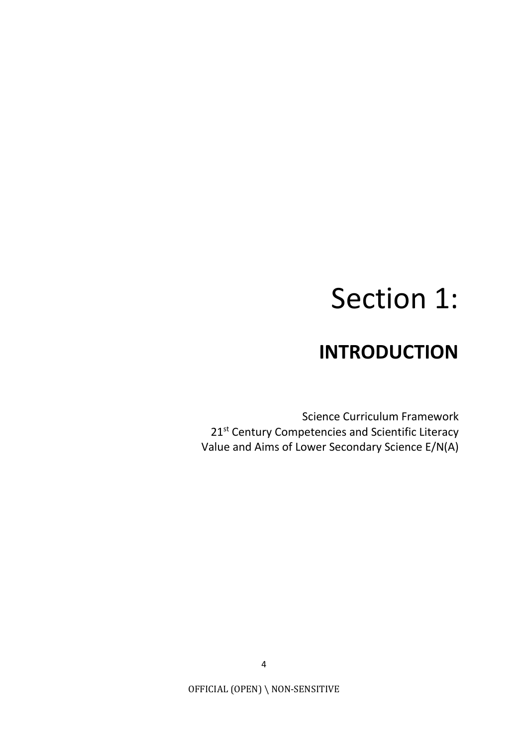# Section 1:

## INTRODUCTION

Science Curriculum Framework
21st Century Competencies and Scientific Literacy
Value and Aims of Lower Secondary Science E/N(A)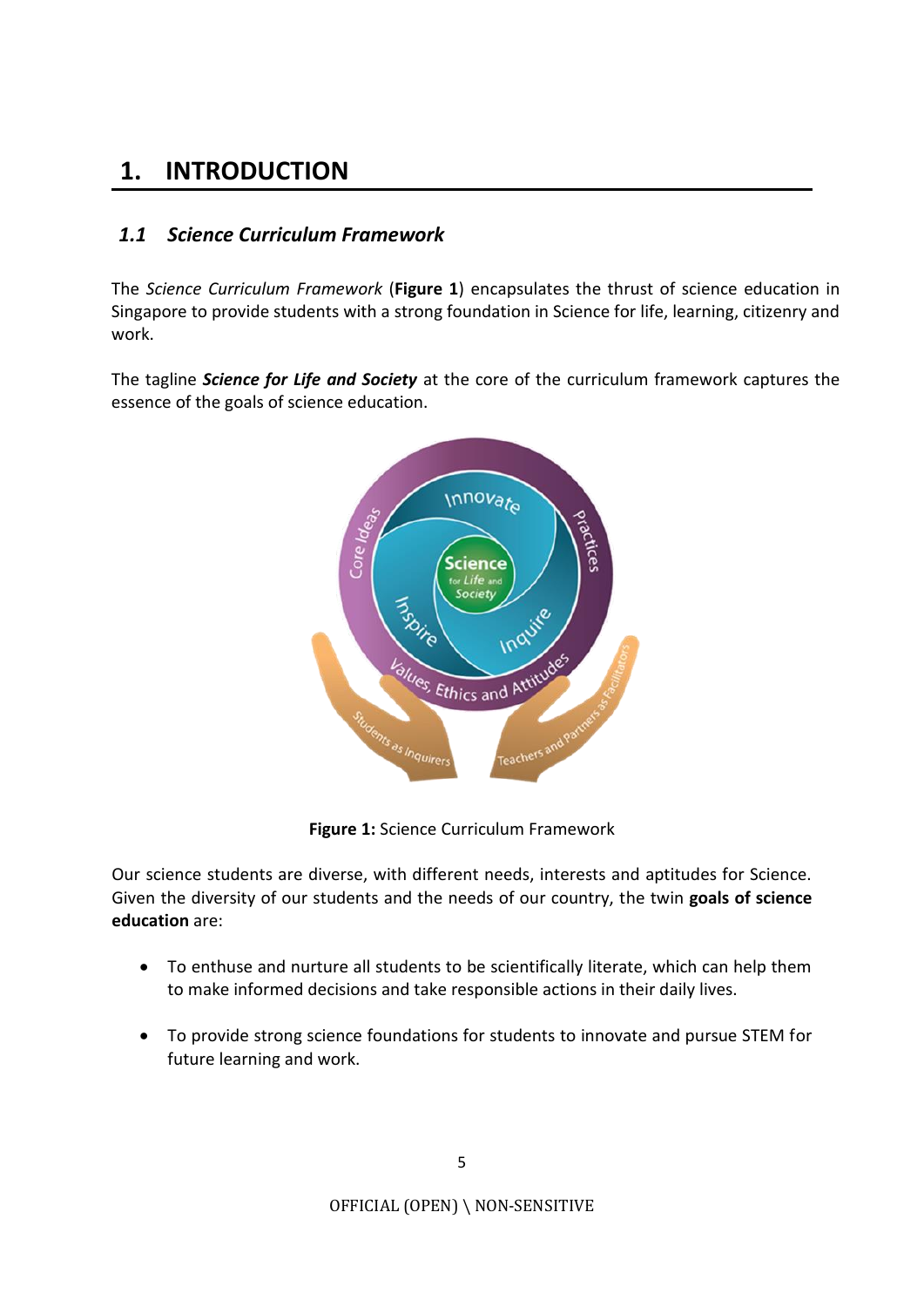# 1. INTRODUCTION

## 1.1 Science Curriculum Framework

The *Science Curriculum Framework* (**Figure 1**) encapsulates the thrust of science education in Singapore to provide students with a strong foundation in Science for life, learning, citizenry and work.

The tagline ***Science for Life and Society*** at the core of the curriculum framework captures the essence of the goals of science education.

**Figure 1:** Science Curriculum Framework

Our science students are diverse, with different needs, interests and aptitudes for Science. Given the diversity of our students and the needs of our country, the twin **goals of science education** are:

- To enthuse and nurture all students to be scientifically literate, which can help them to make informed decisions and take responsible actions in their daily lives.
- To provide strong science foundations for students to innovate and pursue STEM for future learning and work.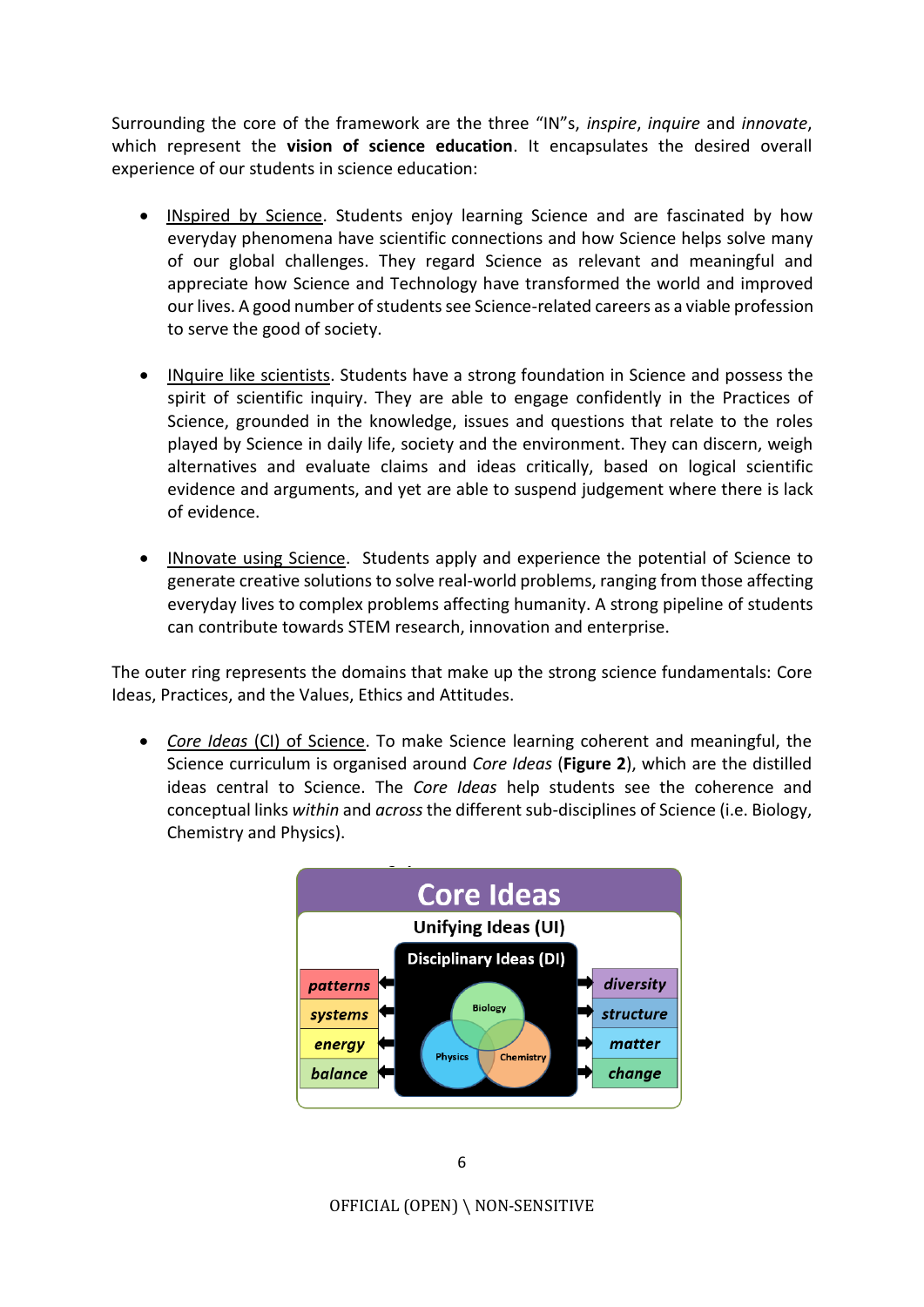Surrounding the core of the framework are the three "IN"s, *inspire*, *inquire* and *innovate*, which represent the **vision of science education**. It encapsulates the desired overall experience of our students in science education:

- INspired by Science. Students enjoy learning Science and are fascinated by how everyday phenomena have scientific connections and how Science helps solve many of our global challenges. They regard Science as relevant and meaningful and appreciate how Science and Technology have transformed the world and improved our lives. A good number of students see Science-related careers as a viable profession to serve the good of society.

- INquire like scientists. Students have a strong foundation in Science and possess the spirit of scientific inquiry. They are able to engage confidently in the Practices of Science, grounded in the knowledge, issues and questions that relate to the roles played by Science in daily life, society and the environment. They can discern, weigh alternatives and evaluate claims and ideas critically, based on logical scientific evidence and arguments, and yet are able to suspend judgement where there is lack of evidence.

- INnovate using Science. Students apply and experience the potential of Science to generate creative solutions to solve real-world problems, ranging from those affecting everyday lives to complex problems affecting humanity. A strong pipeline of students can contribute towards STEM research, innovation and enterprise.

The outer ring represents the domains that make up the strong science fundamentals: Core Ideas, Practices, and the Values, Ethics and Attitudes.

- *Core Ideas* (CI) of Science. To make Science learning coherent and meaningful, the Science curriculum is organised around *Core Ideas* (**Figure 2**), which are the distilled ideas central to Science. The *Core Ideas* help students see the coherence and conceptual links *within* and *across* the different sub-disciplines of Science (i.e. Biology, Chemistry and Physics).

**Core Ideas**

**Unifying Ideas (UI):** *patterns*, *systems*, *energy*, *balance*

**Disciplinary Ideas (DI):** Biology, Physics, Chemistry — *diversity*, *structure*, *matter*, *change*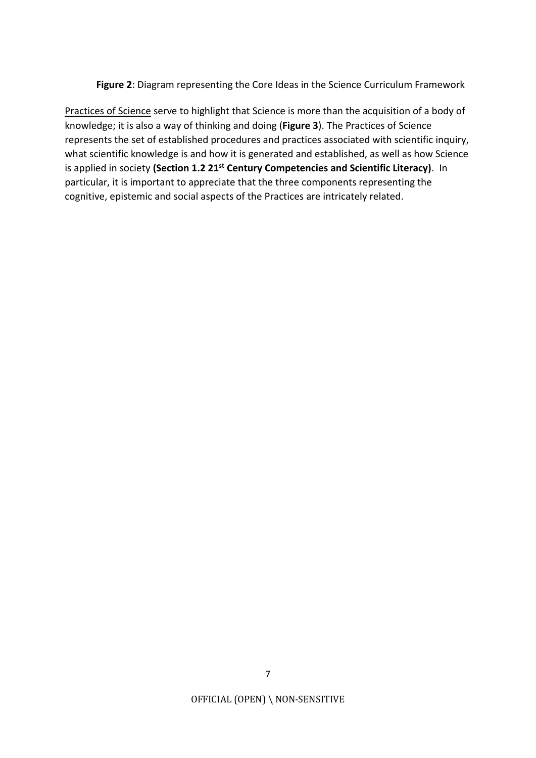**Figure 2**: Diagram representing the Core Ideas in the Science Curriculum Framework

Practices of Science serve to highlight that Science is more than the acquisition of a body of knowledge; it is also a way of thinking and doing (**Figure 3**). The Practices of Science represents the set of established procedures and practices associated with scientific inquiry, what scientific knowledge is and how it is generated and established, as well as how Science is applied in society **(Section 1.2 21st Century Competencies and Scientific Literacy)**. In particular, it is important to appreciate that the three components representing the cognitive, epistemic and social aspects of the Practices are intricately related.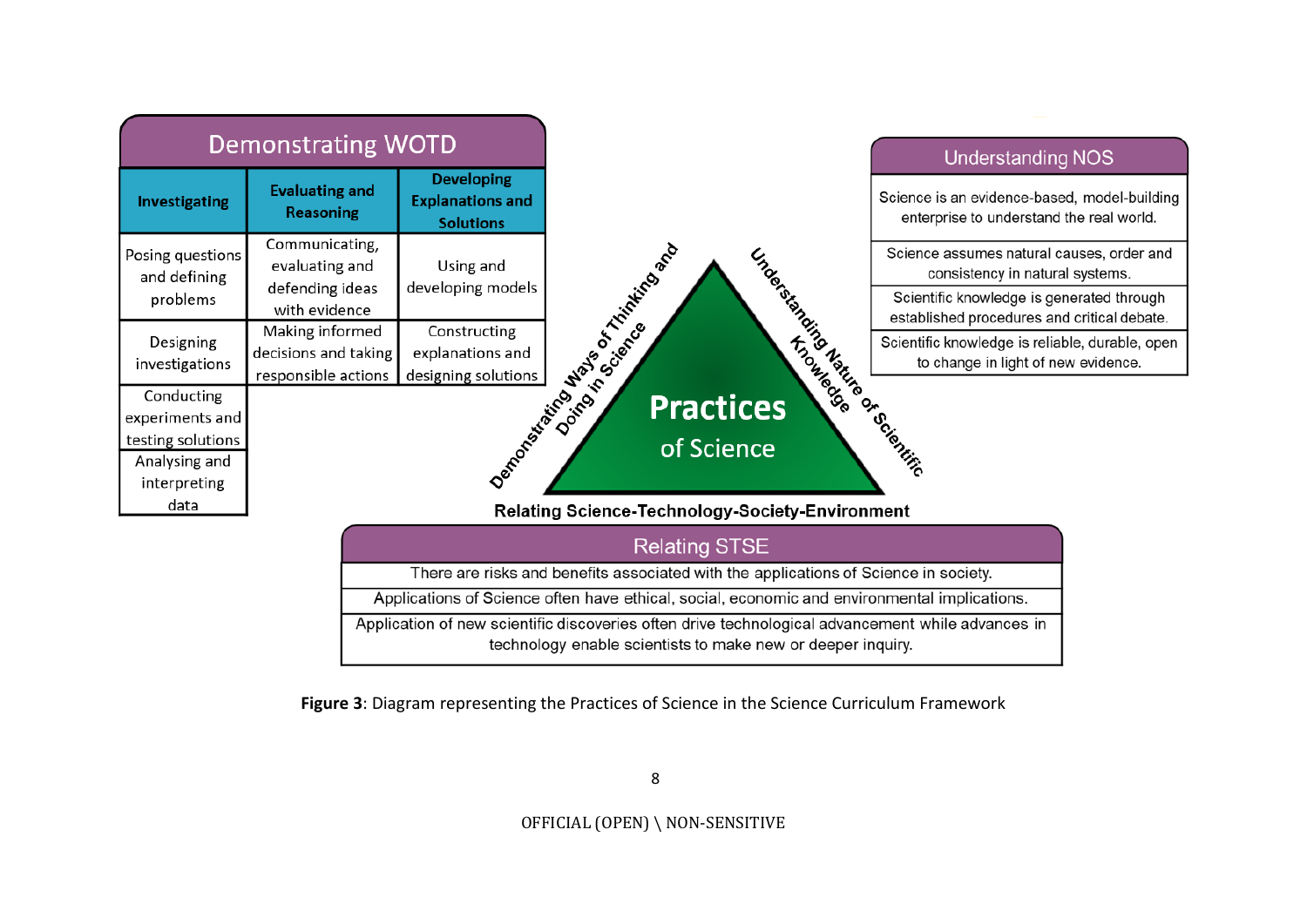## Demonstrating WOTD

| Investigating | Evaluating and Reasoning | Developing Explanations and Solutions |
|---|---|---|
| Posing questions and defining problems | Communicating, evaluating and defending ideas with evidence | Using and developing models |
| Designing investigations | Making informed decisions and taking responsible actions | Constructing explanations and designing solutions |
| Conducting experiments and testing solutions | | |
| Analysing and interpreting data | | |

**Practices** of Science

Demonstrating Ways of Thinking and Doing in Science

Understanding Nature of Scientific Knowledge

Relating Science-Technology-Society-Environment

## Understanding NOS

| Understanding NOS |
|---|
| Science is an evidence-based, model-building enterprise to understand the real world. |
| Science assumes natural causes, order and consistency in natural systems. |
| Scientific knowledge is generated through established procedures and critical debate. |
| Scientific knowledge is reliable, durable, open to change in light of new evidence. |

## Relating STSE

| Relating STSE |
|---|
| There are risks and benefits associated with the applications of Science in society. |
| Applications of Science often have ethical, social, economic and environmental implications. |
| Application of new scientific discoveries often drive technological advancement while advances in technology enable scientists to make new or deeper inquiry. |

**Figure 3**: Diagram representing the Practices of Science in the Science Curriculum Framework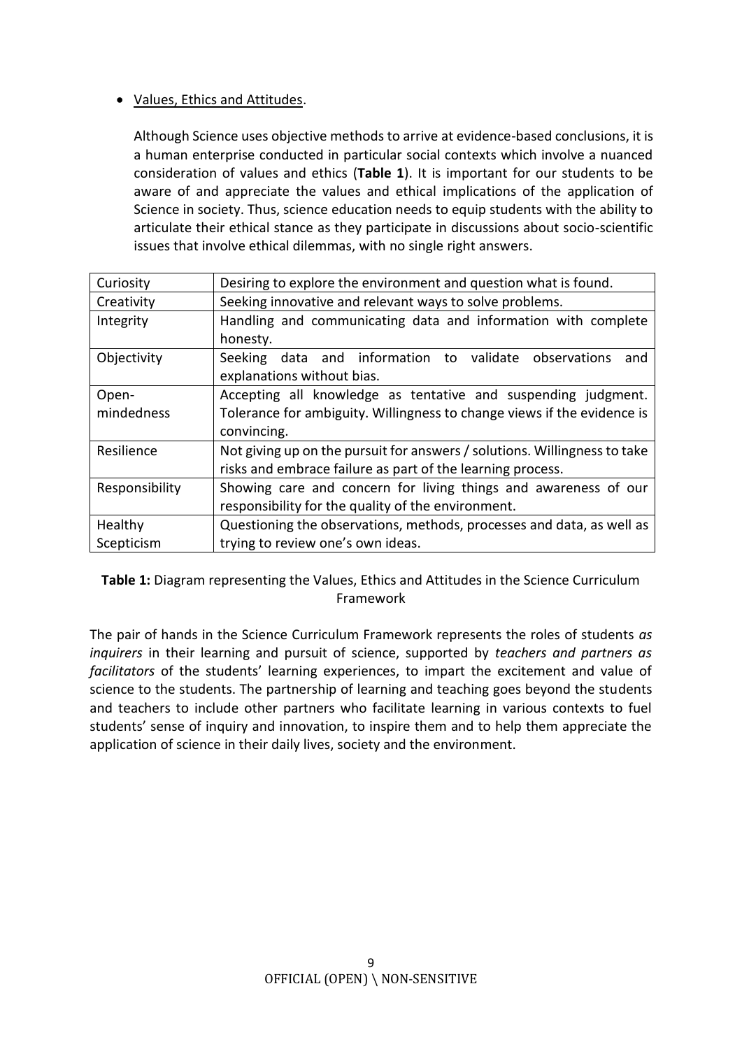- Values, Ethics and Attitudes.

  Although Science uses objective methods to arrive at evidence-based conclusions, it is a human enterprise conducted in particular social contexts which involve a nuanced consideration of values and ethics (**Table 1**). It is important for our students to be aware of and appreciate the values and ethical implications of the application of Science in society. Thus, science education needs to equip students with the ability to articulate their ethical stance as they participate in discussions about socio-scientific issues that involve ethical dilemmas, with no single right answers.

| Curiosity | Desiring to explore the environment and question what is found. |
|---|---|
| Creativity | Seeking innovative and relevant ways to solve problems. |
| Integrity | Handling and communicating data and information with complete honesty. |
| Objectivity | Seeking data and information to validate observations and explanations without bias. |
| Open-mindedness | Accepting all knowledge as tentative and suspending judgment. Tolerance for ambiguity. Willingness to change views if the evidence is convincing. |
| Resilience | Not giving up on the pursuit for answers / solutions. Willingness to take risks and embrace failure as part of the learning process. |
| Responsibility | Showing care and concern for living things and awareness of our responsibility for the quality of the environment. |
| Healthy Scepticism | Questioning the observations, methods, processes and data, as well as trying to review one's own ideas. |

**Table 1:** Diagram representing the Values, Ethics and Attitudes in the Science Curriculum Framework

The pair of hands in the Science Curriculum Framework represents the roles of students *as inquirers* in their learning and pursuit of science, supported by *teachers and partners as facilitators* of the students' learning experiences, to impart the excitement and value of science to the students. The partnership of learning and teaching goes beyond the students and teachers to include other partners who facilitate learning in various contexts to fuel students' sense of inquiry and innovation, to inspire them and to help them appreciate the application of science in their daily lives, society and the environment.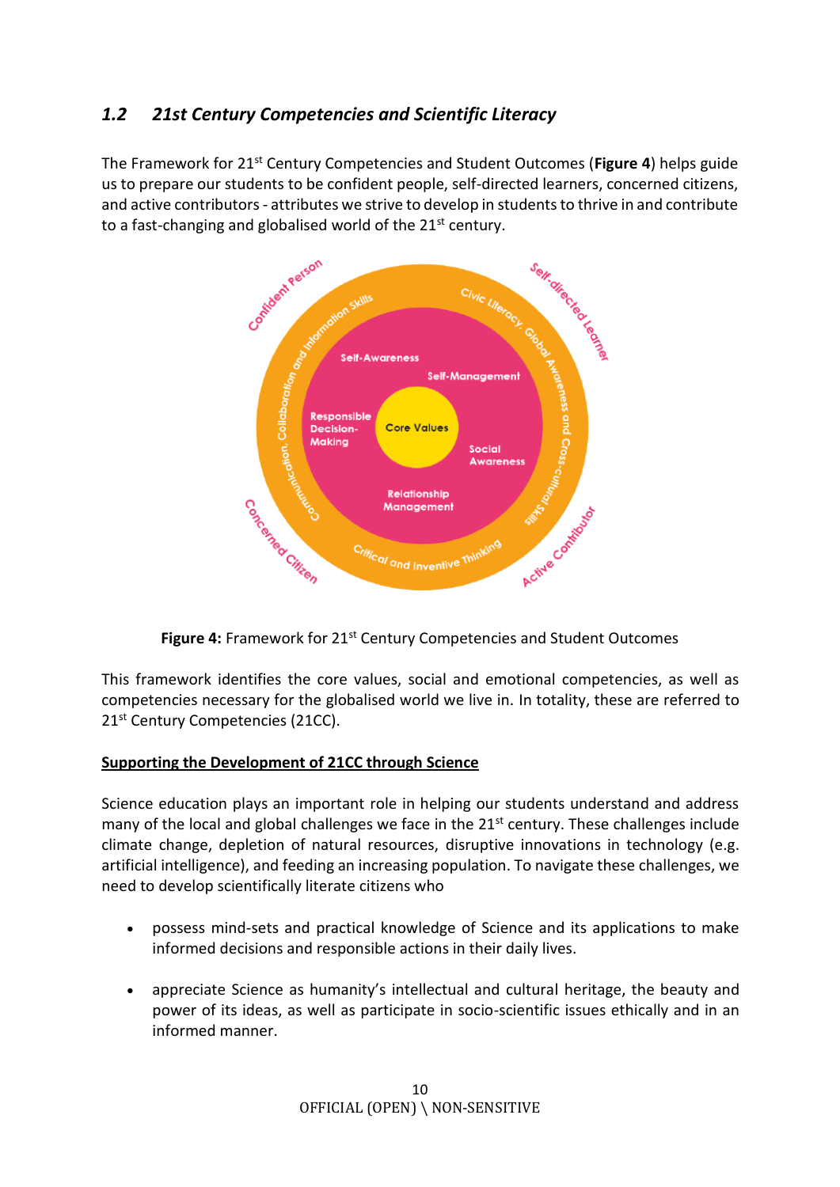## *1.2 21st Century Competencies and Scientific Literacy*

The Framework for 21st Century Competencies and Student Outcomes (**Figure 4**) helps guide us to prepare our students to be confident people, self-directed learners, concerned citizens, and active contributors - attributes we strive to develop in students to thrive in and contribute to a fast-changing and globalised world of the 21st century.

**Figure 4:** Framework for 21st Century Competencies and Student Outcomes

This framework identifies the core values, social and emotional competencies, as well as competencies necessary for the globalised world we live in. In totality, these are referred to 21st Century Competencies (21CC).

**<u>Supporting the Development of 21CC through Science</u>**

Science education plays an important role in helping our students understand and address many of the local and global challenges we face in the 21st century. These challenges include climate change, depletion of natural resources, disruptive innovations in technology (e.g. artificial intelligence), and feeding an increasing population. To navigate these challenges, we need to develop scientifically literate citizens who

- possess mind-sets and practical knowledge of Science and its applications to make informed decisions and responsible actions in their daily lives.
- appreciate Science as humanity's intellectual and cultural heritage, the beauty and power of its ideas, as well as participate in socio-scientific issues ethically and in an informed manner.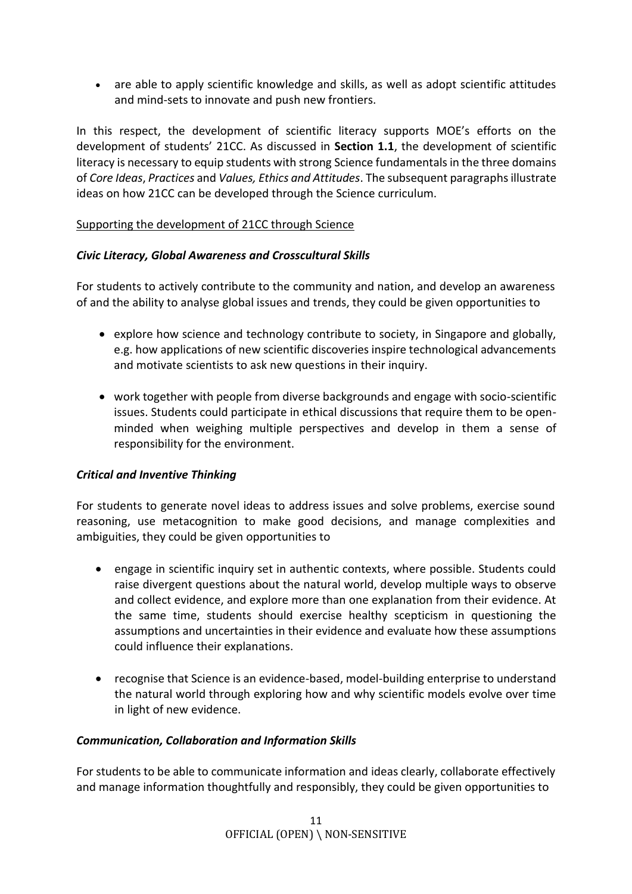- are able to apply scientific knowledge and skills, as well as adopt scientific attitudes and mind-sets to innovate and push new frontiers.

In this respect, the development of scientific literacy supports MOE's efforts on the development of students' 21CC. As discussed in **Section 1.1**, the development of scientific literacy is necessary to equip students with strong Science fundamentals in the three domains of *Core Ideas*, *Practices* and *Values, Ethics and Attitudes*. The subsequent paragraphs illustrate ideas on how 21CC can be developed through the Science curriculum.

<u>Supporting the development of 21CC through Science</u>

***Civic Literacy, Global Awareness and Crosscultural Skills***

For students to actively contribute to the community and nation, and develop an awareness of and the ability to analyse global issues and trends, they could be given opportunities to

- explore how science and technology contribute to society, in Singapore and globally, e.g. how applications of new scientific discoveries inspire technological advancements and motivate scientists to ask new questions in their inquiry.
- work together with people from diverse backgrounds and engage with socio-scientific issues. Students could participate in ethical discussions that require them to be open-minded when weighing multiple perspectives and develop in them a sense of responsibility for the environment.

***Critical and Inventive Thinking***

For students to generate novel ideas to address issues and solve problems, exercise sound reasoning, use metacognition to make good decisions, and manage complexities and ambiguities, they could be given opportunities to

- engage in scientific inquiry set in authentic contexts, where possible. Students could raise divergent questions about the natural world, develop multiple ways to observe and collect evidence, and explore more than one explanation from their evidence. At the same time, students should exercise healthy scepticism in questioning the assumptions and uncertainties in their evidence and evaluate how these assumptions could influence their explanations.
- recognise that Science is an evidence-based, model-building enterprise to understand the natural world through exploring how and why scientific models evolve over time in light of new evidence.

***Communication, Collaboration and Information Skills***

For students to be able to communicate information and ideas clearly, collaborate effectively and manage information thoughtfully and responsibly, they could be given opportunities to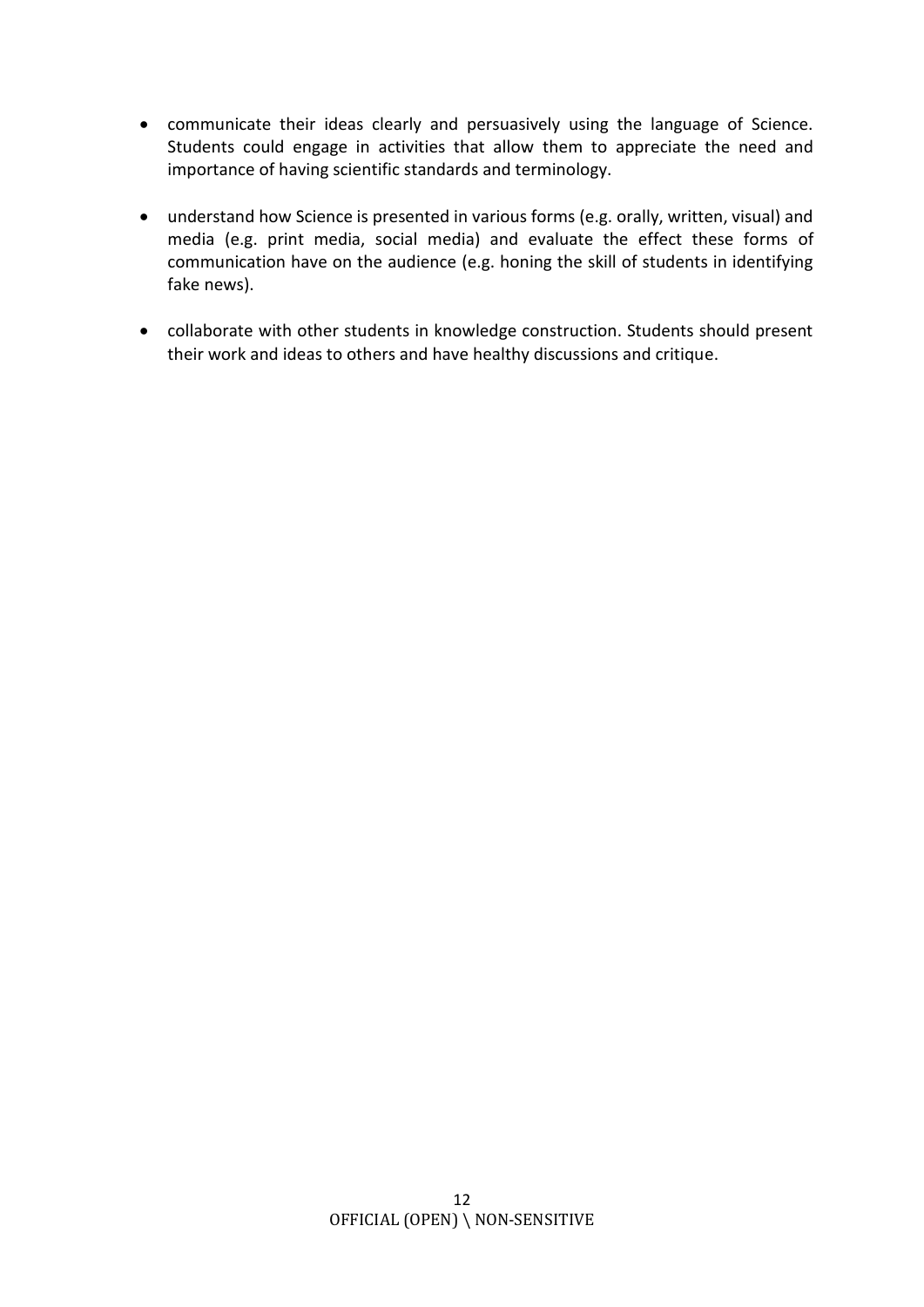- communicate their ideas clearly and persuasively using the language of Science. Students could engage in activities that allow them to appreciate the need and importance of having scientific standards and terminology.

- understand how Science is presented in various forms (e.g. orally, written, visual) and media (e.g. print media, social media) and evaluate the effect these forms of communication have on the audience (e.g. honing the skill of students in identifying fake news).

- collaborate with other students in knowledge construction. Students should present their work and ideas to others and have healthy discussions and critique.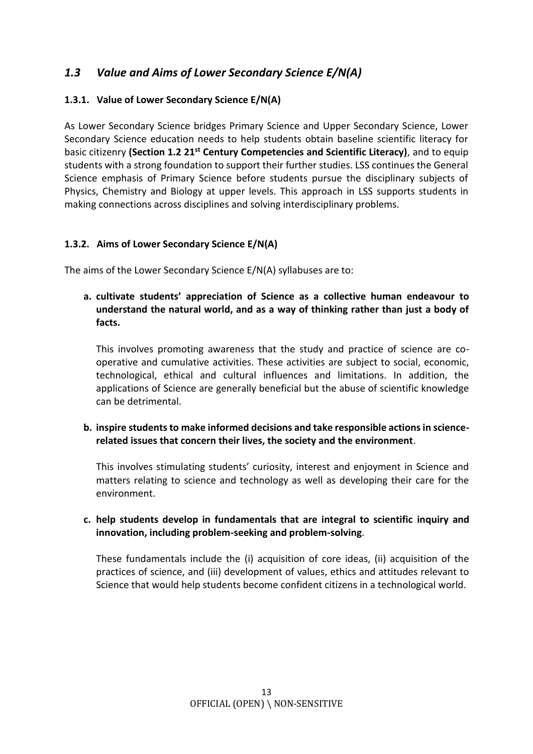## *1.3 Value and Aims of Lower Secondary Science E/N(A)*

### 1.3.1. Value of Lower Secondary Science E/N(A)

As Lower Secondary Science bridges Primary Science and Upper Secondary Science, Lower Secondary Science education needs to help students obtain baseline scientific literacy for basic citizenry **(Section 1.2 21st Century Competencies and Scientific Literacy)**, and to equip students with a strong foundation to support their further studies. LSS continues the General Science emphasis of Primary Science before students pursue the disciplinary subjects of Physics, Chemistry and Biology at upper levels. This approach in LSS supports students in making connections across disciplines and solving interdisciplinary problems.

### 1.3.2. Aims of Lower Secondary Science E/N(A)

The aims of the Lower Secondary Science E/N(A) syllabuses are to:

**a. cultivate students' appreciation of Science as a collective human endeavour to understand the natural world, and as a way of thinking rather than just a body of facts.**

This involves promoting awareness that the study and practice of science are co-operative and cumulative activities. These activities are subject to social, economic, technological, ethical and cultural influences and limitations. In addition, the applications of Science are generally beneficial but the abuse of scientific knowledge can be detrimental.

**b. inspire students to make informed decisions and take responsible actions in science-related issues that concern their lives, the society and the environment**.

This involves stimulating students' curiosity, interest and enjoyment in Science and matters relating to science and technology as well as developing their care for the environment.

**c. help students develop in fundamentals that are integral to scientific inquiry and innovation, including problem-seeking and problem-solving**.

These fundamentals include the (i) acquisition of core ideas, (ii) acquisition of the practices of science, and (iii) development of values, ethics and attitudes relevant to Science that would help students become confident citizens in a technological world.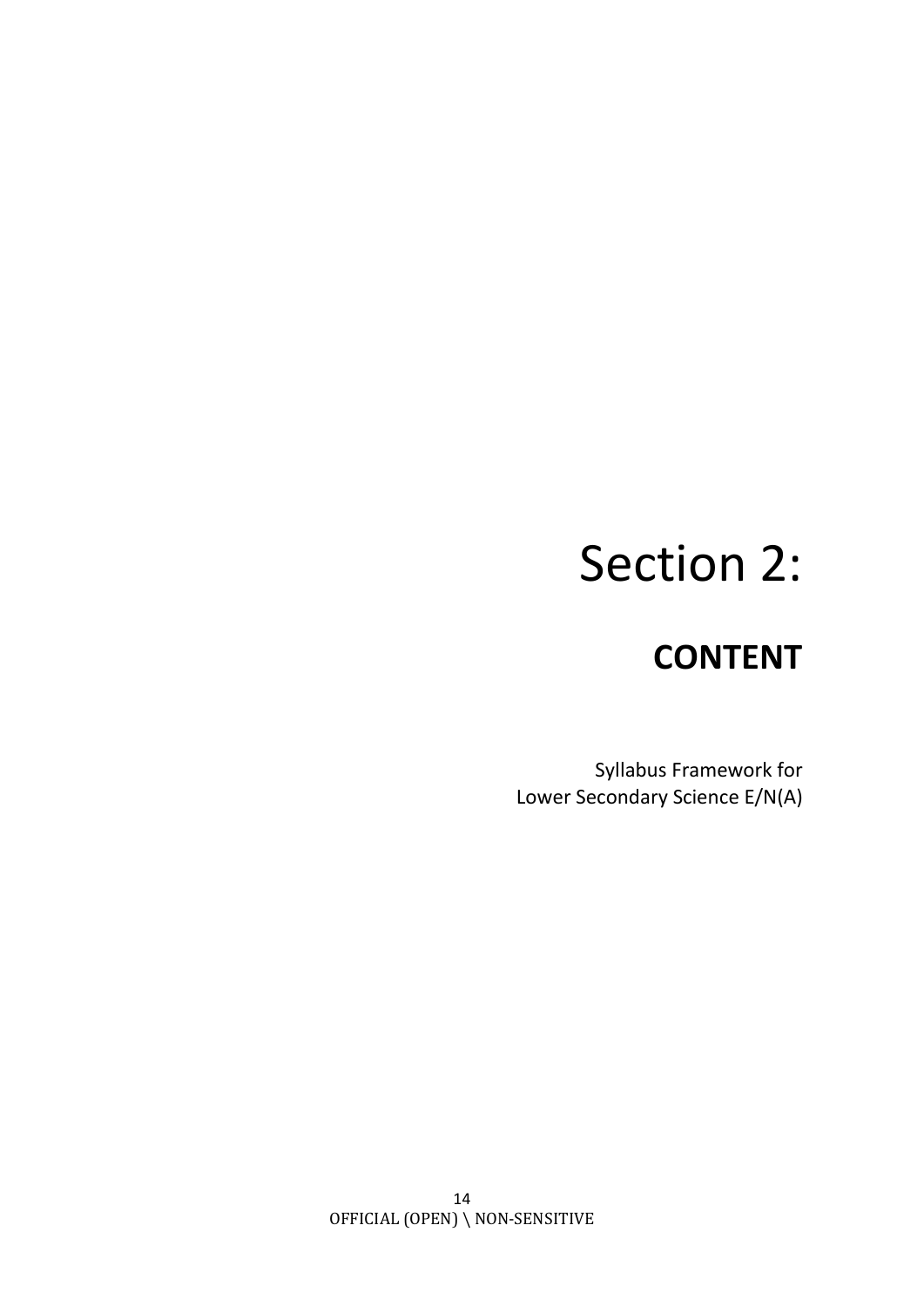# Section 2:

## CONTENT

Syllabus Framework for
Lower Secondary Science E/N(A)

OFFICIAL (OPEN) \ NON-SENSITIVE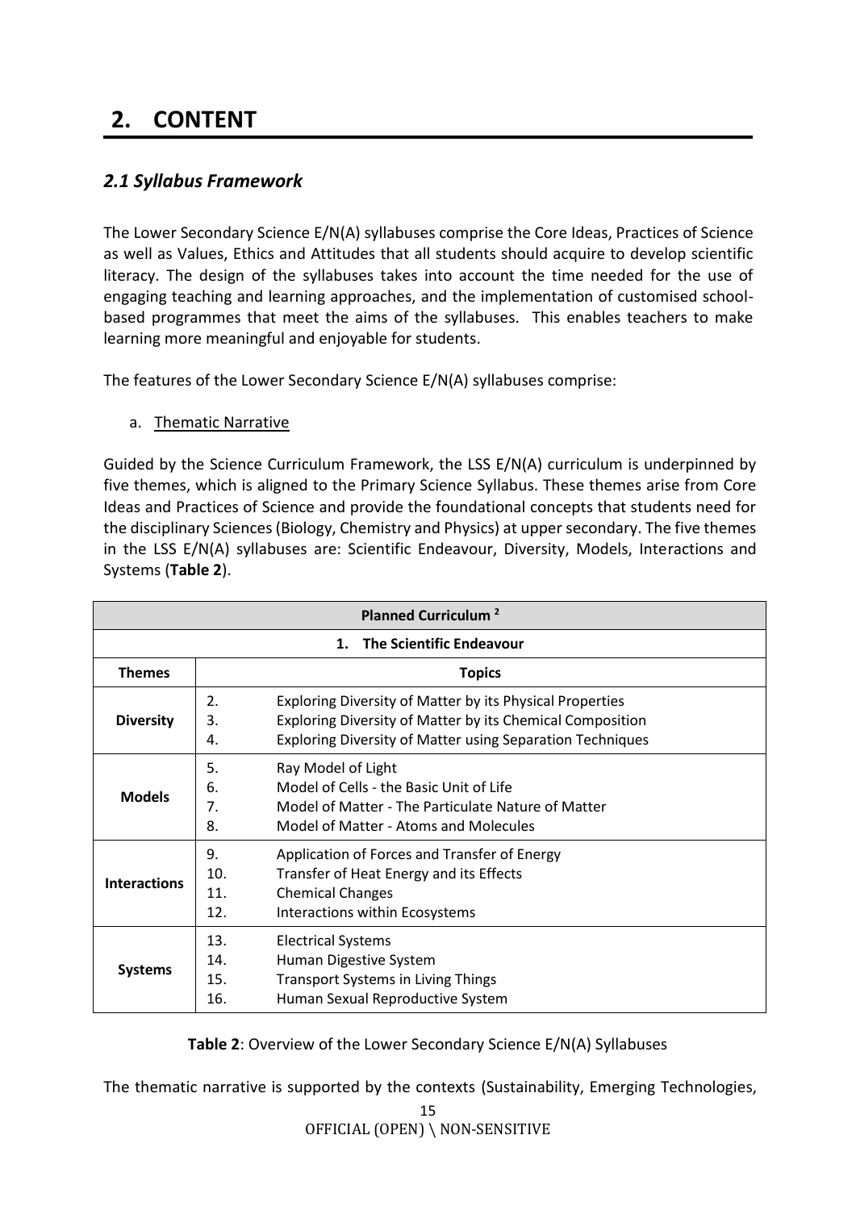# 2. CONTENT

## *2.1 Syllabus Framework*

The Lower Secondary Science E/N(A) syllabuses comprise the Core Ideas, Practices of Science as well as Values, Ethics and Attitudes that all students should acquire to develop scientific literacy. The design of the syllabuses takes into account the time needed for the use of engaging teaching and learning approaches, and the implementation of customised school-based programmes that meet the aims of the syllabuses. This enables teachers to make learning more meaningful and enjoyable for students.

The features of the Lower Secondary Science E/N(A) syllabuses comprise:

a. Thematic Narrative

Guided by the Science Curriculum Framework, the LSS E/N(A) curriculum is underpinned by five themes, which is aligned to the Primary Science Syllabus. These themes arise from Core Ideas and Practices of Science and provide the foundational concepts that students need for the disciplinary Sciences (Biology, Chemistry and Physics) at upper secondary. The five themes in the LSS E/N(A) syllabuses are: Scientific Endeavour, Diversity, Models, Interactions and Systems (**Table 2**).

| **Planned Curriculum [2]** | |
|---|---|
| **1. The Scientific Endeavour** | |
| **Themes** | **Topics** |
| **Diversity** | 2. Exploring Diversity of Matter by its Physical Properties<br>3. Exploring Diversity of Matter by its Chemical Composition<br>4. Exploring Diversity of Matter using Separation Techniques |
| **Models** | 5. Ray Model of Light<br>6. Model of Cells - the Basic Unit of Life<br>7. Model of Matter - The Particulate Nature of Matter<br>8. Model of Matter - Atoms and Molecules |
| **Interactions** | 9. Application of Forces and Transfer of Energy<br>10. Transfer of Heat Energy and its Effects<br>11. Chemical Changes<br>12. Interactions within Ecosystems |
| **Systems** | 13. Electrical Systems<br>14. Human Digestive System<br>15. Transport Systems in Living Things<br>16. Human Sexual Reproductive System |

**Table 2**: Overview of the Lower Secondary Science E/N(A) Syllabuses

The thematic narrative is supported by the contexts (Sustainability, Emerging Technologies,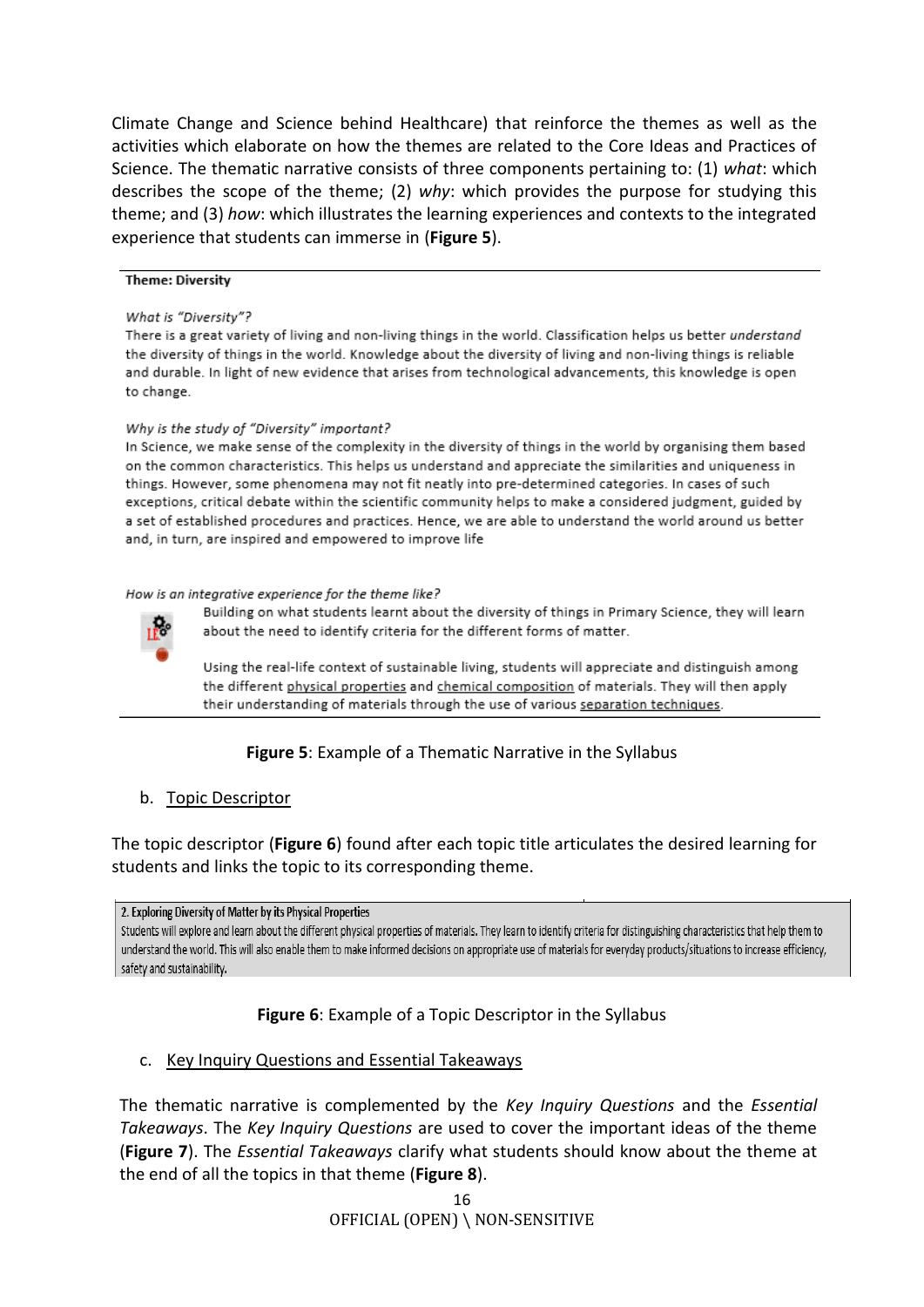Climate Change and Science behind Healthcare) that reinforce the themes as well as the activities which elaborate on how the themes are related to the Core Ideas and Practices of Science. The thematic narrative consists of three components pertaining to: (1) *what*: which describes the scope of the theme; (2) *why*: which provides the purpose for studying this theme; and (3) *how*: which illustrates the learning experiences and contexts to the integrated experience that students can immerse in (**Figure 5**).

**Theme: Diversity**

*What is "Diversity"?*
There is a great variety of living and non-living things in the world. Classification helps us better *understand* the diversity of things in the world. Knowledge about the diversity of living and non-living things is reliable and durable. In light of new evidence that arises from technological advancements, this knowledge is open to change.

*Why is the study of "Diversity" important?*
In Science, we make sense of the complexity in the diversity of things in the world by organising them based on the common characteristics. This helps us understand and appreciate the similarities and uniqueness in things. However, some phenomena may not fit neatly into pre-determined categories. In cases of such exceptions, critical debate within the scientific community helps to make a considered judgment, guided by a set of established procedures and practices. Hence, we are able to understand the world around us better and, in turn, are inspired and empowered to improve life

*How is an integrative experience for the theme like?*
Building on what students learnt about the diversity of things in Primary Science, they will learn about the need to identify criteria for the different forms of matter.

Using the real-life context of sustainable living, students will appreciate and distinguish among the different physical properties and chemical composition of materials. They will then apply their understanding of materials through the use of various separation techniques.

**Figure 5**: Example of a Thematic Narrative in the Syllabus

b. Topic Descriptor

The topic descriptor (**Figure 6**) found after each topic title articulates the desired learning for students and links the topic to its corresponding theme.

**2. Exploring Diversity of Matter by its Physical Properties**
Students will explore and learn about the different physical properties of materials. They learn to identify criteria for distinguishing characteristics that help them to understand the world. This will also enable them to make informed decisions on appropriate use of materials for everyday products/situations to increase efficiency, safety and sustainability.

**Figure 6**: Example of a Topic Descriptor in the Syllabus

c. Key Inquiry Questions and Essential Takeaways

The thematic narrative is complemented by the *Key Inquiry Questions* and the *Essential Takeaways*. The *Key Inquiry Questions* are used to cover the important ideas of the theme (**Figure 7**). The *Essential Takeaways* clarify what students should know about the theme at the end of all the topics in that theme (**Figure 8**).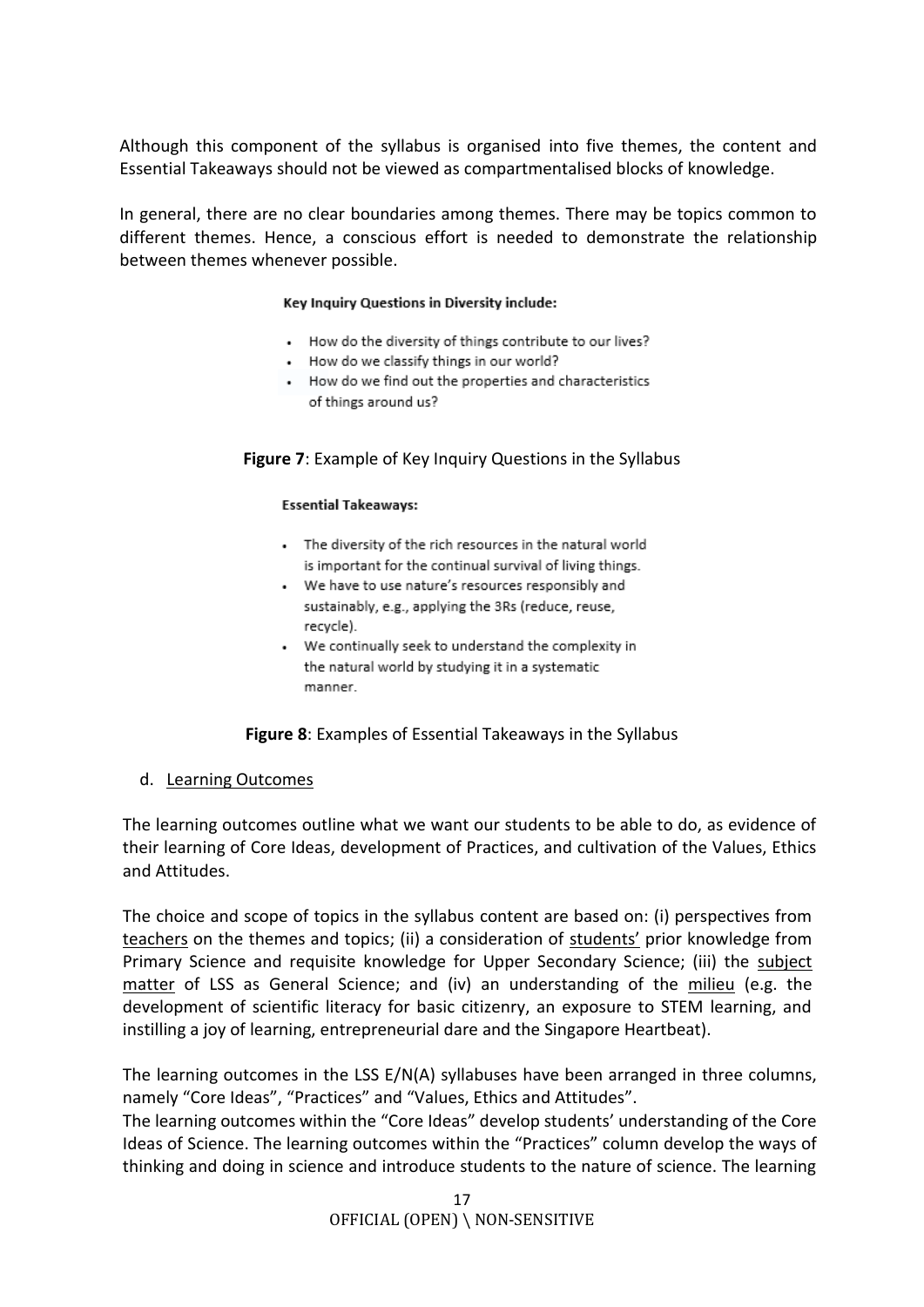Although this component of the syllabus is organised into five themes, the content and Essential Takeaways should not be viewed as compartmentalised blocks of knowledge.

In general, there are no clear boundaries among themes. There may be topics common to different themes. Hence, a conscious effort is needed to demonstrate the relationship between themes whenever possible.

**Key Inquiry Questions in Diversity include:**

- How do the diversity of things contribute to our lives?
- How do we classify things in our world?
- How do we find out the properties and characteristics of things around us?

**Figure 7**: Example of Key Inquiry Questions in the Syllabus

**Essential Takeaways:**

- The diversity of the rich resources in the natural world is important for the continual survival of living things.
- We have to use nature's resources responsibly and sustainably, e.g., applying the 3Rs (reduce, reuse, recycle).
- We continually seek to understand the complexity in the natural world by studying it in a systematic manner.

**Figure 8**: Examples of Essential Takeaways in the Syllabus

d. Learning Outcomes

The learning outcomes outline what we want our students to be able to do, as evidence of their learning of Core Ideas, development of Practices, and cultivation of the Values, Ethics and Attitudes.

The choice and scope of topics in the syllabus content are based on: (i) perspectives from teachers on the themes and topics; (ii) a consideration of students' prior knowledge from Primary Science and requisite knowledge for Upper Secondary Science; (iii) the subject matter of LSS as General Science; and (iv) an understanding of the milieu (e.g. the development of scientific literacy for basic citizenry, an exposure to STEM learning, and instilling a joy of learning, entrepreneurial dare and the Singapore Heartbeat).

The learning outcomes in the LSS E/N(A) syllabuses have been arranged in three columns, namely "Core Ideas", "Practices" and "Values, Ethics and Attitudes".
The learning outcomes within the "Core Ideas" develop students' understanding of the Core Ideas of Science. The learning outcomes within the "Practices" column develop the ways of thinking and doing in science and introduce students to the nature of science. The learning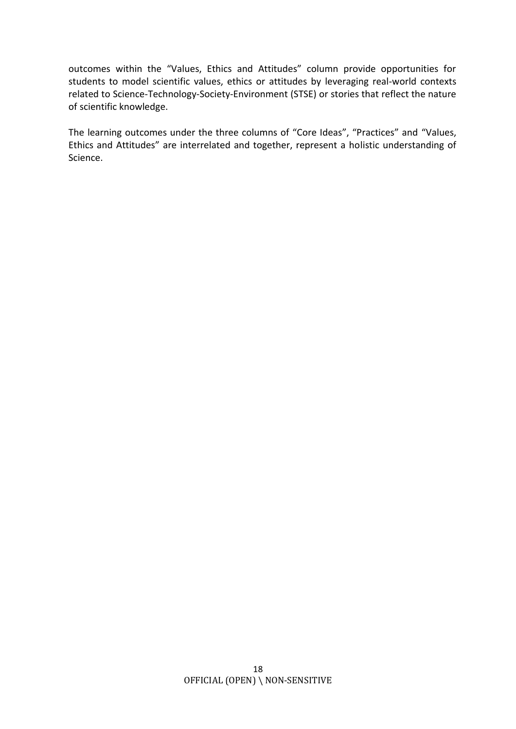outcomes within the “Values, Ethics and Attitudes” column provide opportunities for students to model scientific values, ethics or attitudes by leveraging real-world contexts related to Science-Technology-Society-Environment (STSE) or stories that reflect the nature of scientific knowledge.

The learning outcomes under the three columns of “Core Ideas”, “Practices” and “Values, Ethics and Attitudes” are interrelated and together, represent a holistic understanding of Science.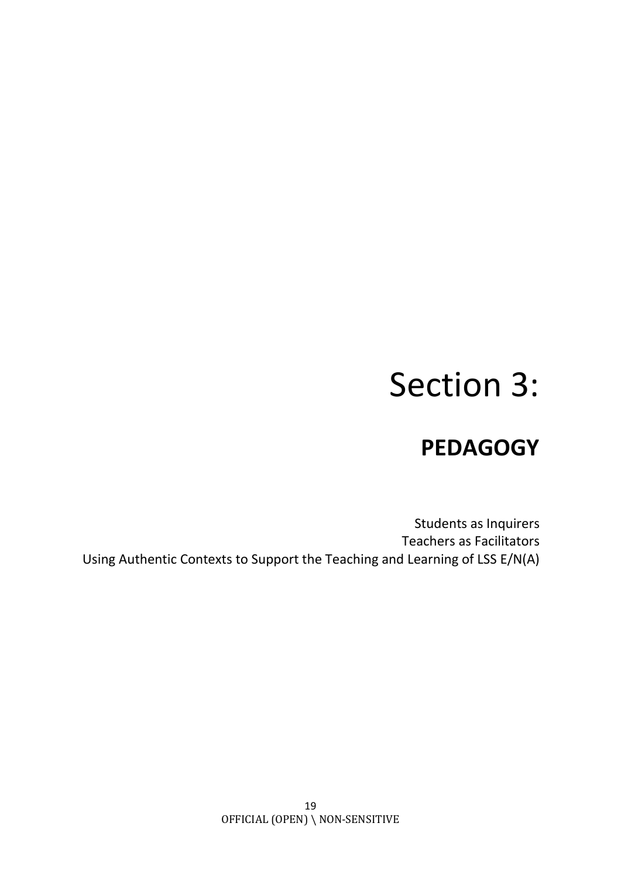# Section 3:

## PEDAGOGY

Students as Inquirers
Teachers as Facilitators
Using Authentic Contexts to Support the Teaching and Learning of LSS E/N(A)

OFFICIAL (OPEN) \ NON-SENSITIVE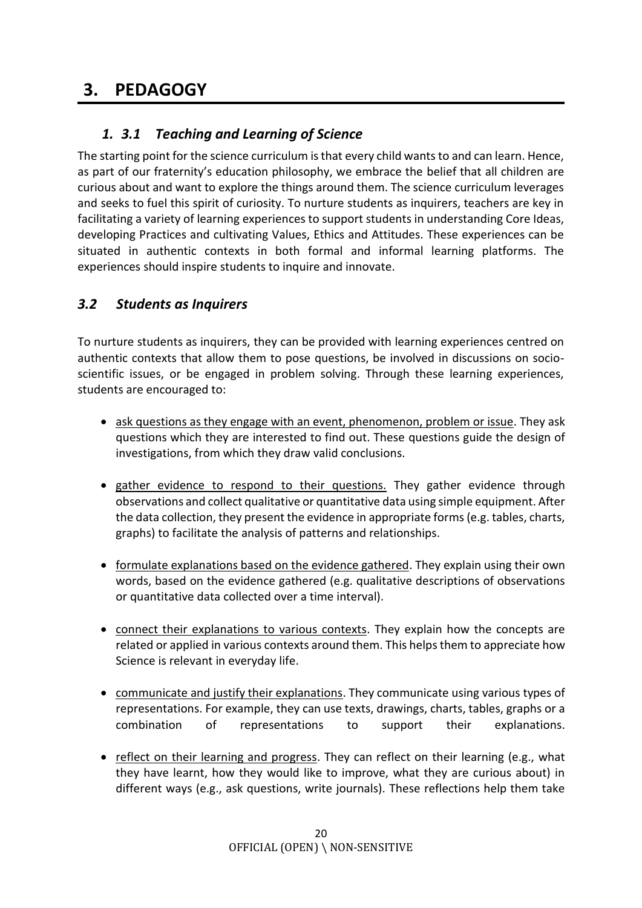# 3. PEDAGOGY

## *1. 3.1 Teaching and Learning of Science*

The starting point for the science curriculum is that every child wants to and can learn. Hence, as part of our fraternity's education philosophy, we embrace the belief that all children are curious about and want to explore the things around them. The science curriculum leverages and seeks to fuel this spirit of curiosity. To nurture students as inquirers, teachers are key in facilitating a variety of learning experiences to support students in understanding Core Ideas, developing Practices and cultivating Values, Ethics and Attitudes. These experiences can be situated in authentic contexts in both formal and informal learning platforms. The experiences should inspire students to inquire and innovate.

## *3.2 Students as Inquirers*

To nurture students as inquirers, they can be provided with learning experiences centred on authentic contexts that allow them to pose questions, be involved in discussions on socio-scientific issues, or be engaged in problem solving. Through these learning experiences, students are encouraged to:

- <u>ask questions as they engage with an event, phenomenon, problem or issue</u>. They ask questions which they are interested to find out. These questions guide the design of investigations, from which they draw valid conclusions.

- <u>gather evidence to respond to their questions.</u> They gather evidence through observations and collect qualitative or quantitative data using simple equipment. After the data collection, they present the evidence in appropriate forms (e.g. tables, charts, graphs) to facilitate the analysis of patterns and relationships.

- <u>formulate explanations based on the evidence gathered</u>. They explain using their own words, based on the evidence gathered (e.g. qualitative descriptions of observations or quantitative data collected over a time interval).

- <u>connect their explanations to various contexts</u>. They explain how the concepts are related or applied in various contexts around them. This helps them to appreciate how Science is relevant in everyday life.

- <u>communicate and justify their explanations</u>. They communicate using various types of representations. For example, they can use texts, drawings, charts, tables, graphs or a combination of representations to support their explanations.

- <u>reflect on their learning and progress</u>. They can reflect on their learning (e.g., what they have learnt, how they would like to improve, what they are curious about) in different ways (e.g., ask questions, write journals). These reflections help them take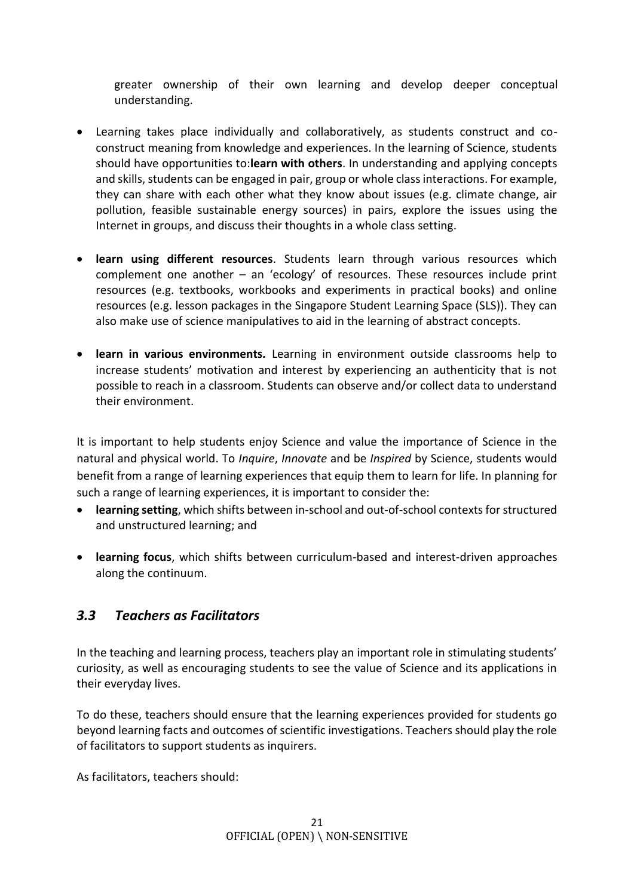greater ownership of their own learning and develop deeper conceptual understanding.

- Learning takes place individually and collaboratively, as students construct and co-construct meaning from knowledge and experiences. In the learning of Science, students should have opportunities to:**learn with others**. In understanding and applying concepts and skills, students can be engaged in pair, group or whole class interactions. For example, they can share with each other what they know about issues (e.g. climate change, air pollution, feasible sustainable energy sources) in pairs, explore the issues using the Internet in groups, and discuss their thoughts in a whole class setting.

- **learn using different resources**. Students learn through various resources which complement one another – an 'ecology' of resources. These resources include print resources (e.g. textbooks, workbooks and experiments in practical books) and online resources (e.g. lesson packages in the Singapore Student Learning Space (SLS)). They can also make use of science manipulatives to aid in the learning of abstract concepts.

- **learn in various environments.** Learning in environment outside classrooms help to increase students' motivation and interest by experiencing an authenticity that is not possible to reach in a classroom. Students can observe and/or collect data to understand their environment.

It is important to help students enjoy Science and value the importance of Science in the natural and physical world. To *Inquire*, *Innovate* and be *Inspired* by Science, students would benefit from a range of learning experiences that equip them to learn for life. In planning for such a range of learning experiences, it is important to consider the:

- **learning setting**, which shifts between in-school and out-of-school contexts for structured and unstructured learning; and

- **learning focus**, which shifts between curriculum-based and interest-driven approaches along the continuum.

## *3.3 Teachers as Facilitators*

In the teaching and learning process, teachers play an important role in stimulating students' curiosity, as well as encouraging students to see the value of Science and its applications in their everyday lives.

To do these, teachers should ensure that the learning experiences provided for students go beyond learning facts and outcomes of scientific investigations. Teachers should play the role of facilitators to support students as inquirers.

As facilitators, teachers should: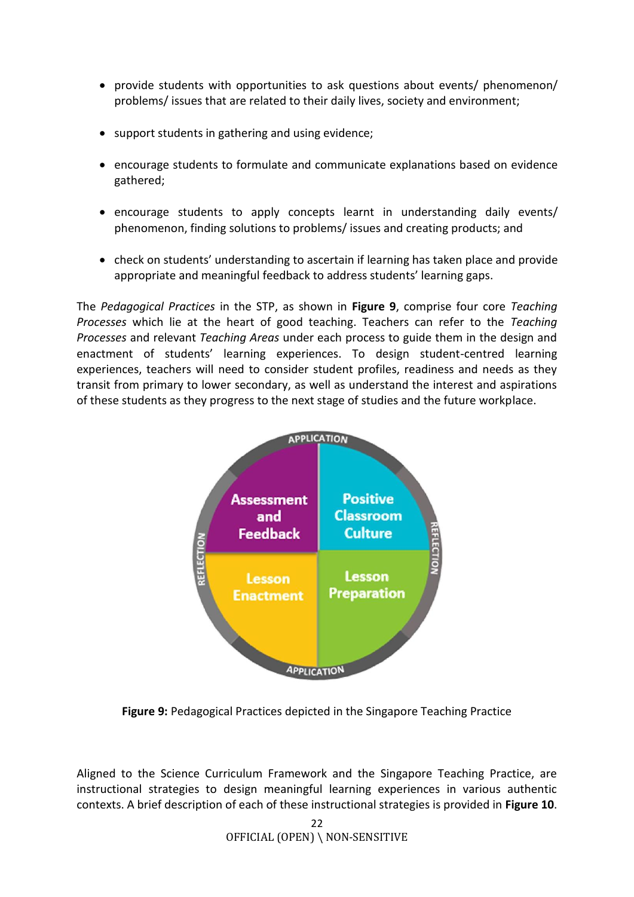- provide students with opportunities to ask questions about events/ phenomenon/ problems/ issues that are related to their daily lives, society and environment;
- support students in gathering and using evidence;
- encourage students to formulate and communicate explanations based on evidence gathered;
- encourage students to apply concepts learnt in understanding daily events/ phenomenon, finding solutions to problems/ issues and creating products; and
- check on students' understanding to ascertain if learning has taken place and provide appropriate and meaningful feedback to address students' learning gaps.

The *Pedagogical Practices* in the STP, as shown in **Figure 9**, comprise four core *Teaching Processes* which lie at the heart of good teaching. Teachers can refer to the *Teaching Processes* and relevant *Teaching Areas* under each process to guide them in the design and enactment of students' learning experiences. To design student-centred learning experiences, teachers will need to consider student profiles, readiness and needs as they transit from primary to lower secondary, as well as understand the interest and aspirations of these students as they progress to the next stage of studies and the future workplace.

APPLICATION

REFLECTION

Assessment and Feedback

Positive Classroom Culture

Lesson Enactment

Lesson Preparation

REFLECTION

APPLICATION

**Figure 9:** Pedagogical Practices depicted in the Singapore Teaching Practice

Aligned to the Science Curriculum Framework and the Singapore Teaching Practice, are instructional strategies to design meaningful learning experiences in various authentic contexts. A brief description of each of these instructional strategies is provided in **Figure 10**.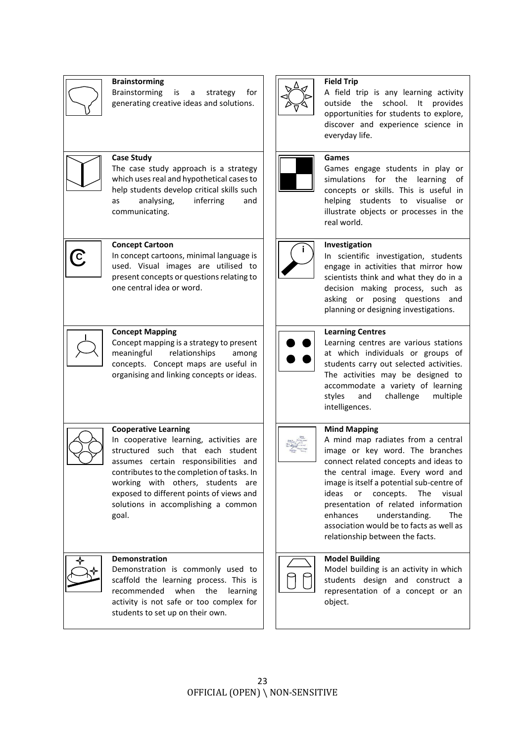**Brainstorming**

Brainstorming is a strategy for generating creative ideas and solutions.

**Case Study**

The case study approach is a strategy which uses real and hypothetical cases to help students develop critical skills such as analysing, inferring and communicating.

**Concept Cartoon**

In concept cartoons, minimal language is used. Visual images are utilised to present concepts or questions relating to one central idea or word.

**Concept Mapping**

Concept mapping is a strategy to present meaningful relationships among concepts. Concept maps are useful in organising and linking concepts or ideas.

**Cooperative Learning**

In cooperative learning, activities are structured such that each student assumes certain responsibilities and contributes to the completion of tasks. In working with others, students are exposed to different points of views and solutions in accomplishing a common goal.

**Demonstration**

Demonstration is commonly used to scaffold the learning process. This is recommended when the learning activity is not safe or too complex for students to set up on their own.

**Field Trip**

A field trip is any learning activity outside the school. It provides opportunities for students to explore, discover and experience science in everyday life.

**Games**

Games engage students in play or simulations for the learning of concepts or skills. This is useful in helping students to visualise or illustrate objects or processes in the real world.

**Investigation**

In scientific investigation, students engage in activities that mirror how scientists think and what they do in a decision making process, such as asking or posing questions and planning or designing investigations.

**Learning Centres**

Learning centres are various stations at which individuals or groups of students carry out selected activities. The activities may be designed to accommodate a variety of learning styles and challenge multiple intelligences.

**Mind Mapping**

A mind map radiates from a central image or key word. The branches connect related concepts and ideas to the central image. Every word and image is itself a potential sub-centre of ideas or concepts. The visual presentation of related information enhances understanding. The association would be to facts as well as relationship between the facts.

**Model Building**

Model building is an activity in which students design and construct a representation of a concept or an object.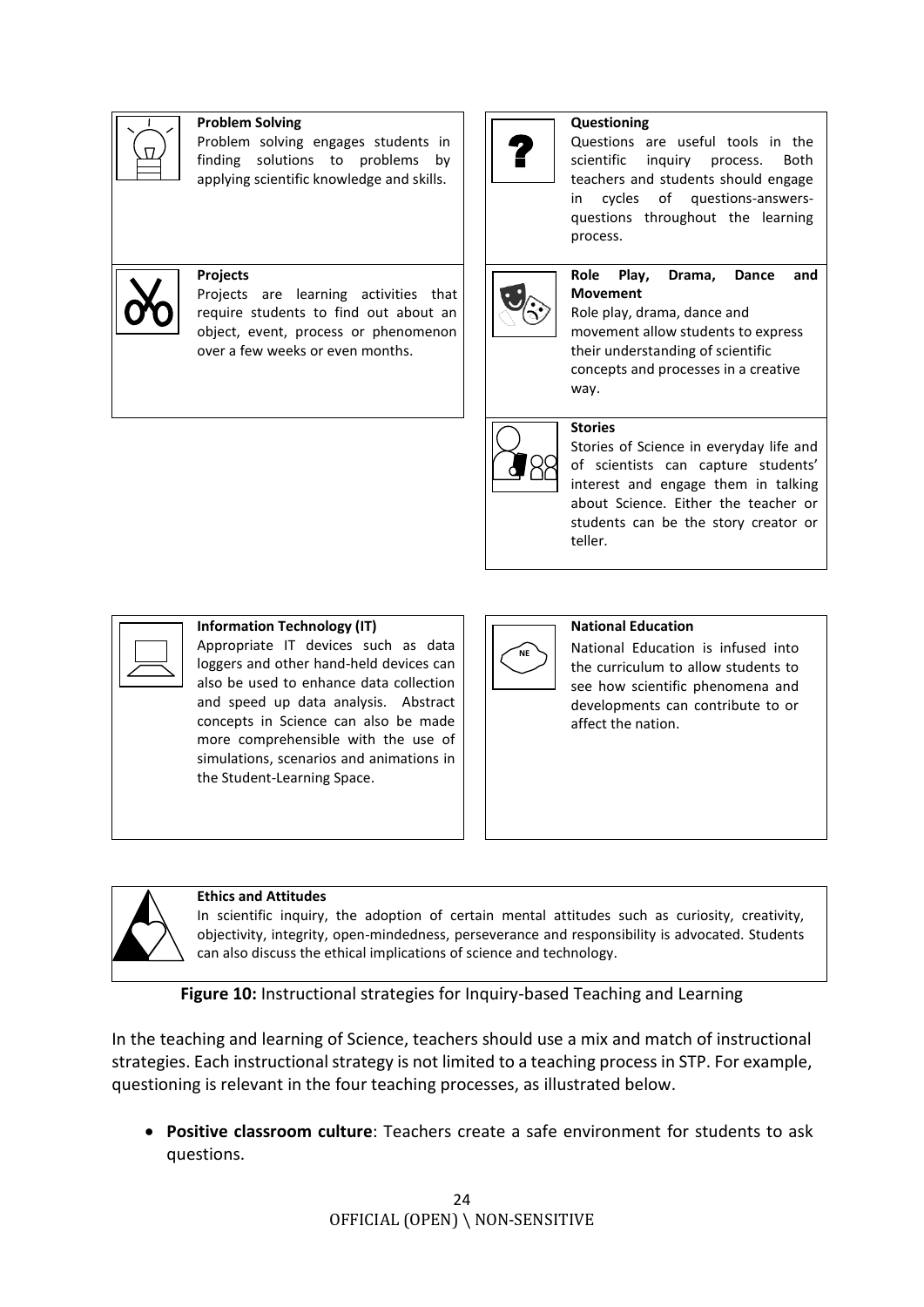**Problem Solving**
Problem solving engages students in finding solutions to problems by applying scientific knowledge and skills.

**Projects**
Projects are learning activities that require students to find out about an object, event, process or phenomenon over a few weeks or even months.

**Questioning**
Questions are useful tools in the scientific inquiry process. Both teachers and students should engage in cycles of questions-answers-questions throughout the learning process.

**Role Play, Drama, Dance and Movement**
Role play, drama, dance and movement allow students to express their understanding of scientific concepts and processes in a creative way.

**Stories**
Stories of Science in everyday life and of scientists can capture students' interest and engage them in talking about Science. Either the teacher or students can be the story creator or teller.

**Information Technology (IT)**
Appropriate IT devices such as data loggers and other hand-held devices can also be used to enhance data collection and speed up data analysis. Abstract concepts in Science can also be made more comprehensible with the use of simulations, scenarios and animations in the Student-Learning Space.

**National Education**
National Education is infused into the curriculum to allow students to see how scientific phenomena and developments can contribute to or affect the nation.

**Ethics and Attitudes**
In scientific inquiry, the adoption of certain mental attitudes such as curiosity, creativity, objectivity, integrity, open-mindedness, perseverance and responsibility is advocated. Students can also discuss the ethical implications of science and technology.

**Figure 10:** Instructional strategies for Inquiry-based Teaching and Learning

In the teaching and learning of Science, teachers should use a mix and match of instructional strategies. Each instructional strategy is not limited to a teaching process in STP. For example, questioning is relevant in the four teaching processes, as illustrated below.

- **Positive classroom culture**: Teachers create a safe environment for students to ask questions.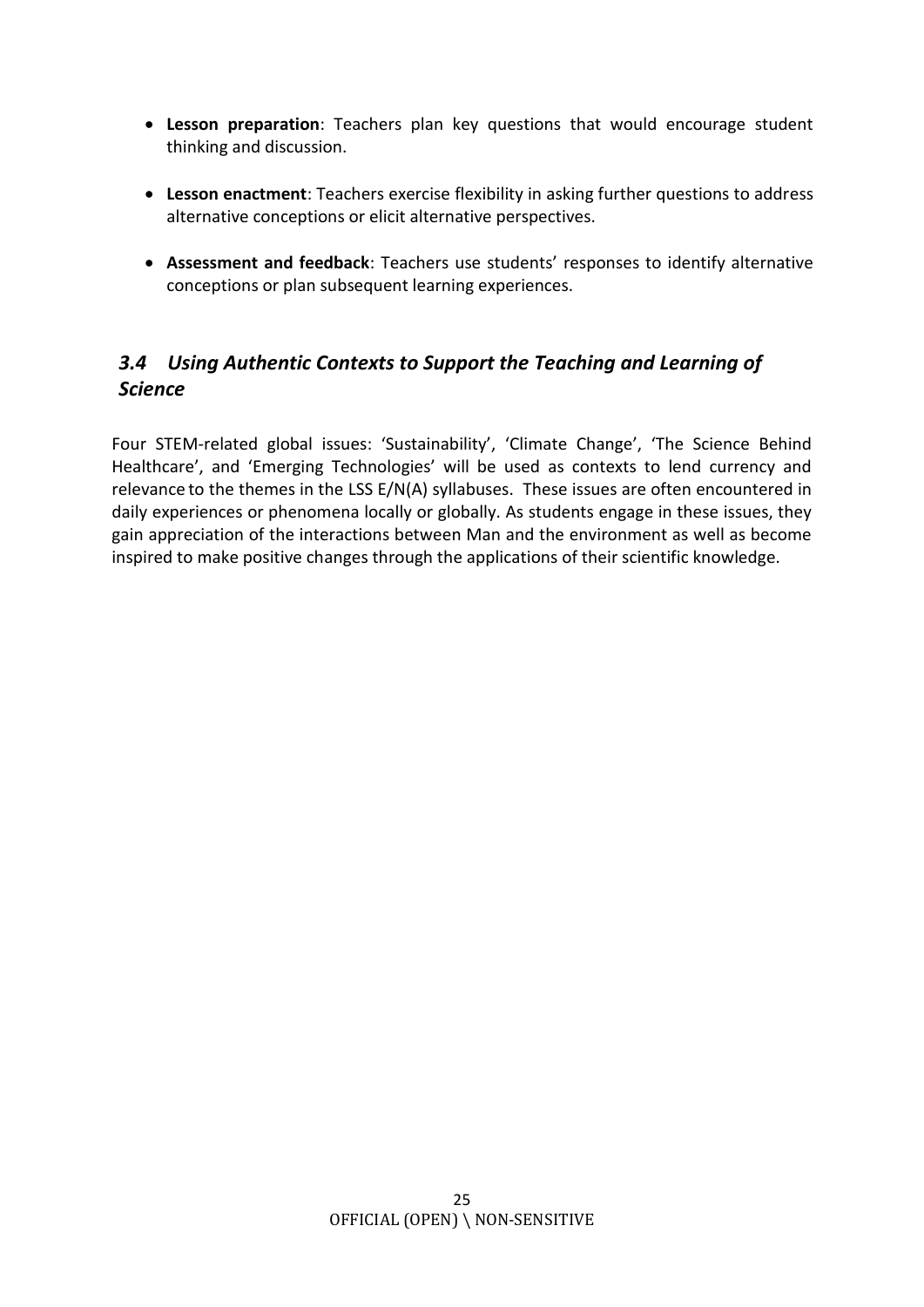- **Lesson preparation**: Teachers plan key questions that would encourage student thinking and discussion.
- **Lesson enactment**: Teachers exercise flexibility in asking further questions to address alternative conceptions or elicit alternative perspectives.
- **Assessment and feedback**: Teachers use students' responses to identify alternative conceptions or plan subsequent learning experiences.

## *3.4 Using Authentic Contexts to Support the Teaching and Learning of Science*

Four STEM-related global issues: 'Sustainability', 'Climate Change', 'The Science Behind Healthcare', and 'Emerging Technologies' will be used as contexts to lend currency and relevance to the themes in the LSS E/N(A) syllabuses. These issues are often encountered in daily experiences or phenomena locally or globally. As students engage in these issues, they gain appreciation of the interactions between Man and the environment as well as become inspired to make positive changes through the applications of their scientific knowledge.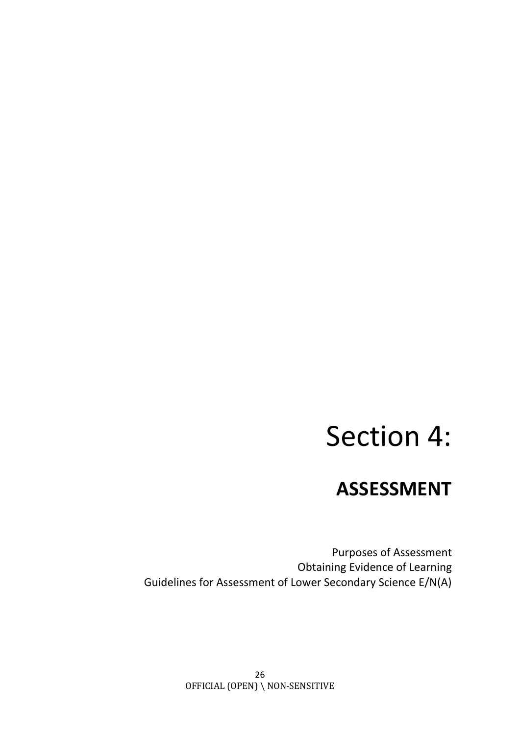# Section 4:

## ASSESSMENT

Purposes of Assessment
Obtaining Evidence of Learning
Guidelines for Assessment of Lower Secondary Science E/N(A)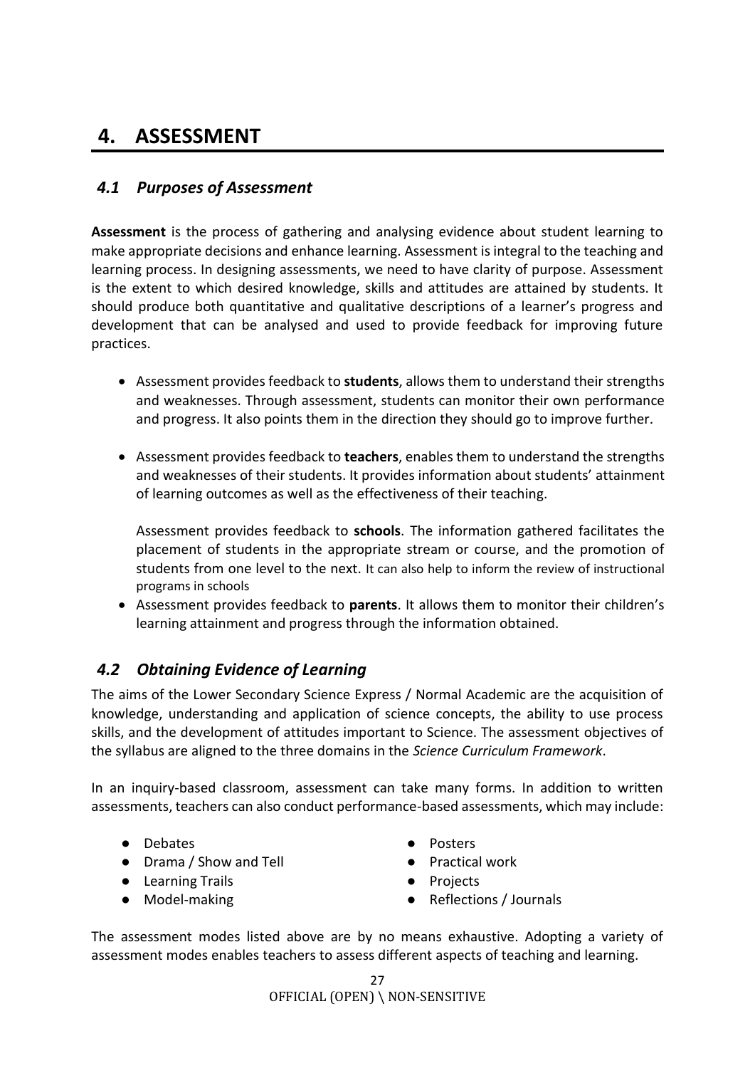# 4. ASSESSMENT

## *4.1 Purposes of Assessment*

**Assessment** is the process of gathering and analysing evidence about student learning to make appropriate decisions and enhance learning. Assessment is integral to the teaching and learning process. In designing assessments, we need to have clarity of purpose. Assessment is the extent to which desired knowledge, skills and attitudes are attained by students. It should produce both quantitative and qualitative descriptions of a learner's progress and development that can be analysed and used to provide feedback for improving future practices.

- Assessment provides feedback to **students**, allows them to understand their strengths and weaknesses. Through assessment, students can monitor their own performance and progress. It also points them in the direction they should go to improve further.

- Assessment provides feedback to **teachers**, enables them to understand the strengths and weaknesses of their students. It provides information about students' attainment of learning outcomes as well as the effectiveness of their teaching.

  Assessment provides feedback to **schools**. The information gathered facilitates the placement of students in the appropriate stream or course, and the promotion of students from one level to the next. It can also help to inform the review of instructional programs in schools

- Assessment provides feedback to **parents**. It allows them to monitor their children's learning attainment and progress through the information obtained.

## *4.2 Obtaining Evidence of Learning*

The aims of the Lower Secondary Science Express / Normal Academic are the acquisition of knowledge, understanding and application of science concepts, the ability to use process skills, and the development of attitudes important to Science. The assessment objectives of the syllabus are aligned to the three domains in the *Science Curriculum Framework*.

In an inquiry-based classroom, assessment can take many forms. In addition to written assessments, teachers can also conduct performance-based assessments, which may include:

- Debates
- Drama / Show and Tell
- Learning Trails
- Model-making
- Posters
- Practical work
- Projects
- Reflections / Journals

The assessment modes listed above are by no means exhaustive. Adopting a variety of assessment modes enables teachers to assess different aspects of teaching and learning.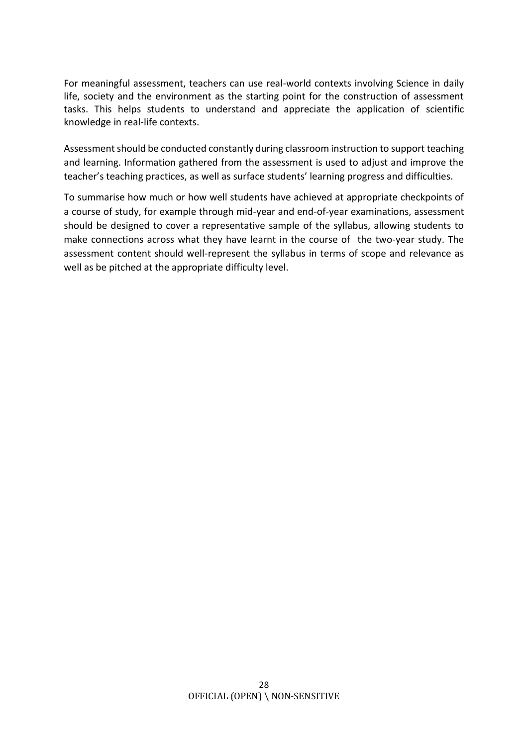For meaningful assessment, teachers can use real-world contexts involving Science in daily life, society and the environment as the starting point for the construction of assessment tasks. This helps students to understand and appreciate the application of scientific knowledge in real-life contexts.

Assessment should be conducted constantly during classroom instruction to support teaching and learning. Information gathered from the assessment is used to adjust and improve the teacher's teaching practices, as well as surface students' learning progress and difficulties.

To summarise how much or how well students have achieved at appropriate checkpoints of a course of study, for example through mid-year and end-of-year examinations, assessment should be designed to cover a representative sample of the syllabus, allowing students to make connections across what they have learnt in the course of the two-year study. The assessment content should well-represent the syllabus in terms of scope and relevance as well as be pitched at the appropriate difficulty level.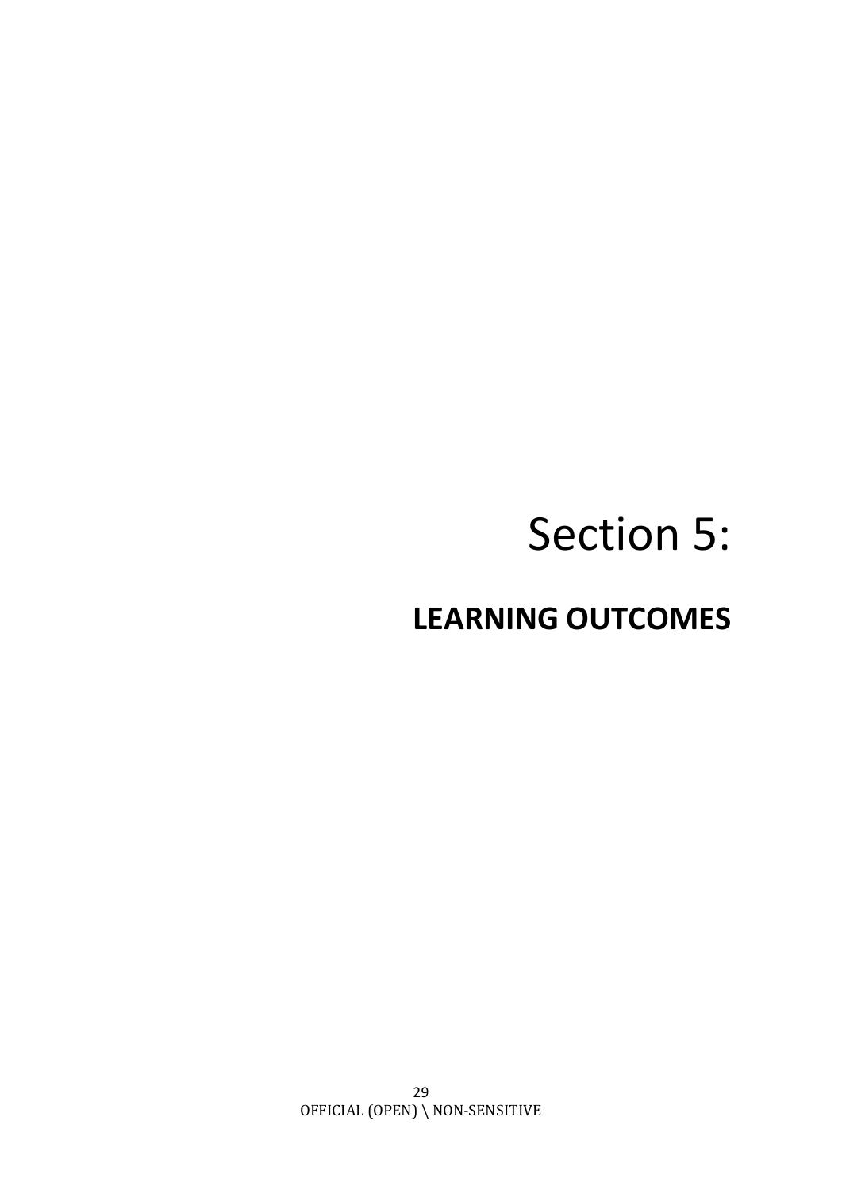# Section 5:

## LEARNING OUTCOMES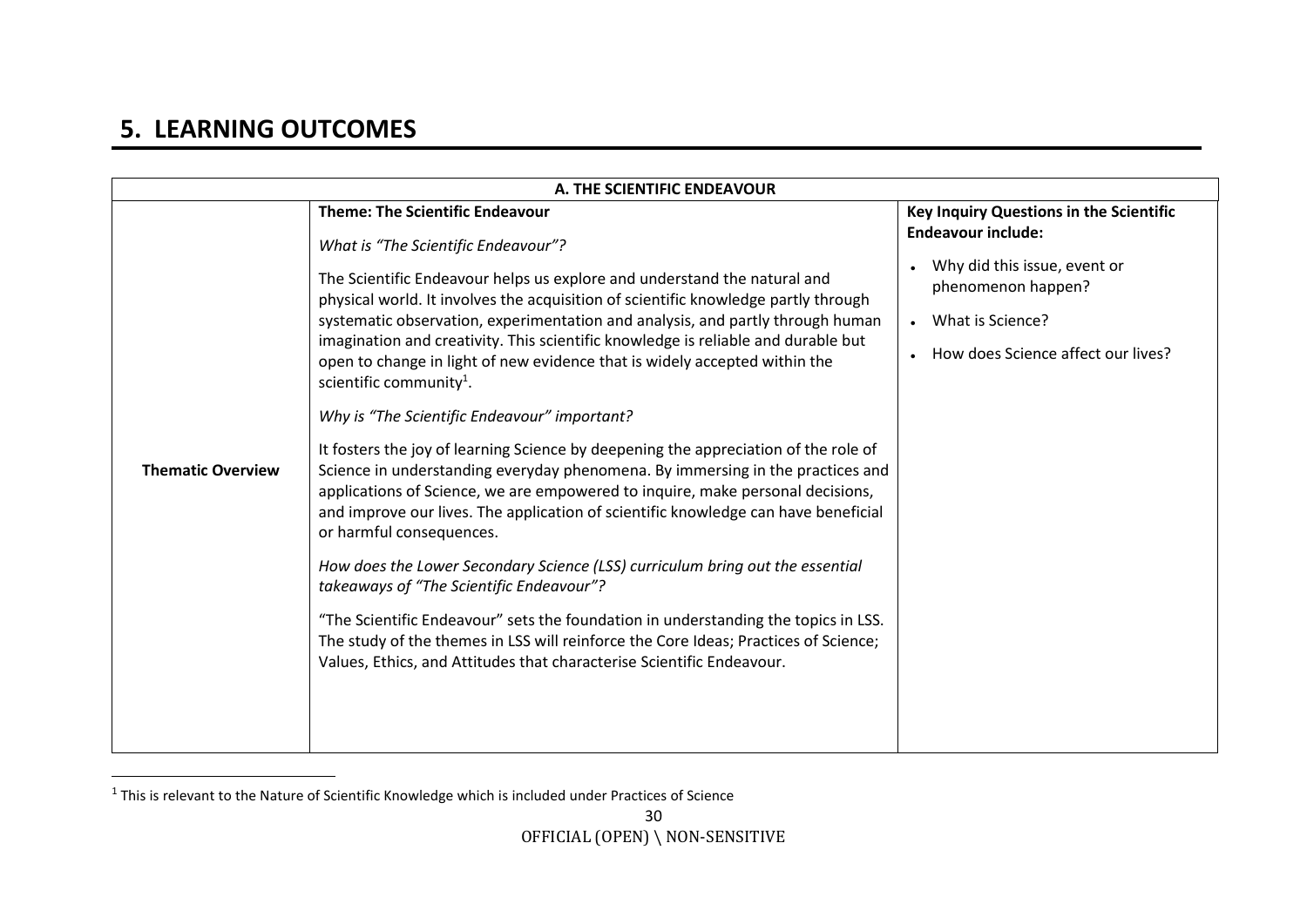# 5. LEARNING OUTCOMES

| A. THE SCIENTIFIC ENDEAVOUR | | |
|---|---|---|
| **Thematic Overview** | **Theme: The Scientific Endeavour**<br><br>*What is "The Scientific Endeavour"?*<br><br>The Scientific Endeavour helps us explore and understand the natural and physical world. It involves the acquisition of scientific knowledge partly through systematic observation, experimentation and analysis, and partly through human imagination and creativity. This scientific knowledge is reliable and durable but open to change in light of new evidence that is widely accepted within the scientific community[1].<br><br>*Why is "The Scientific Endeavour" important?*<br><br>It fosters the joy of learning Science by deepening the appreciation of the role of Science in understanding everyday phenomena. By immersing in the practices and applications of Science, we are empowered to inquire, make personal decisions, and improve our lives. The application of scientific knowledge can have beneficial or harmful consequences.<br><br>*How does the Lower Secondary Science (LSS) curriculum bring out the essential takeaways of "The Scientific Endeavour"?*<br><br>"The Scientific Endeavour" sets the foundation in understanding the topics in LSS. The study of the themes in LSS will reinforce the Core Ideas; Practices of Science; Values, Ethics, and Attitudes that characterise Scientific Endeavour. | **Key Inquiry Questions in the Scientific Endeavour include:**<br><br>• Why did this issue, event or phenomenon happen?<br>• What is Science?<br>• How does Science affect our lives? |

[1] This is relevant to the Nature of Scientific Knowledge which is included under Practices of Science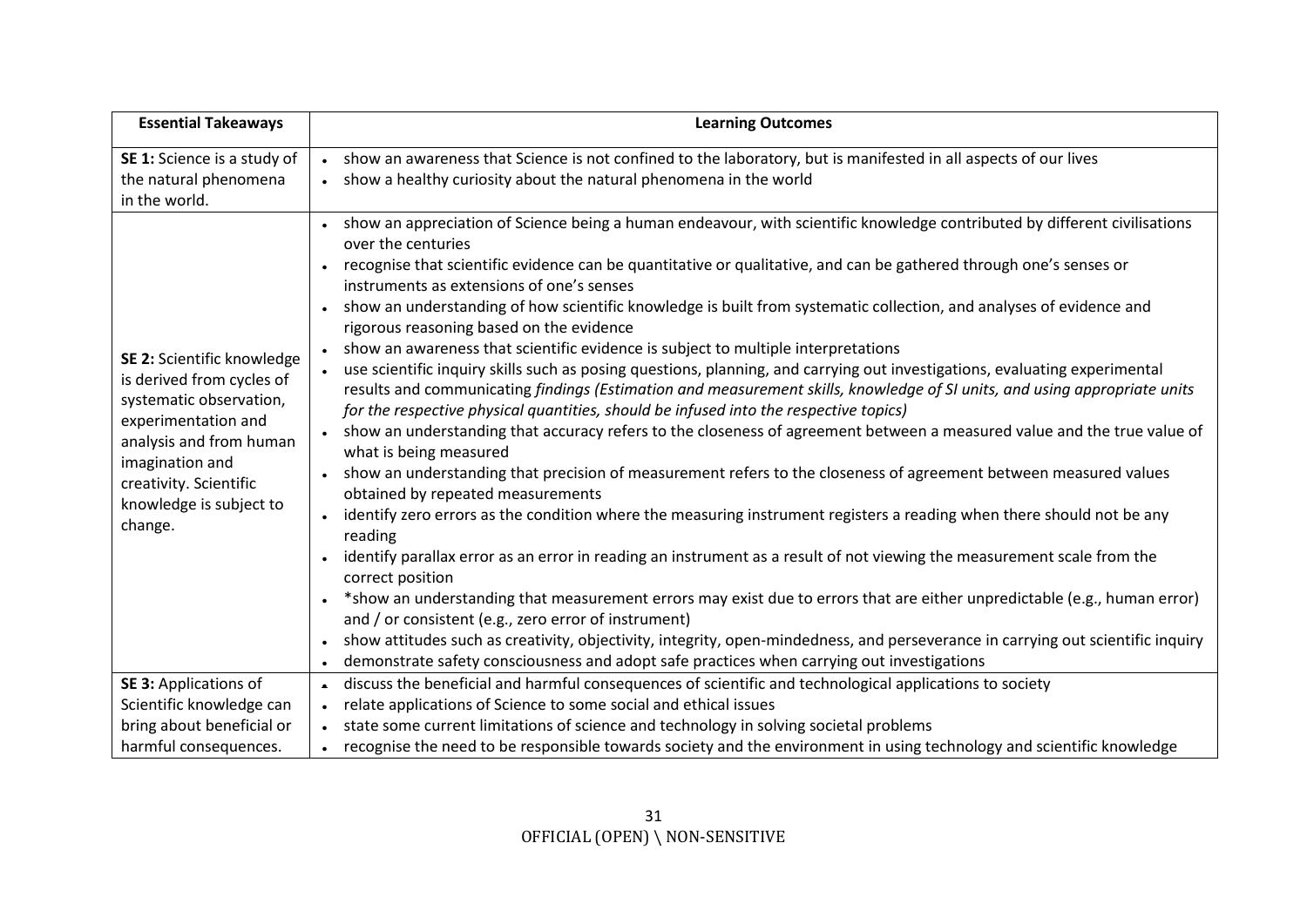| Essential Takeaways | Learning Outcomes |
|---|---|
| **SE 1:** Science is a study of the natural phenomena in the world. | • show an awareness that Science is not confined to the laboratory, but is manifested in all aspects of our lives<br>• show a healthy curiosity about the natural phenomena in the world |
| **SE 2:** Scientific knowledge is derived from cycles of systematic observation, experimentation and analysis and from human imagination and creativity. Scientific knowledge is subject to change. | • show an appreciation of Science being a human endeavour, with scientific knowledge contributed by different civilisations over the centuries<br>• recognise that scientific evidence can be quantitative or qualitative, and can be gathered through one's senses or instruments as extensions of one's senses<br>• show an understanding of how scientific knowledge is built from systematic collection, and analyses of evidence and rigorous reasoning based on the evidence<br>• show an awareness that scientific evidence is subject to multiple interpretations<br>• use scientific inquiry skills such as posing questions, planning, and carrying out investigations, evaluating experimental results and communicating *findings (Estimation and measurement skills, knowledge of SI units, and using appropriate units for the respective physical quantities, should be infused into the respective topics)*<br>• show an understanding that accuracy refers to the closeness of agreement between a measured value and the true value of what is being measured<br>• show an understanding that precision of measurement refers to the closeness of agreement between measured values obtained by repeated measurements<br>• identify zero errors as the condition where the measuring instrument registers a reading when there should not be any reading<br>• identify parallax error as an error in reading an instrument as a result of not viewing the measurement scale from the correct position<br>• *show an understanding that measurement errors may exist due to errors that are either unpredictable (e.g., human error) and / or consistent (e.g., zero error of instrument)<br>• show attitudes such as creativity, objectivity, integrity, open-mindedness, and perseverance in carrying out scientific inquiry<br>• demonstrate safety consciousness and adopt safe practices when carrying out investigations |
| **SE 3:** Applications of Scientific knowledge can bring about beneficial or harmful consequences. | • discuss the beneficial and harmful consequences of scientific and technological applications to society<br>• relate applications of Science to some social and ethical issues<br>• state some current limitations of science and technology in solving societal problems<br>• recognise the need to be responsible towards society and the environment in using technology and scientific knowledge |

OFFICIAL (OPEN) \ NON-SENSITIVE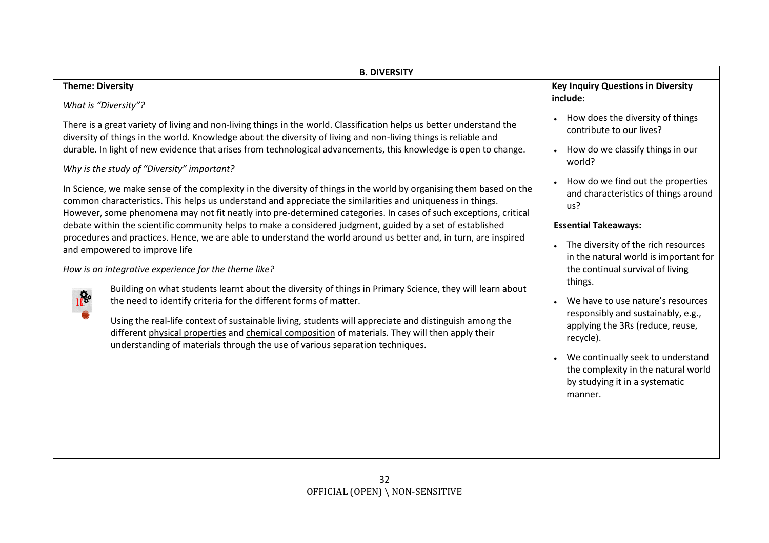## B. DIVERSITY

**Theme: Diversity**

*What is "Diversity"?*

There is a great variety of living and non-living things in the world. Classification helps us better understand the diversity of things in the world. Knowledge about the diversity of living and non-living things is reliable and durable. In light of new evidence that arises from technological advancements, this knowledge is open to change.

*Why is the study of "Diversity" important?*

In Science, we make sense of the complexity in the diversity of things in the world by organising them based on the common characteristics. This helps us understand and appreciate the similarities and uniqueness in things. However, some phenomena may not fit neatly into pre-determined categories. In cases of such exceptions, critical debate within the scientific community helps to make a considered judgment, guided by a set of established procedures and practices. Hence, we are able to understand the world around us better and, in turn, are inspired and empowered to improve life

*How is an integrative experience for the theme like?*

Building on what students learnt about the diversity of things in Primary Science, they will learn about the need to identify criteria for the different forms of matter.

Using the real-life context of sustainable living, students will appreciate and distinguish among the different physical properties and chemical composition of materials. They will then apply their understanding of materials through the use of various separation techniques.

**Key Inquiry Questions in Diversity include:**

- How does the diversity of things contribute to our lives?
- How do we classify things in our world?
- How do we find out the properties and characteristics of things around us?

**Essential Takeaways:**

- The diversity of the rich resources in the natural world is important for the continual survival of living things.
- We have to use nature's resources responsibly and sustainably, e.g., applying the 3Rs (reduce, reuse, recycle).
- We continually seek to understand the complexity in the natural world by studying it in a systematic manner.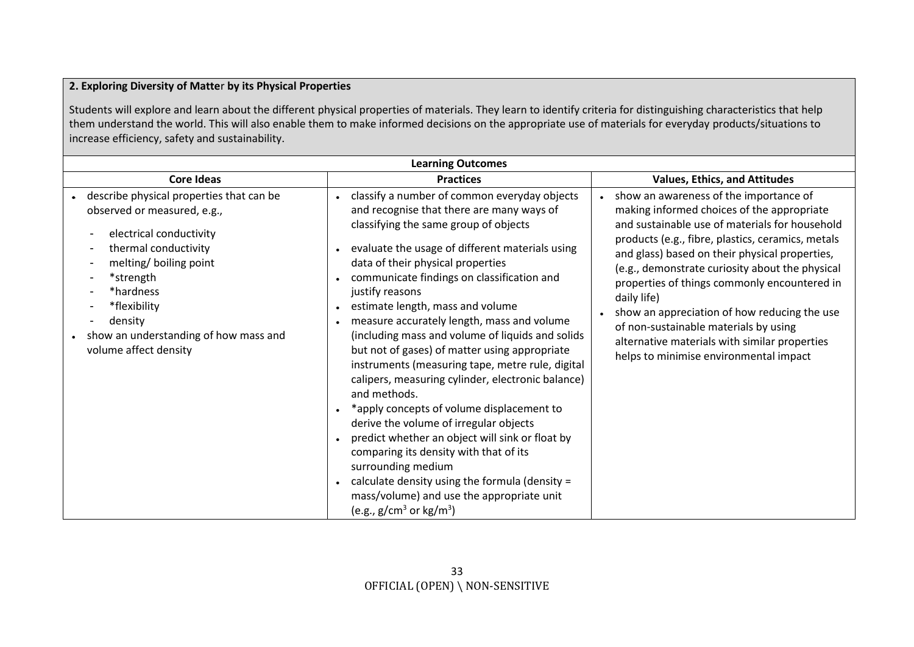**2. Exploring Diversity of Matter by its Physical Properties**

Students will explore and learn about the different physical properties of materials. They learn to identify criteria for distinguishing characteristics that help them understand the world. This will also enable them to make informed decisions on the appropriate use of materials for everyday products/situations to increase efficiency, safety and sustainability.

| Learning Outcomes | | |
|---|---|---|
| **Core Ideas** | **Practices** | **Values, Ethics, and Attitudes** |
| • describe physical properties that can be observed or measured, e.g.,<br>- electrical conductivity<br>- thermal conductivity<br>- melting/ boiling point<br>- *strength<br>- *hardness<br>- *flexibility<br>- density<br>• show an understanding of how mass and volume affect density | • classify a number of common everyday objects and recognise that there are many ways of classifying the same group of objects<br>• evaluate the usage of different materials using data of their physical properties<br>• communicate findings on classification and justify reasons<br>• estimate length, mass and volume<br>• measure accurately length, mass and volume (including mass and volume of liquids and solids but not of gases) of matter using appropriate instruments (measuring tape, metre rule, digital calipers, measuring cylinder, electronic balance) and methods.<br>• *apply concepts of volume displacement to derive the volume of irregular objects<br>• predict whether an object will sink or float by comparing its density with that of its surrounding medium<br>• calculate density using the formula (density = mass/volume) and use the appropriate unit (e.g., $g/cm^3$ or $kg/m^3$) | • show an awareness of the importance of making informed choices of the appropriate and sustainable use of materials for household products (e.g., fibre, plastics, ceramics, metals and glass) based on their physical properties, (e.g., demonstrate curiosity about the physical properties of things commonly encountered in daily life)<br>• show an appreciation of how reducing the use of non-sustainable materials by using alternative materials with similar properties helps to minimise environmental impact |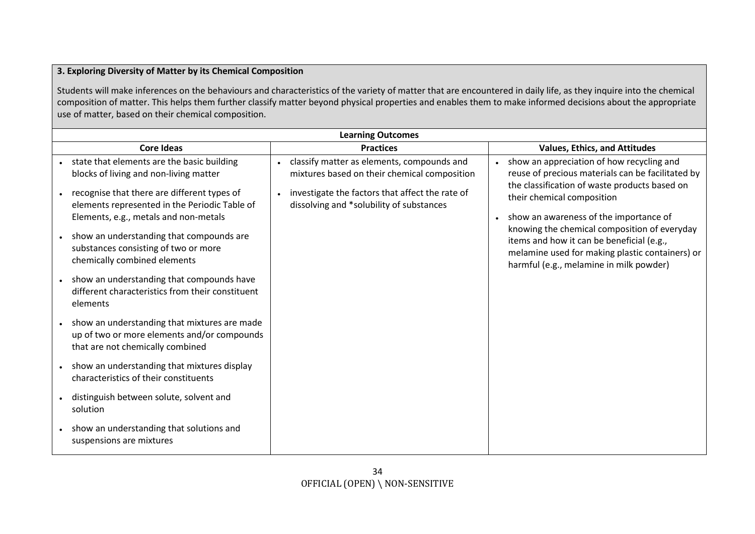### 3. Exploring Diversity of Matter by its Chemical Composition

Students will make inferences on the behaviours and characteristics of the variety of matter that are encountered in daily life, as they inquire into the chemical composition of matter. This helps them further classify matter beyond physical properties and enables them to make informed decisions about the appropriate use of matter, based on their chemical composition.

| Learning Outcomes | | |
|---|---|---|
| **Core Ideas** | **Practices** | **Values, Ethics, and Attitudes** |
| • state that elements are the basic building blocks of living and non-living matter<br>• recognise that there are different types of elements represented in the Periodic Table of Elements, e.g., metals and non-metals<br>• show an understanding that compounds are substances consisting of two or more chemically combined elements<br>• show an understanding that compounds have different characteristics from their constituent elements<br>• show an understanding that mixtures are made up of two or more elements and/or compounds that are not chemically combined<br>• show an understanding that mixtures display characteristics of their constituents<br>• distinguish between solute, solvent and solution<br>• show an understanding that solutions and suspensions are mixtures | • classify matter as elements, compounds and mixtures based on their chemical composition<br>• investigate the factors that affect the rate of dissolving and *solubility of substances | • show an appreciation of how recycling and reuse of precious materials can be facilitated by the classification of waste products based on their chemical composition<br>• show an awareness of the importance of knowing the chemical composition of everyday items and how it can be beneficial (e.g., melamine used for making plastic containers) or harmful (e.g., melamine in milk powder) |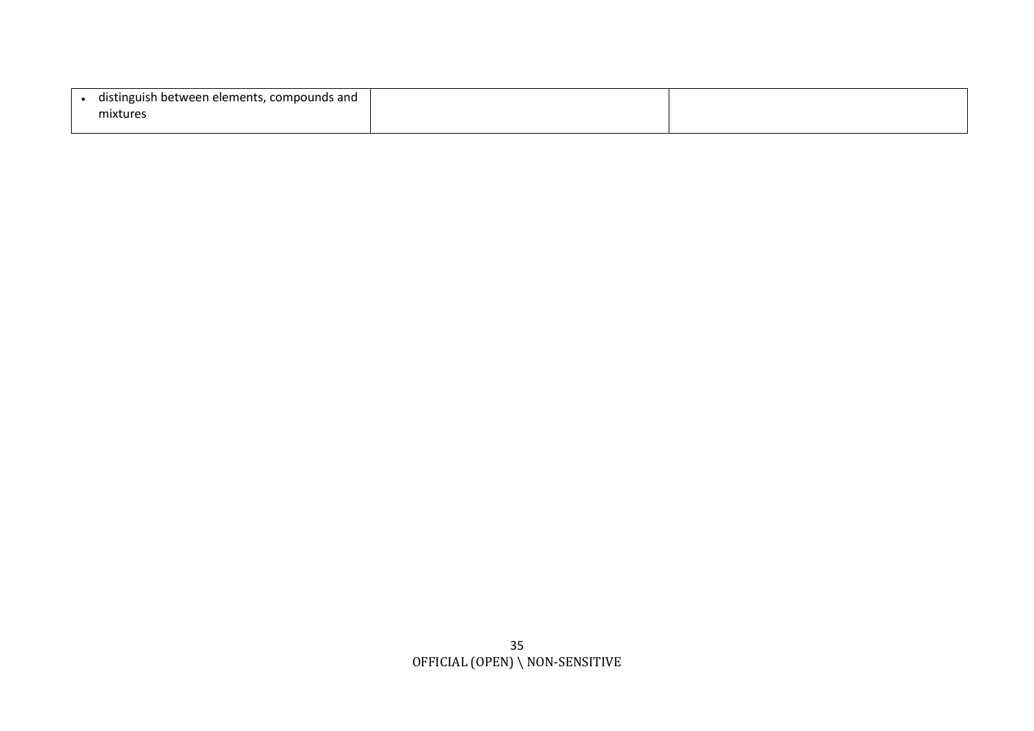| | | |
|---|---|---|
| • distinguish between elements, compounds and mixtures | | |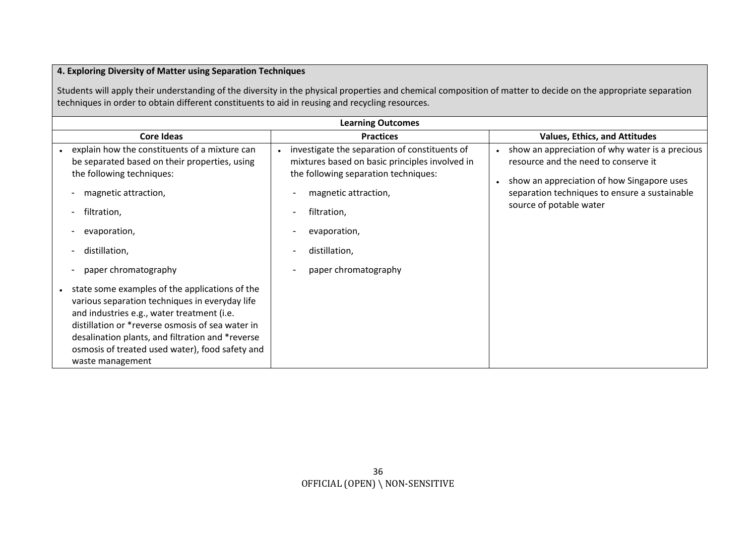**4. Exploring Diversity of Matter using Separation Techniques**

Students will apply their understanding of the diversity in the physical properties and chemical composition of matter to decide on the appropriate separation techniques in order to obtain different constituents to aid in reusing and recycling resources.

| Learning Outcomes | | |
|---|---|---|
| **Core Ideas** | **Practices** | **Values, Ethics, and Attitudes** |
| • explain how the constituents of a mixture can be separated based on their properties, using the following techniques:<br>- magnetic attraction,<br>- filtration,<br>- evaporation,<br>- distillation,<br>- paper chromatography<br><br>• state some examples of the applications of the various separation techniques in everyday life and industries e.g., water treatment (i.e. distillation or *reverse osmosis of sea water in desalination plants, and filtration and *reverse osmosis of treated used water), food safety and waste management | • investigate the separation of constituents of mixtures based on basic principles involved in the following separation techniques:<br>- magnetic attraction,<br>- filtration,<br>- evaporation,<br>- distillation,<br>- paper chromatography | • show an appreciation of why water is a precious resource and the need to conserve it<br><br>• show an appreciation of how Singapore uses separation techniques to ensure a sustainable source of potable water |

OFFICIAL (OPEN) \ NON-SENSITIVE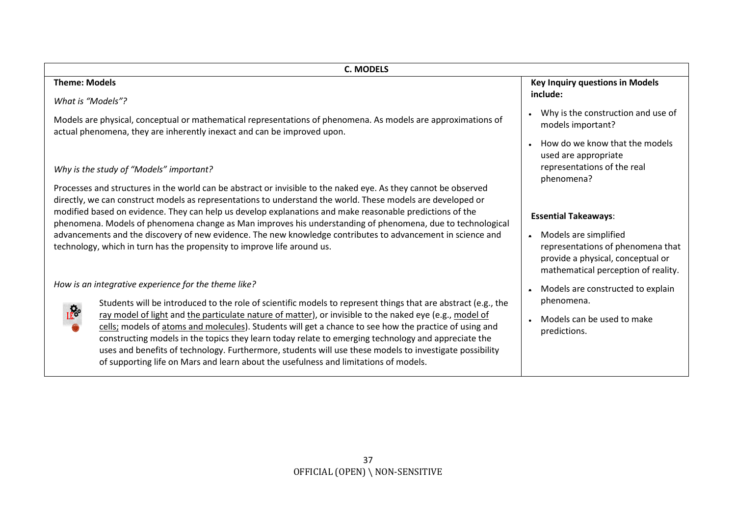## C. MODELS

### Theme: Models

*What is "Models"?*

Models are physical, conceptual or mathematical representations of phenomena. As models are approximations of actual phenomena, they are inherently inexact and can be improved upon.

*Why is the study of "Models" important?*

Processes and structures in the world can be abstract or invisible to the naked eye. As they cannot be observed directly, we can construct models as representations to understand the world. These models are developed or modified based on evidence. They can help us develop explanations and make reasonable predictions of the phenomena. Models of phenomena change as Man improves his understanding of phenomena, due to technological advancements and the discovery of new evidence. The new knowledge contributes to advancement in science and technology, which in turn has the propensity to improve life around us.

*How is an integrative experience for the theme like?*

Students will be introduced to the role of scientific models to represent things that are abstract (e.g., the ray model of light and the particulate nature of matter), or invisible to the naked eye (e.g., model of cells; models of atoms and molecules). Students will get a chance to see how the practice of using and constructing models in the topics they learn today relate to emerging technology and appreciate the uses and benefits of technology. Furthermore, students will use these models to investigate possibility of supporting life on Mars and learn about the usefulness and limitations of models.

**Key Inquiry questions in Models include:**

- Why is the construction and use of models important?
- How do we know that the models used are appropriate representations of the real phenomena?

**Essential Takeaways**:

- Models are simplified representations of phenomena that provide a physical, conceptual or mathematical perception of reality.
- Models are constructed to explain phenomena.
- Models can be used to make predictions.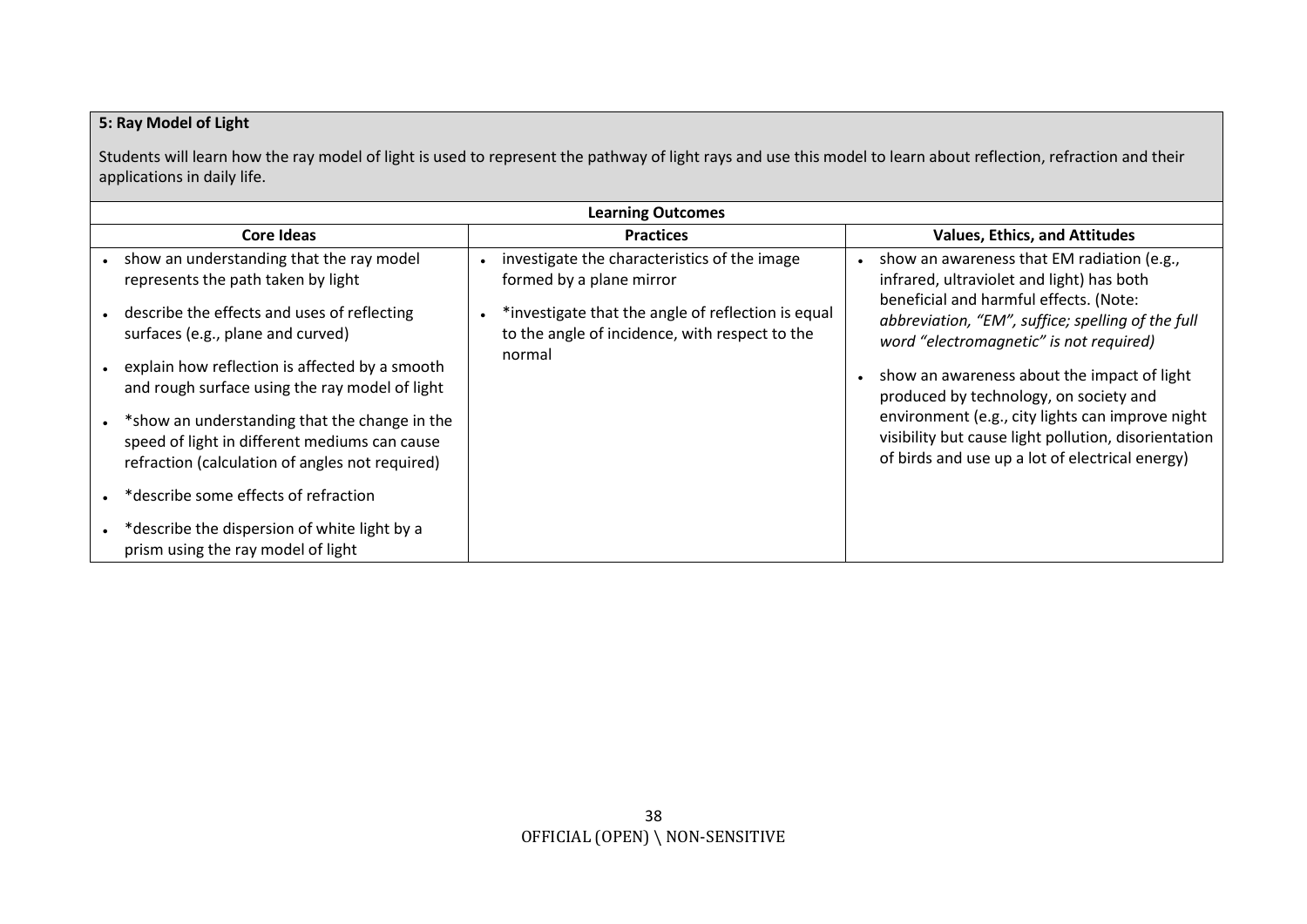**5: Ray Model of Light**

Students will learn how the ray model of light is used to represent the pathway of light rays and use this model to learn about reflection, refraction and their applications in daily life.

| Learning Outcomes | | |
|---|---|---|
| **Core Ideas** | **Practices** | **Values, Ethics, and Attitudes** |
| • show an understanding that the ray model represents the path taken by light<br>• describe the effects and uses of reflecting surfaces (e.g., plane and curved)<br>• explain how reflection is affected by a smooth and rough surface using the ray model of light<br>• *show an understanding that the change in the speed of light in different mediums can cause refraction (calculation of angles not required)<br>• *describe some effects of refraction<br>• *describe the dispersion of white light by a prism using the ray model of light | • investigate the characteristics of the image formed by a plane mirror<br>• *investigate that the angle of reflection is equal to the angle of incidence, with respect to the normal | • show an awareness that EM radiation (e.g., infrared, ultraviolet and light) has both beneficial and harmful effects. (Note: *abbreviation, "EM", suffice; spelling of the full word "electromagnetic" is not required)*<br>• show an awareness about the impact of light produced by technology, on society and environment (e.g., city lights can improve night visibility but cause light pollution, disorientation of birds and use up a lot of electrical energy) |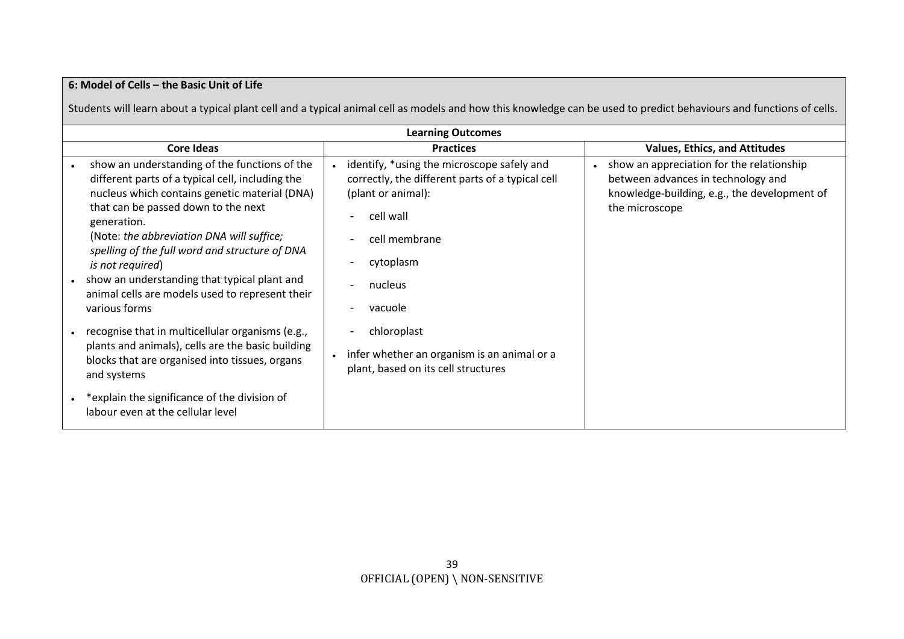**6: Model of Cells – the Basic Unit of Life**

Students will learn about a typical plant cell and a typical animal cell as models and how this knowledge can be used to predict behaviours and functions of cells.

| Learning Outcomes | | |
|---|---|---|
| **Core Ideas** | **Practices** | **Values, Ethics, and Attitudes** |
| • show an understanding of the functions of the different parts of a typical cell, including the nucleus which contains genetic material (DNA) that can be passed down to the next generation.<br>(Note: *the abbreviation DNA will suffice; spelling of the full word and structure of DNA is not required*)<br>• show an understanding that typical plant and animal cells are models used to represent their various forms<br>• recognise that in multicellular organisms (e.g., plants and animals), cells are the basic building blocks that are organised into tissues, organs and systems<br>• *explain the significance of the division of labour even at the cellular level | • identify, *using the microscope safely and correctly, the different parts of a typical cell (plant or animal):<br>- cell wall<br>- cell membrane<br>- cytoplasm<br>- nucleus<br>- vacuole<br>- chloroplast<br>• infer whether an organism is an animal or a plant, based on its cell structures | • show an appreciation for the relationship between advances in technology and knowledge-building, e.g., the development of the microscope |

OFFICIAL (OPEN) \ NON-SENSITIVE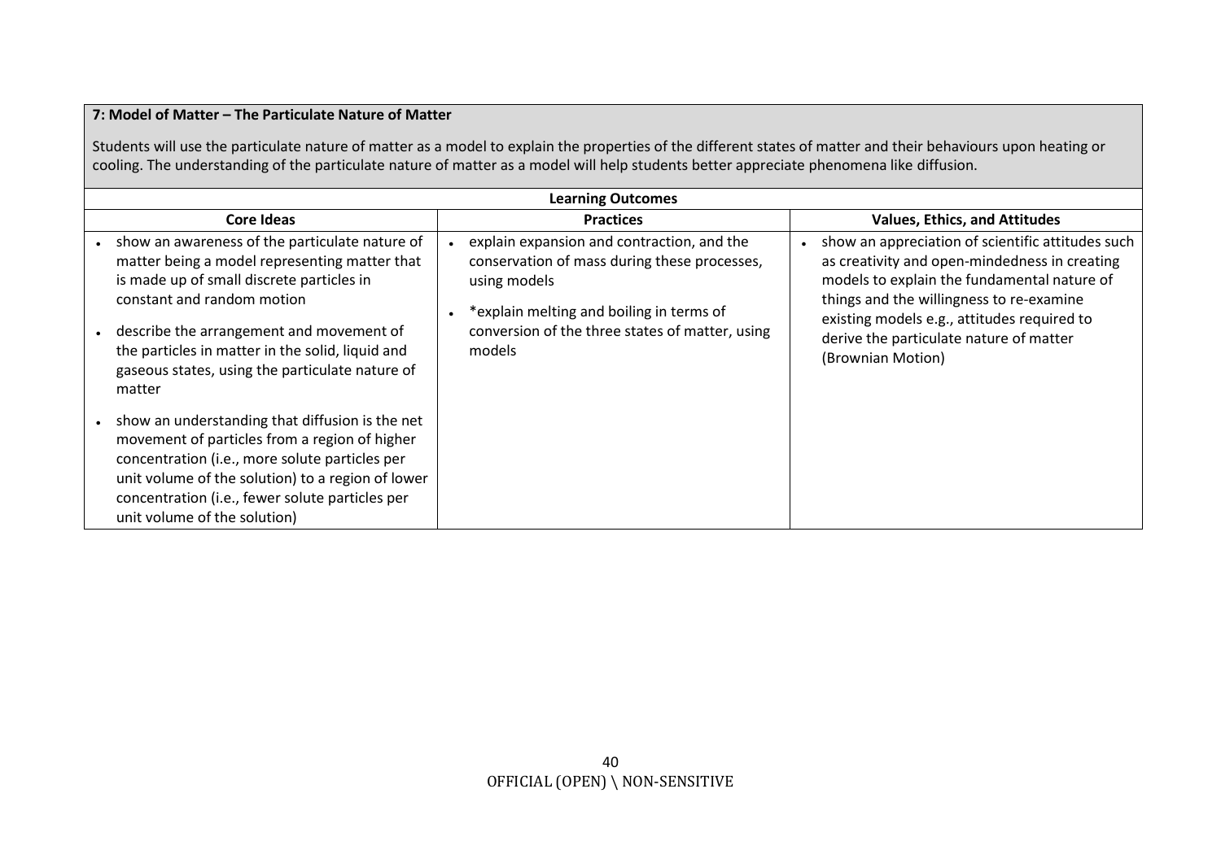**7: Model of Matter – The Particulate Nature of Matter**

Students will use the particulate nature of matter as a model to explain the properties of the different states of matter and their behaviours upon heating or cooling. The understanding of the particulate nature of matter as a model will help students better appreciate phenomena like diffusion.

| Learning Outcomes | | |
|---|---|---|
| **Core Ideas** | **Practices** | **Values, Ethics, and Attitudes** |
| • show an awareness of the particulate nature of matter being a model representing matter that is made up of small discrete particles in constant and random motion<br>• describe the arrangement and movement of the particles in matter in the solid, liquid and gaseous states, using the particulate nature of matter<br>• show an understanding that diffusion is the net movement of particles from a region of higher concentration (i.e., more solute particles per unit volume of the solution) to a region of lower concentration (i.e., fewer solute particles per unit volume of the solution) | • explain expansion and contraction, and the conservation of mass during these processes, using models<br>• *explain melting and boiling in terms of conversion of the three states of matter, using models | • show an appreciation of scientific attitudes such as creativity and open-mindedness in creating models to explain the fundamental nature of things and the willingness to re-examine existing models e.g., attitudes required to derive the particulate nature of matter (Brownian Motion) |

OFFICIAL (OPEN) \ NON-SENSITIVE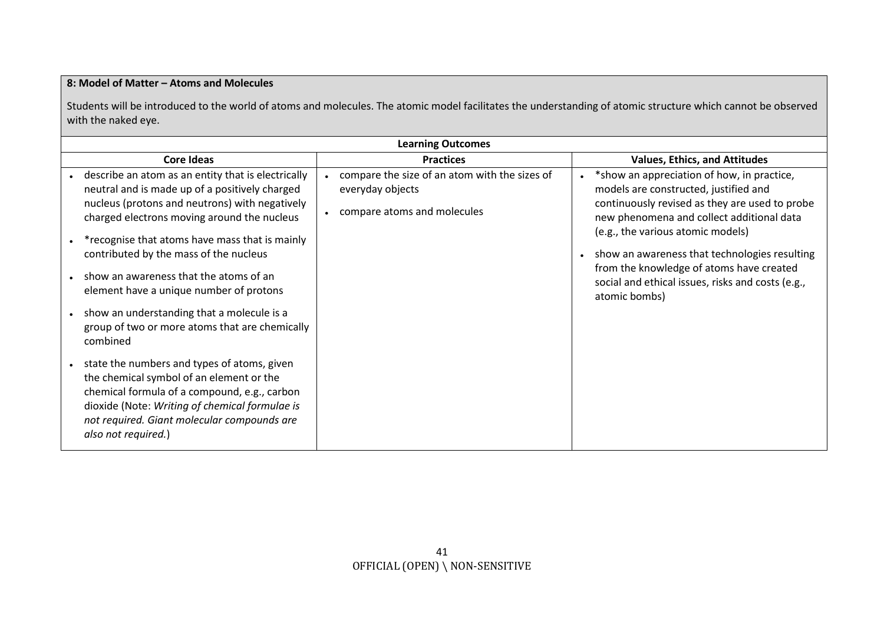**8: Model of Matter – Atoms and Molecules**

Students will be introduced to the world of atoms and molecules. The atomic model facilitates the understanding of atomic structure which cannot be observed with the naked eye.

| Learning Outcomes | | |
|---|---|---|
| **Core Ideas** | **Practices** | **Values, Ethics, and Attitudes** |
| • describe an atom as an entity that is electrically neutral and is made up of a positively charged nucleus (protons and neutrons) with negatively charged electrons moving around the nucleus<br>• *recognise that atoms have mass that is mainly contributed by the mass of the nucleus<br>• show an awareness that the atoms of an element have a unique number of protons<br>• show an understanding that a molecule is a group of two or more atoms that are chemically combined<br>• state the numbers and types of atoms, given the chemical symbol of an element or the chemical formula of a compound, e.g., carbon dioxide (Note: *Writing of chemical formulae is not required. Giant molecular compounds are also not required.*) | • compare the size of an atom with the sizes of everyday objects<br>• compare atoms and molecules | • *show an appreciation of how, in practice, models are constructed, justified and continuously revised as they are used to probe new phenomena and collect additional data (e.g., the various atomic models)<br>• show an awareness that technologies resulting from the knowledge of atoms have created social and ethical issues, risks and costs (e.g., atomic bombs) |

OFFICIAL (OPEN) \ NON-SENSITIVE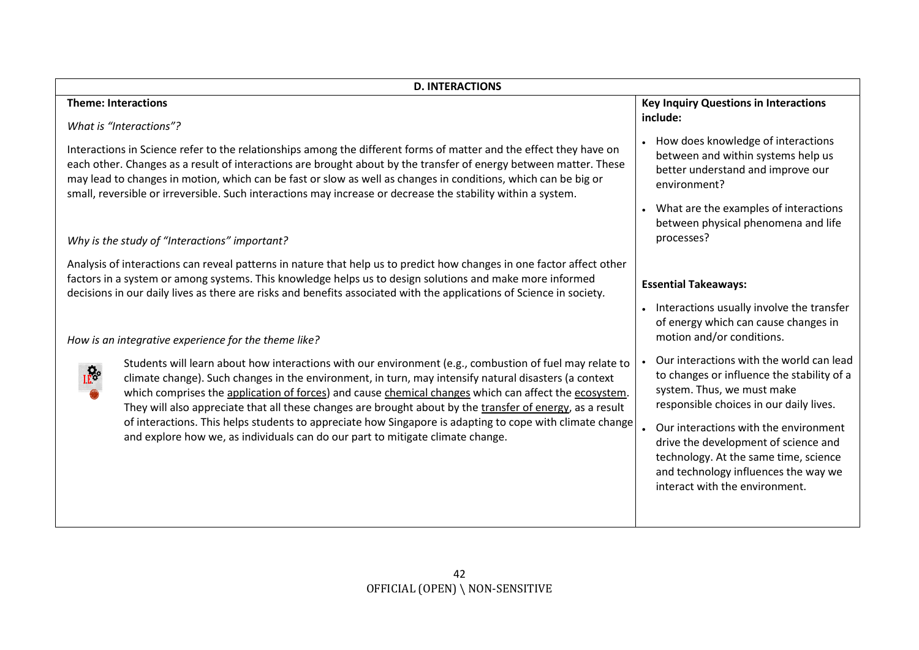## D. INTERACTIONS

**Theme: Interactions**

*What is "Interactions"?*

Interactions in Science refer to the relationships among the different forms of matter and the effect they have on each other. Changes as a result of interactions are brought about by the transfer of energy between matter. These may lead to changes in motion, which can be fast or slow as well as changes in conditions, which can be big or small, reversible or irreversible. Such interactions may increase or decrease the stability within a system.

*Why is the study of "Interactions" important?*

Analysis of interactions can reveal patterns in nature that help us to predict how changes in one factor affect other factors in a system or among systems. This knowledge helps us to design solutions and make more informed decisions in our daily lives as there are risks and benefits associated with the applications of Science in society.

*How is an integrative experience for the theme like?*

Students will learn about how interactions with our environment (e.g., combustion of fuel may relate to climate change). Such changes in the environment, in turn, may intensify natural disasters (a context which comprises the <u>application of forces</u>) and cause <u>chemical changes</u> which can affect the <u>ecosystem</u>. They will also appreciate that all these changes are brought about by the <u>transfer of energy</u>, as a result of interactions. This helps students to appreciate how Singapore is adapting to cope with climate change and explore how we, as individuals can do our part to mitigate climate change.

**Key Inquiry Questions in Interactions include:**

- How does knowledge of interactions between and within systems help us better understand and improve our environment?
- What are the examples of interactions between physical phenomena and life processes?

**Essential Takeaways:**

- Interactions usually involve the transfer of energy which can cause changes in motion and/or conditions.
- Our interactions with the world can lead to changes or influence the stability of a system. Thus, we must make responsible choices in our daily lives.
- Our interactions with the environment drive the development of science and technology. At the same time, science and technology influences the way we interact with the environment.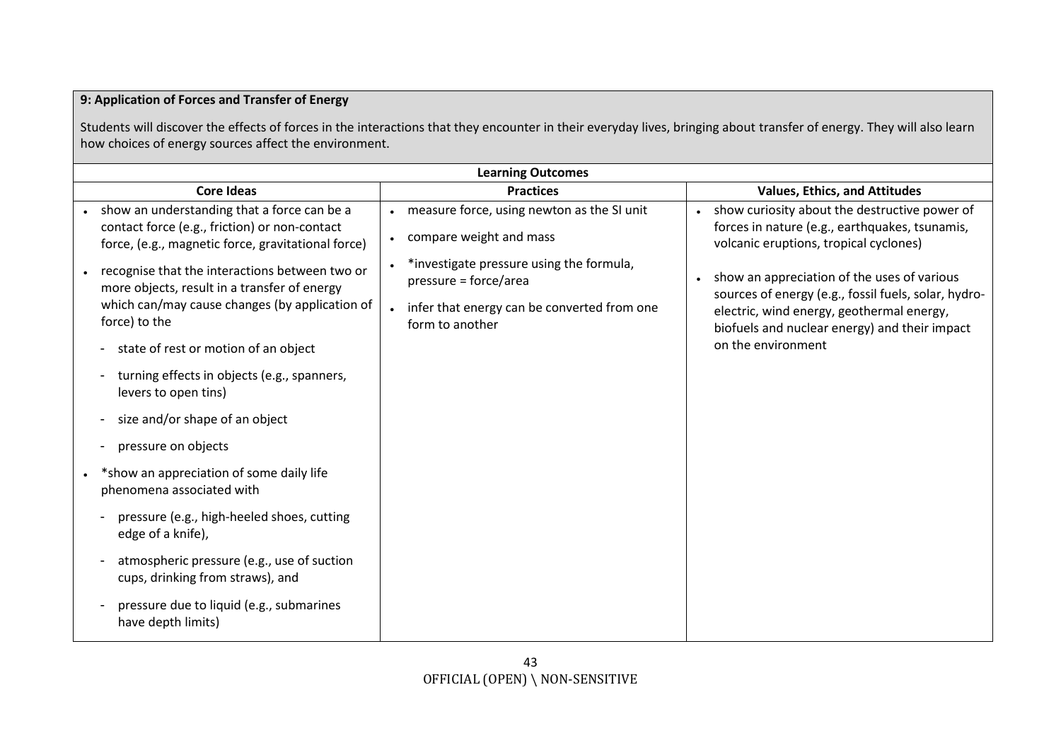**9: Application of Forces and Transfer of Energy**

Students will discover the effects of forces in the interactions that they encounter in their everyday lives, bringing about transfer of energy. They will also learn how choices of energy sources affect the environment.

| Learning Outcomes | | |
|---|---|---|
| **Core Ideas** | **Practices** | **Values, Ethics, and Attitudes** |
| • show an understanding that a force can be a contact force (e.g., friction) or non-contact force, (e.g., magnetic force, gravitational force)<br><br>• recognise that the interactions between two or more objects, result in a transfer of energy which can/may cause changes (by application of force) to the<br>- state of rest or motion of an object<br>- turning effects in objects (e.g., spanners, levers to open tins)<br>- size and/or shape of an object<br>- pressure on objects<br><br>• *show an appreciation of some daily life phenomena associated with<br>- pressure (e.g., high-heeled shoes, cutting edge of a knife),<br>- atmospheric pressure (e.g., use of suction cups, drinking from straws), and<br>- pressure due to liquid (e.g., submarines have depth limits) | • measure force, using newton as the SI unit<br><br>• compare weight and mass<br><br>• *investigate pressure using the formula, pressure = force/area<br><br>• infer that energy can be converted from one form to another | • show curiosity about the destructive power of forces in nature (e.g., earthquakes, tsunamis, volcanic eruptions, tropical cyclones)<br><br>• show an appreciation of the uses of various sources of energy (e.g., fossil fuels, solar, hydro-electric, wind energy, geothermal energy, biofuels and nuclear energy) and their impact on the environment |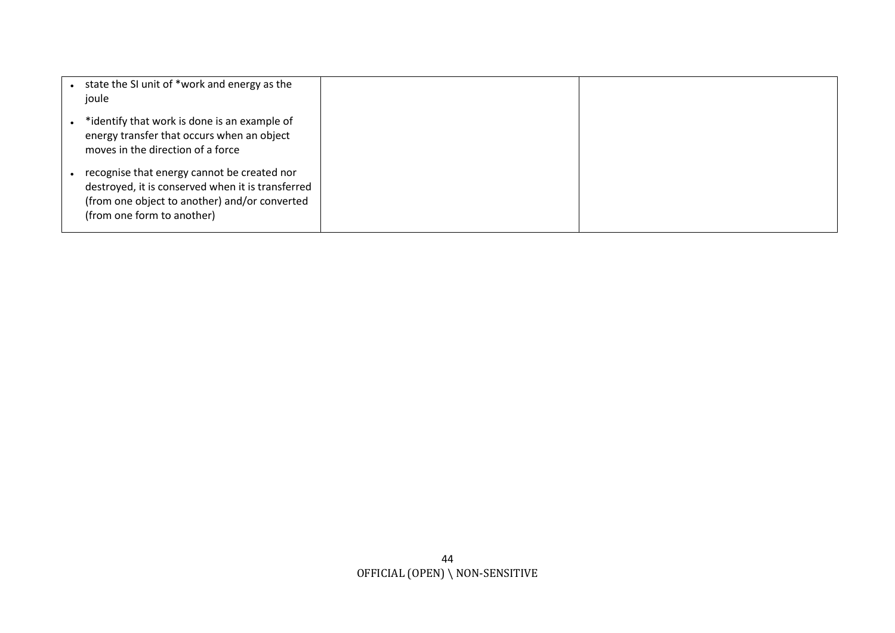| | | |
|---|---|---|
| • state the SI unit of *work and energy as the joule<br><br>• *identify that work is done is an example of energy transfer that occurs when an object moves in the direction of a force<br><br>• recognise that energy cannot be created nor destroyed, it is conserved when it is transferred (from one object to another) and/or converted (from one form to another) | | |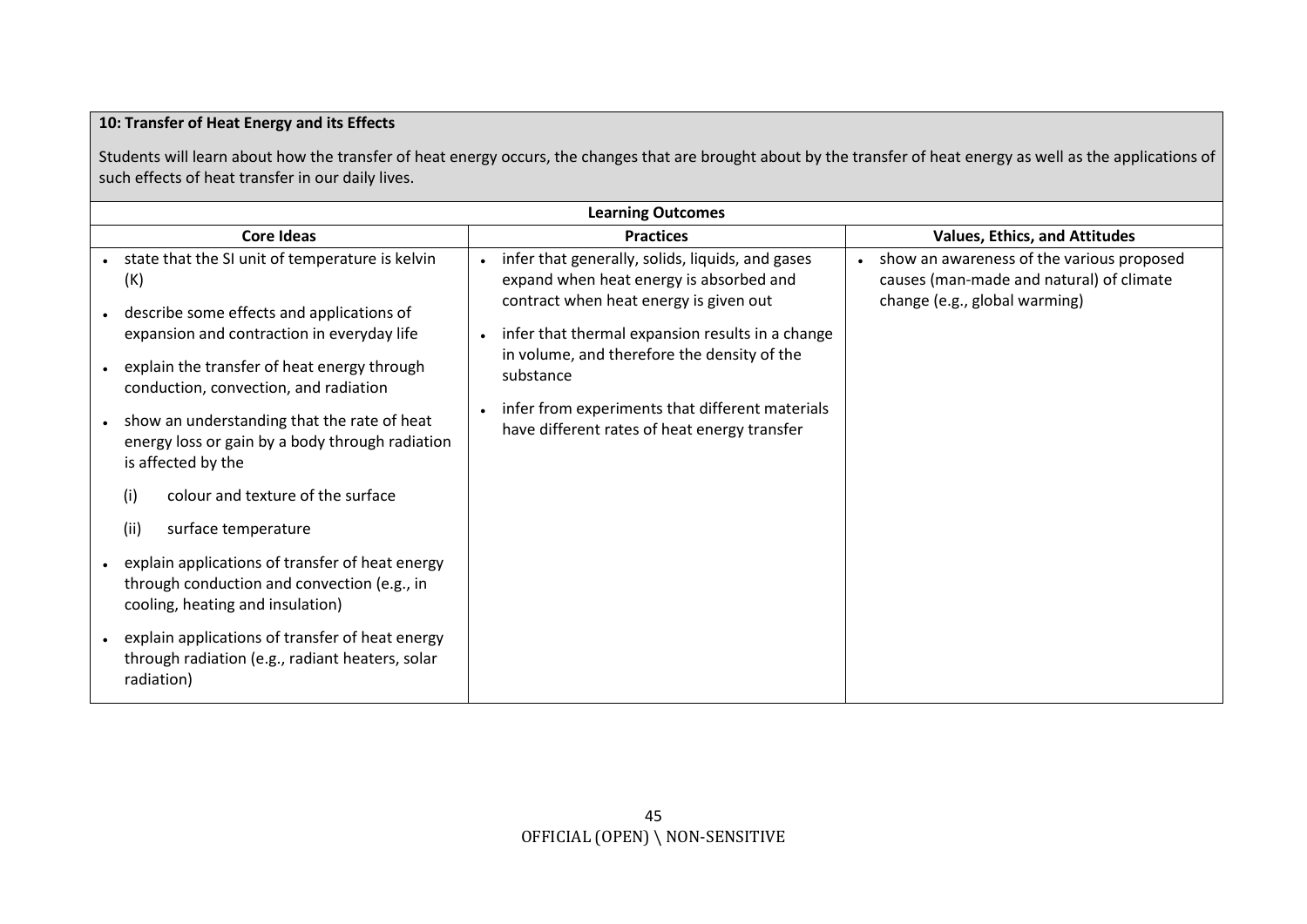**10: Transfer of Heat Energy and its Effects**

Students will learn about how the transfer of heat energy occurs, the changes that are brought about by the transfer of heat energy as well as the applications of such effects of heat transfer in our daily lives.

| Learning Outcomes | | |
|---|---|---|
| **Core Ideas** | **Practices** | **Values, Ethics, and Attitudes** |
| • state that the SI unit of temperature is kelvin (K)<br>• describe some effects and applications of expansion and contraction in everyday life<br>• explain the transfer of heat energy through conduction, convection, and radiation<br>• show an understanding that the rate of heat energy loss or gain by a body through radiation is affected by the<br>(i) colour and texture of the surface<br>(ii) surface temperature<br>• explain applications of transfer of heat energy through conduction and convection (e.g., in cooling, heating and insulation)<br>• explain applications of transfer of heat energy through radiation (e.g., radiant heaters, solar radiation) | • infer that generally, solids, liquids, and gases expand when heat energy is absorbed and contract when heat energy is given out<br>• infer that thermal expansion results in a change in volume, and therefore the density of the substance<br>• infer from experiments that different materials have different rates of heat energy transfer | • show an awareness of the various proposed causes (man-made and natural) of climate change (e.g., global warming) |

OFFICIAL (OPEN) \ NON-SENSITIVE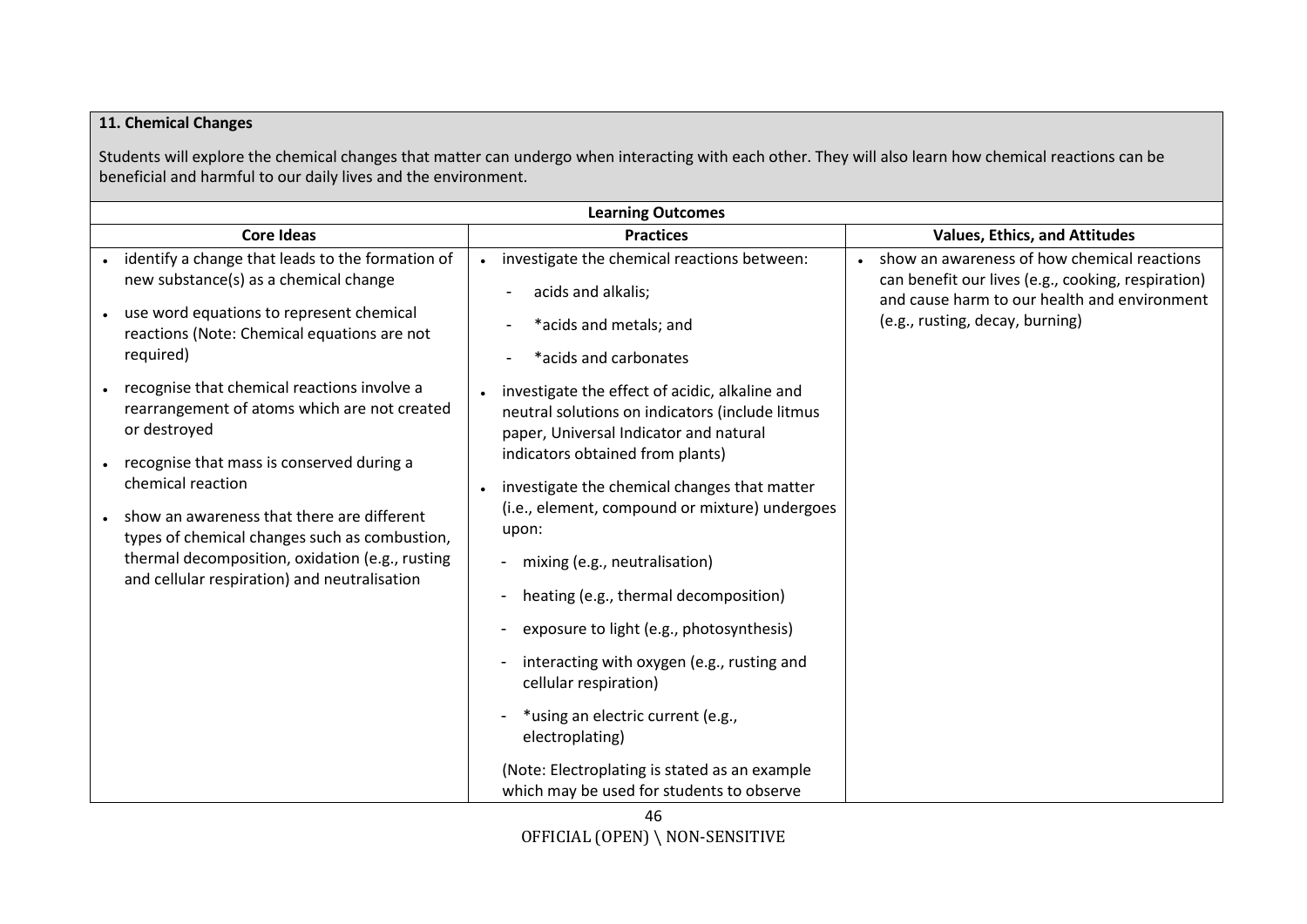**11. Chemical Changes**

Students will explore the chemical changes that matter can undergo when interacting with each other. They will also learn how chemical reactions can be beneficial and harmful to our daily lives and the environment.

| Learning Outcomes | | |
|---|---|---|
| **Core Ideas** | **Practices** | **Values, Ethics, and Attitudes** |
| • identify a change that leads to the formation of new substance(s) as a chemical change<br><br>• use word equations to represent chemical reactions (Note: Chemical equations are not required)<br><br>• recognise that chemical reactions involve a rearrangement of atoms which are not created or destroyed<br><br>• recognise that mass is conserved during a chemical reaction<br><br>• show an awareness that there are different types of chemical changes such as combustion, thermal decomposition, oxidation (e.g., rusting and cellular respiration) and neutralisation | • investigate the chemical reactions between:<br>- acids and alkalis;<br>- *acids and metals; and<br>- *acids and carbonates<br><br>• investigate the effect of acidic, alkaline and neutral solutions on indicators (include litmus paper, Universal Indicator and natural indicators obtained from plants)<br><br>• investigate the chemical changes that matter (i.e., element, compound or mixture) undergoes upon:<br>- mixing (e.g., neutralisation)<br>- heating (e.g., thermal decomposition)<br>- exposure to light (e.g., photosynthesis)<br>- interacting with oxygen (e.g., rusting and cellular respiration)<br>- *using an electric current (e.g., electroplating)<br><br>(Note: Electroplating is stated as an example which may be used for students to observe | • show an awareness of how chemical reactions can benefit our lives (e.g., cooking, respiration) and cause harm to our health and environment (e.g., rusting, decay, burning) |

OFFICIAL (OPEN) \ NON-SENSITIVE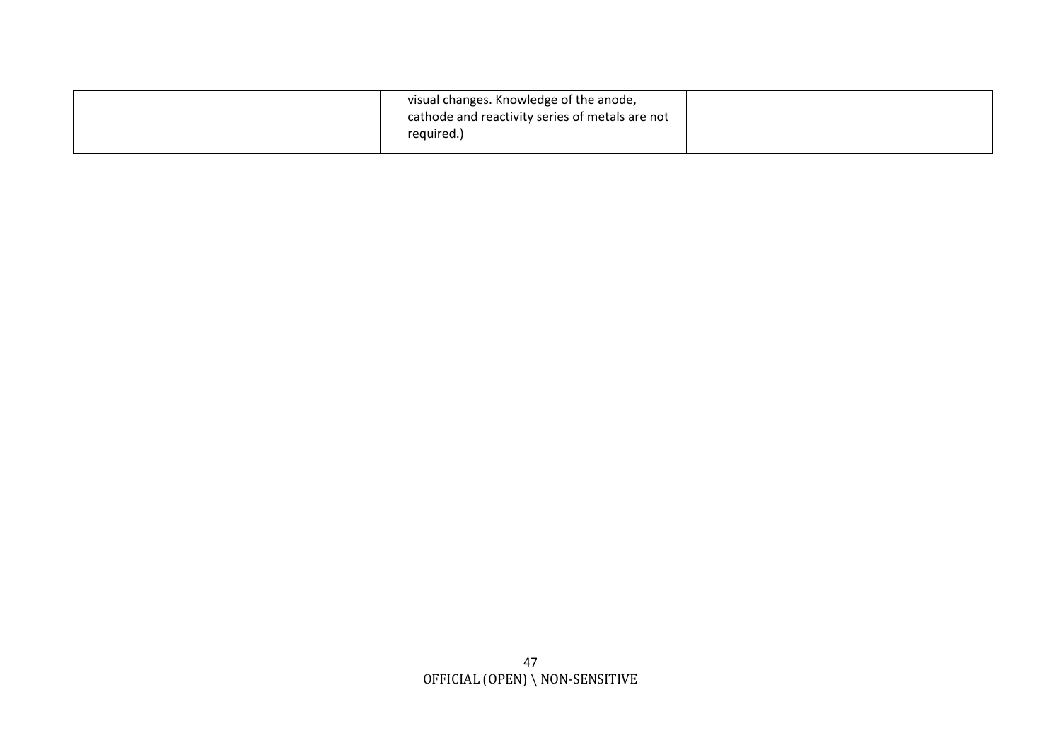|  | visual changes. Knowledge of the anode, cathode and reactivity series of metals are not required.) |  |
| --- | --- | --- |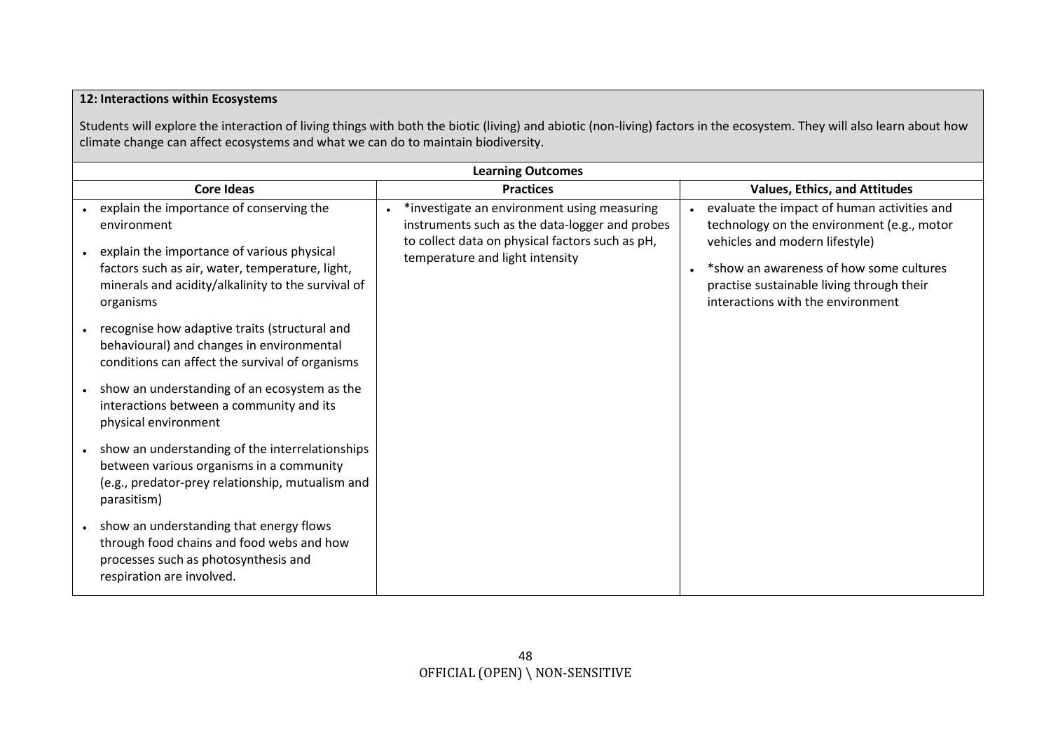**12: Interactions within Ecosystems**

Students will explore the interaction of living things with both the biotic (living) and abiotic (non-living) factors in the ecosystem. They will also learn about how climate change can affect ecosystems and what we can do to maintain biodiversity.

| Learning Outcomes | | |
|---|---|---|
| **Core Ideas** | **Practices** | **Values, Ethics, and Attitudes** |
| • explain the importance of conserving the environment<br>• explain the importance of various physical factors such as air, water, temperature, light, minerals and acidity/alkalinity to the survival of organisms<br>• recognise how adaptive traits (structural and behavioural) and changes in environmental conditions can affect the survival of organisms<br>• show an understanding of an ecosystem as the interactions between a community and its physical environment<br>• show an understanding of the interrelationships between various organisms in a community (e.g., predator-prey relationship, mutualism and parasitism)<br>• show an understanding that energy flows through food chains and food webs and how processes such as photosynthesis and respiration are involved. | • *investigate an environment using measuring instruments such as the data-logger and probes to collect data on physical factors such as pH, temperature and light intensity | • evaluate the impact of human activities and technology on the environment (e.g., motor vehicles and modern lifestyle)<br>• *show an awareness of how some cultures practise sustainable living through their interactions with the environment |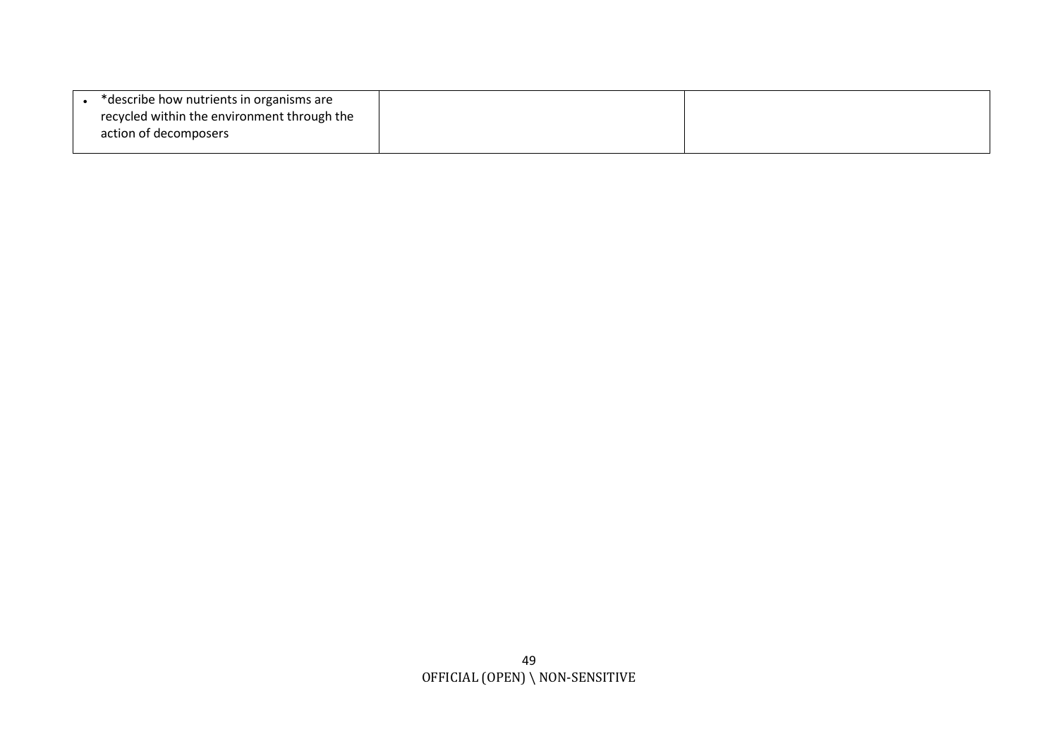| | | |
|---|---|---|
| • *describe how nutrients in organisms are recycled within the environment through the action of decomposers | | |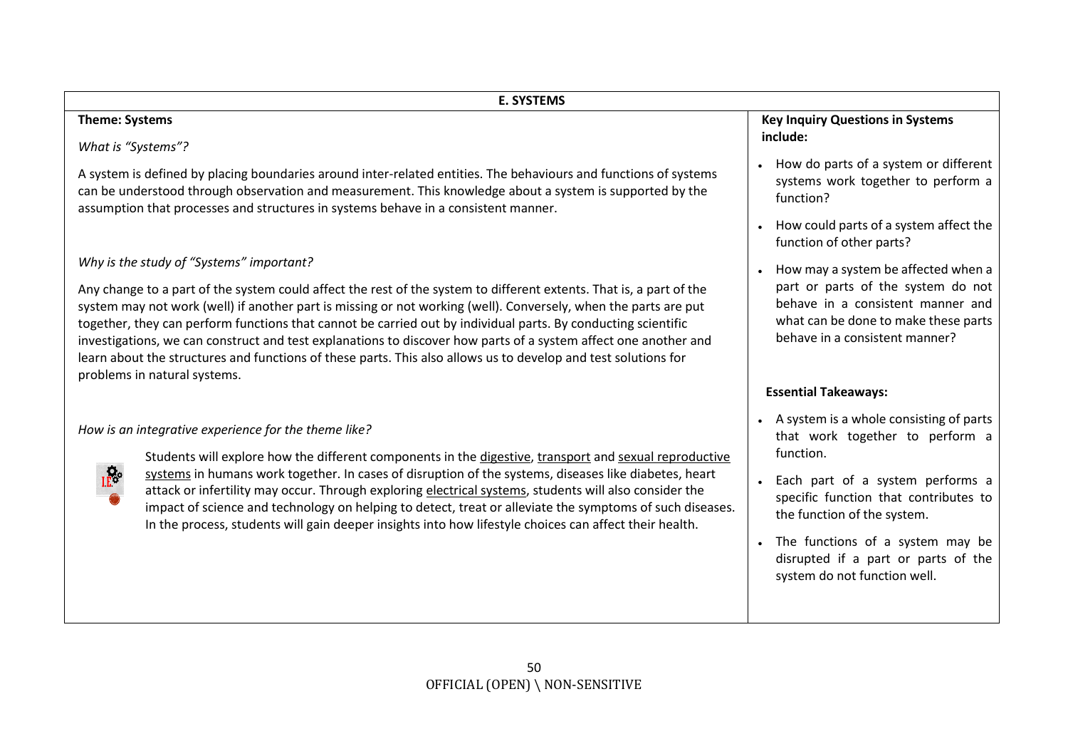## E. SYSTEMS

### Theme: Systems

*What is "Systems"?*

A system is defined by placing boundaries around inter-related entities. The behaviours and functions of systems can be understood through observation and measurement. This knowledge about a system is supported by the assumption that processes and structures in systems behave in a consistent manner.

*Why is the study of "Systems" important?*

Any change to a part of the system could affect the rest of the system to different extents. That is, a part of the system may not work (well) if another part is missing or not working (well). Conversely, when the parts are put together, they can perform functions that cannot be carried out by individual parts. By conducting scientific investigations, we can construct and test explanations to discover how parts of a system affect one another and learn about the structures and functions of these parts. This also allows us to develop and test solutions for problems in natural systems.

*How is an integrative experience for the theme like?*

Students will explore how the different components in the digestive, transport and sexual reproductive systems in humans work together. In cases of disruption of the systems, diseases like diabetes, heart attack or infertility may occur. Through exploring electrical systems, students will also consider the impact of science and technology on helping to detect, treat or alleviate the symptoms of such diseases. In the process, students will gain deeper insights into how lifestyle choices can affect their health.

**Key Inquiry Questions in Systems include:**

- How do parts of a system or different systems work together to perform a function?
- How could parts of a system affect the function of other parts?
- How may a system be affected when a part or parts of the system do not behave in a consistent manner and what can be done to make these parts behave in a consistent manner?

**Essential Takeaways:**

- A system is a whole consisting of parts that work together to perform a function.
- Each part of a system performs a specific function that contributes to the function of the system.
- The functions of a system may be disrupted if a part or parts of the system do not function well.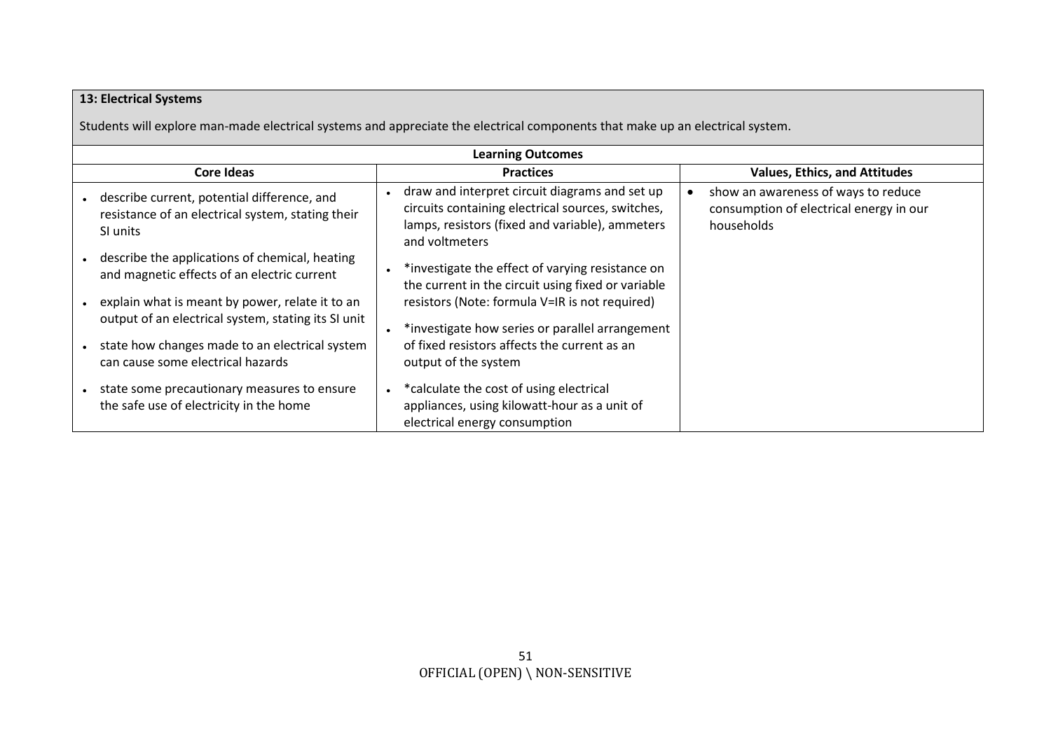**13: Electrical Systems**

Students will explore man-made electrical systems and appreciate the electrical components that make up an electrical system.

| Learning Outcomes | | |
|---|---|---|
| **Core Ideas** | **Practices** | **Values, Ethics, and Attitudes** |
| • describe current, potential difference, and resistance of an electrical system, stating their SI units<br>• describe the applications of chemical, heating and magnetic effects of an electric current<br>• explain what is meant by power, relate it to an output of an electrical system, stating its SI unit<br>• state how changes made to an electrical system can cause some electrical hazards<br>• state some precautionary measures to ensure the safe use of electricity in the home | • draw and interpret circuit diagrams and set up circuits containing electrical sources, switches, lamps, resistors (fixed and variable), ammeters and voltmeters<br>• *investigate the effect of varying resistance on the current in the circuit using fixed or variable resistors (Note: formula V=IR is not required)<br>• *investigate how series or parallel arrangement of fixed resistors affects the current as an output of the system<br>• *calculate the cost of using electrical appliances, using kilowatt-hour as a unit of electrical energy consumption | • show an awareness of ways to reduce consumption of electrical energy in our households |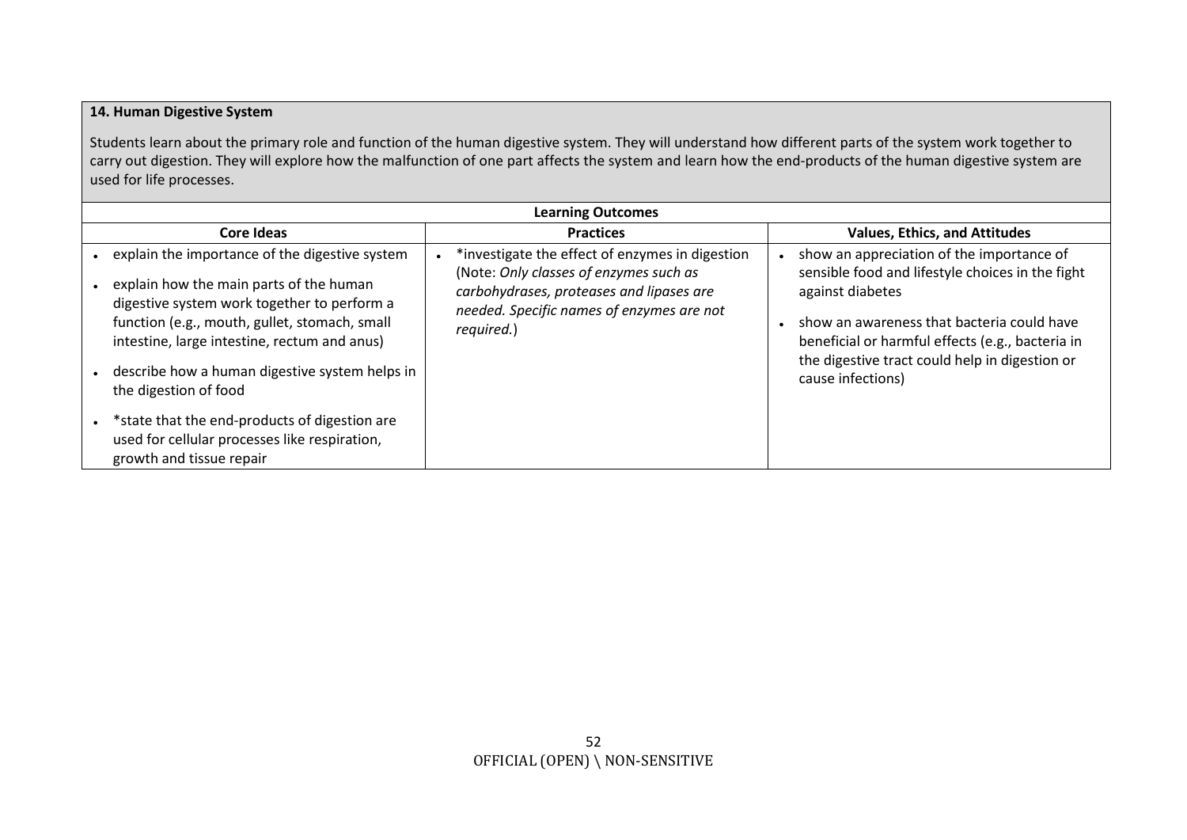**14. Human Digestive System**

Students learn about the primary role and function of the human digestive system. They will understand how different parts of the system work together to carry out digestion. They will explore how the malfunction of one part affects the system and learn how the end-products of the human digestive system are used for life processes.

| Learning Outcomes | | |
|---|---|---|
| **Core Ideas** | **Practices** | **Values, Ethics, and Attitudes** |
| • explain the importance of the digestive system<br>• explain how the main parts of the human digestive system work together to perform a function (e.g., mouth, gullet, stomach, small intestine, large intestine, rectum and anus)<br>• describe how a human digestive system helps in the digestion of food<br>• *state that the end-products of digestion are used for cellular processes like respiration, growth and tissue repair | • *investigate the effect of enzymes in digestion (Note: *Only classes of enzymes such as carbohydrases, proteases and lipases are needed. Specific names of enzymes are not required.*) | • show an appreciation of the importance of sensible food and lifestyle choices in the fight against diabetes<br>• show an awareness that bacteria could have beneficial or harmful effects (e.g., bacteria in the digestive tract could help in digestion or cause infections) |

OFFICIAL (OPEN) \ NON-SENSITIVE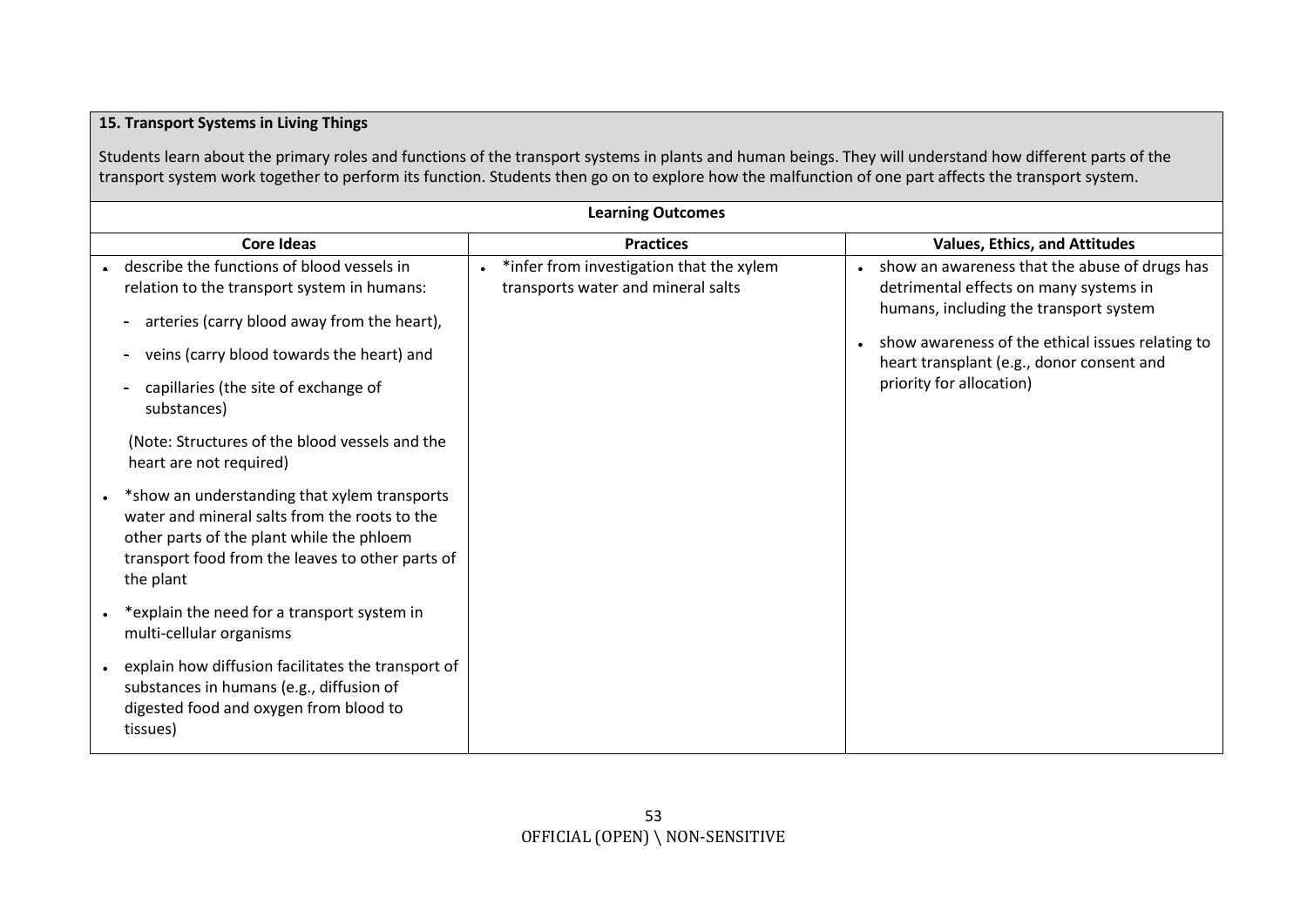## 15. Transport Systems in Living Things

Students learn about the primary roles and functions of the transport systems in plants and human beings. They will understand how different parts of the transport system work together to perform its function. Students then go on to explore how the malfunction of one part affects the transport system.

| Learning Outcomes | | |
|---|---|---|
| **Core Ideas** | **Practices** | **Values, Ethics, and Attitudes** |
| • describe the functions of blood vessels in relation to the transport system in humans:<br>- arteries (carry blood away from the heart),<br>- veins (carry blood towards the heart) and<br>- capillaries (the site of exchange of substances)<br>(Note: Structures of the blood vessels and the heart are not required)<br>• *show an understanding that xylem transports water and mineral salts from the roots to the other parts of the plant while the phloem transport food from the leaves to other parts of the plant<br>• *explain the need for a transport system in multi-cellular organisms<br>• explain how diffusion facilitates the transport of substances in humans (e.g., diffusion of digested food and oxygen from blood to tissues) | • *infer from investigation that the xylem transports water and mineral salts | • show an awareness that the abuse of drugs has detrimental effects on many systems in humans, including the transport system<br>• show awareness of the ethical issues relating to heart transplant (e.g., donor consent and priority for allocation) |

OFFICIAL (OPEN) \ NON-SENSITIVE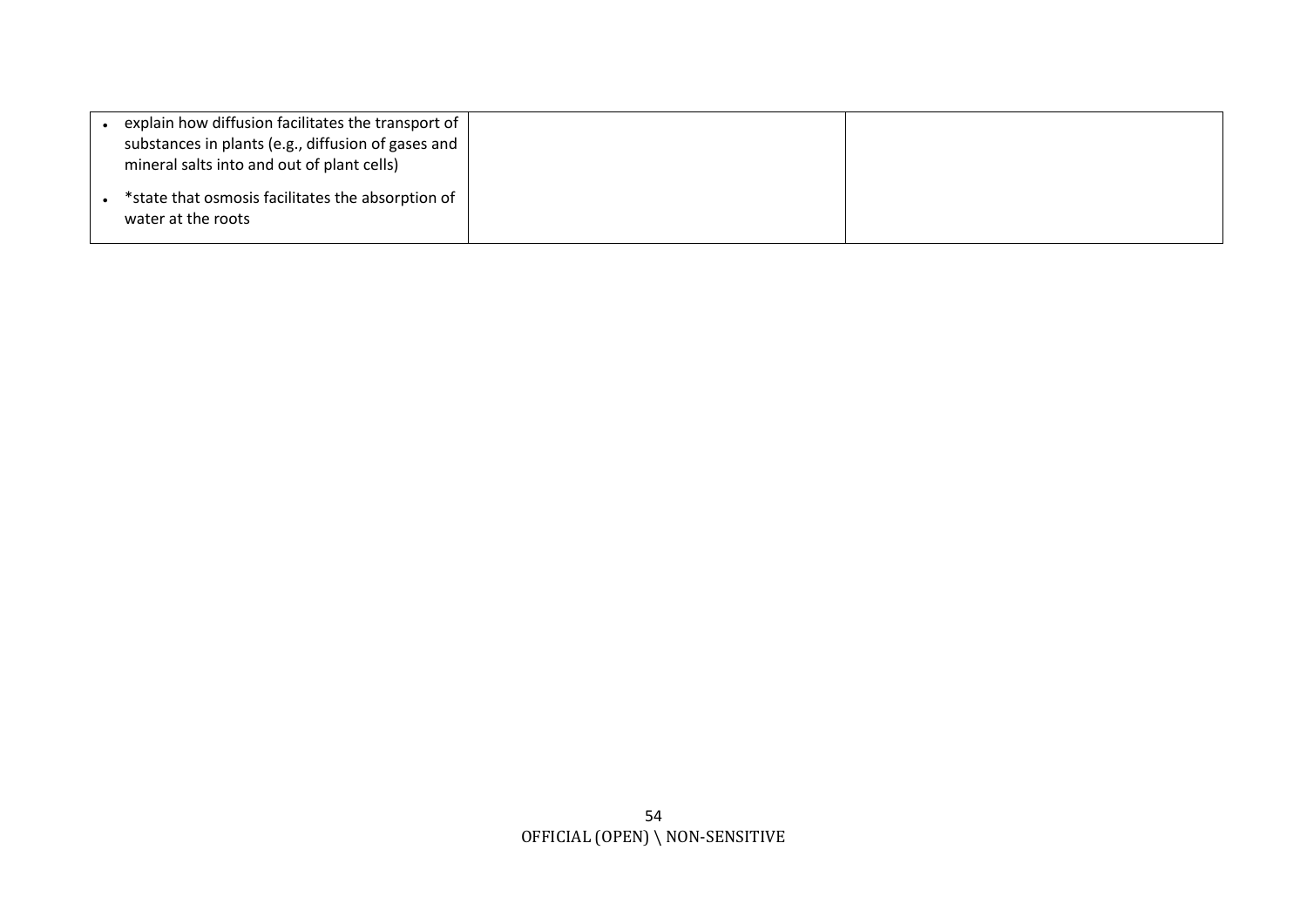| | | |
|---|---|---|
| • explain how diffusion facilitates the transport of substances in plants (e.g., diffusion of gases and mineral salts into and out of plant cells)<br>• *state that osmosis facilitates the absorption of water at the roots | | |

OFFICIAL (OPEN) \ NON-SENSITIVE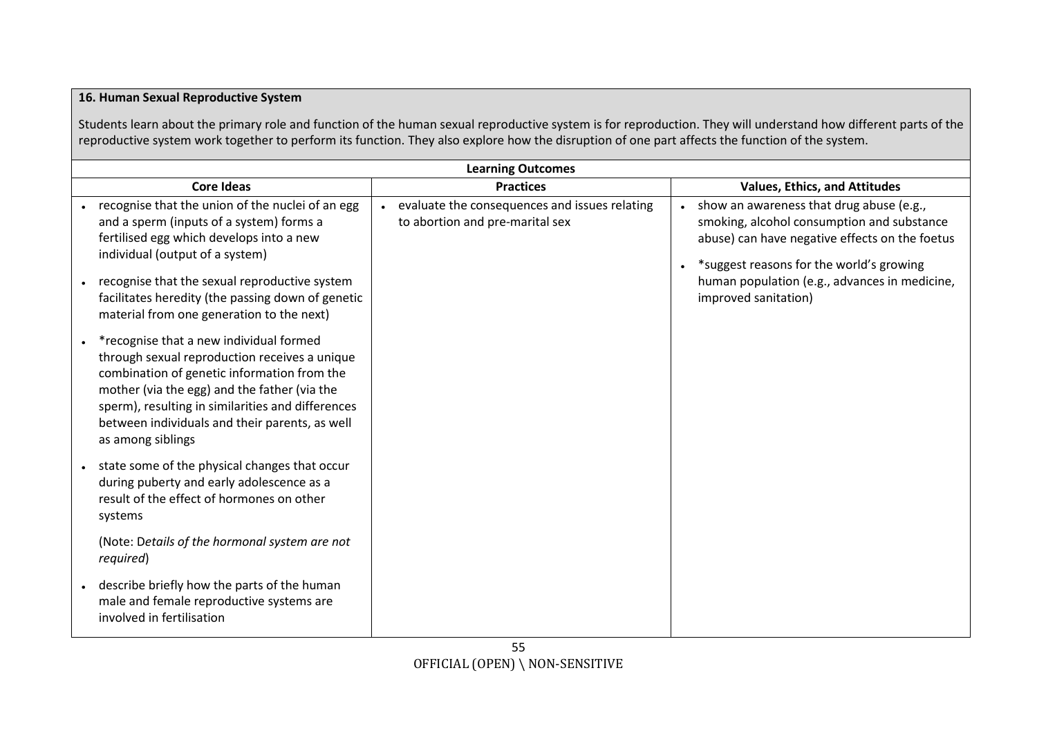**16. Human Sexual Reproductive System**

Students learn about the primary role and function of the human sexual reproductive system is for reproduction. They will understand how different parts of the reproductive system work together to perform its function. They also explore how the disruption of one part affects the function of the system.

| Learning Outcomes | | |
|---|---|---|
| **Core Ideas** | **Practices** | **Values, Ethics, and Attitudes** |
| • recognise that the union of the nuclei of an egg and a sperm (inputs of a system) forms a fertilised egg which develops into a new individual (output of a system)<br><br>• recognise that the sexual reproductive system facilitates heredity (the passing down of genetic material from one generation to the next)<br><br>• *recognise that a new individual formed through sexual reproduction receives a unique combination of genetic information from the mother (via the egg) and the father (via the sperm), resulting in similarities and differences between individuals and their parents, as well as among siblings<br><br>• state some of the physical changes that occur during puberty and early adolescence as a result of the effect of hormones on other systems<br><br>(Note: D*etails of the hormonal system are not required*)<br><br>• describe briefly how the parts of the human male and female reproductive systems are involved in fertilisation | • evaluate the consequences and issues relating to abortion and pre-marital sex | • show an awareness that drug abuse (e.g., smoking, alcohol consumption and substance abuse) can have negative effects on the foetus<br><br>• *suggest reasons for the world's growing human population (e.g., advances in medicine, improved sanitation) |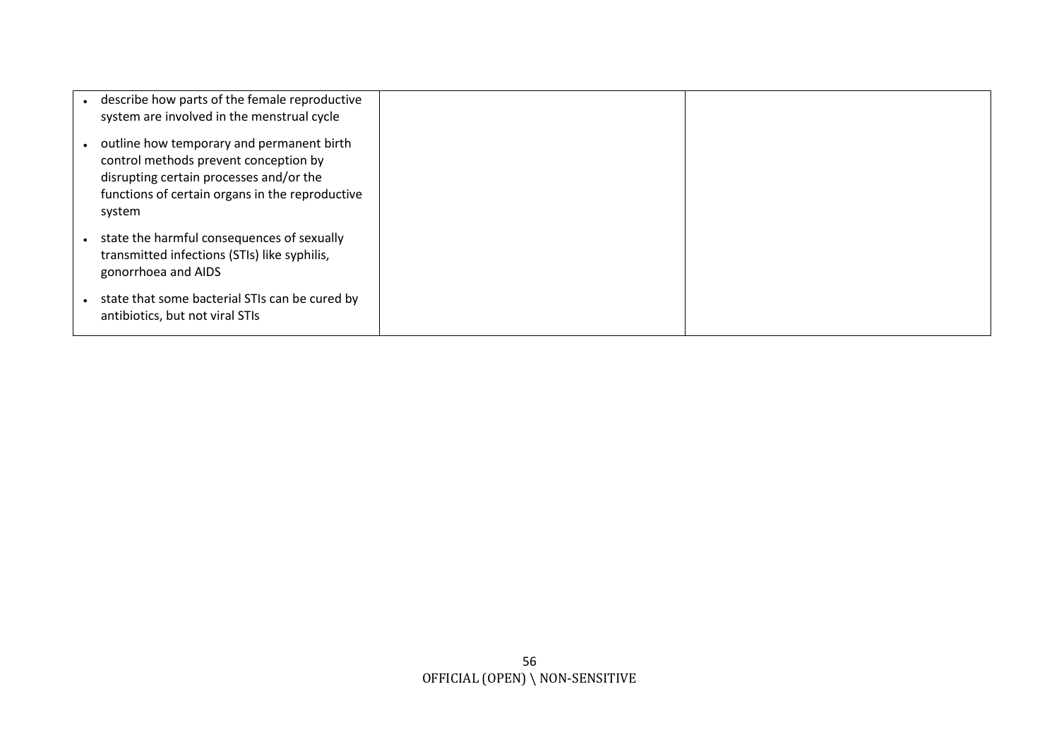| | | |
|---|---|---|
| • describe how parts of the female reproductive system are involved in the menstrual cycle<br>• outline how temporary and permanent birth control methods prevent conception by disrupting certain processes and/or the functions of certain organs in the reproductive system<br>• state the harmful consequences of sexually transmitted infections (STIs) like syphilis, gonorrhoea and AIDS<br>• state that some bacterial STIs can be cured by antibiotics, but not viral STIs | | |

OFFICIAL (OPEN) \ NON-SENSITIVE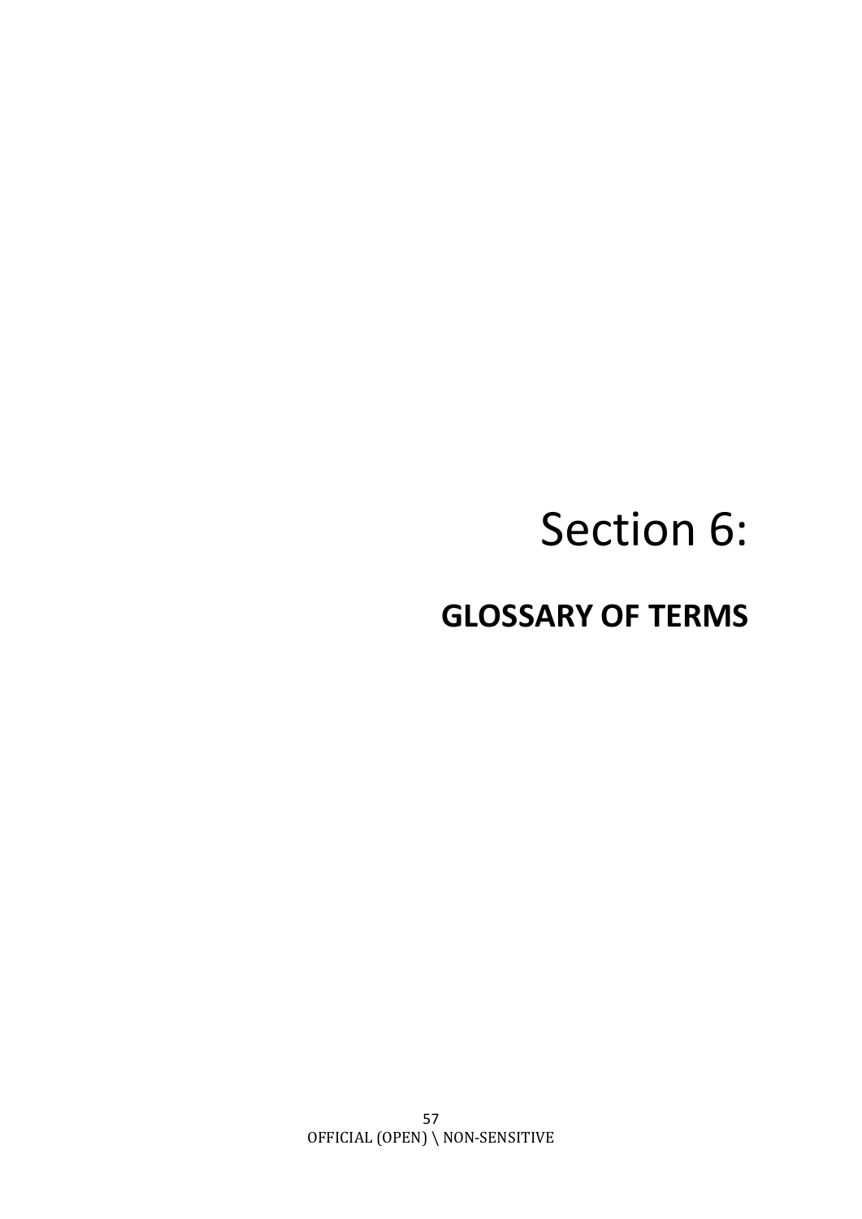# Section 6:

## GLOSSARY OF TERMS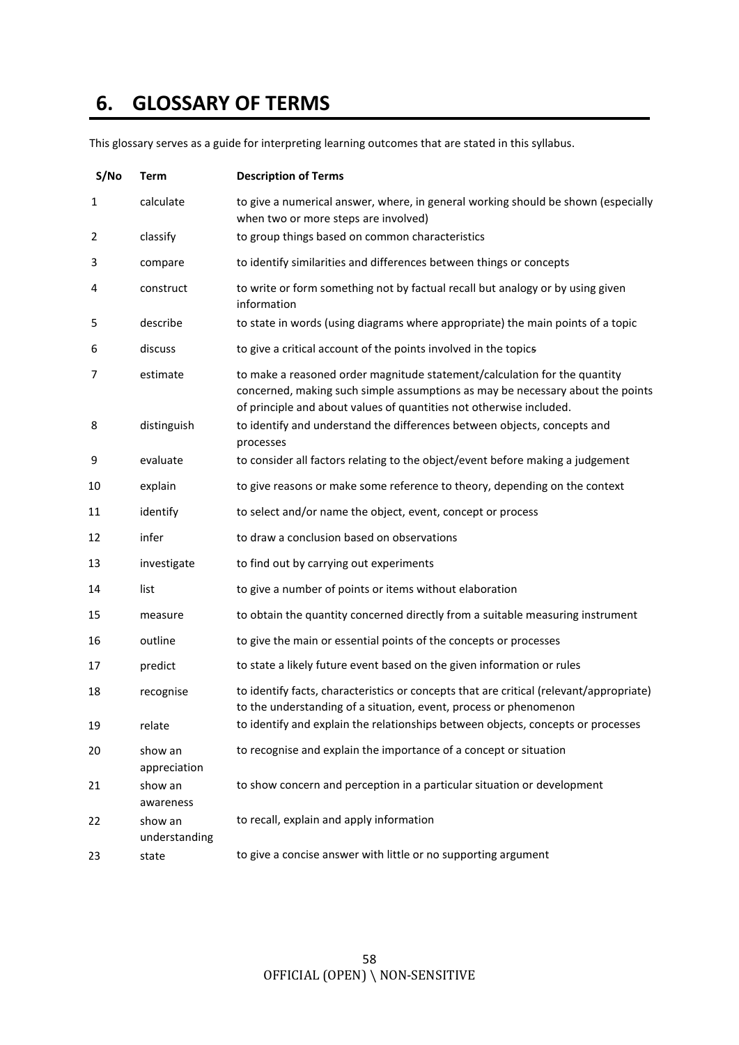# 6. GLOSSARY OF TERMS

This glossary serves as a guide for interpreting learning outcomes that are stated in this syllabus.

| S/No | Term | Description of Terms |
|---|---|---|
| 1 | calculate | to give a numerical answer, where, in general working should be shown (especially when two or more steps are involved) |
| 2 | classify | to group things based on common characteristics |
| 3 | compare | to identify similarities and differences between things or concepts |
| 4 | construct | to write or form something not by factual recall but analogy or by using given information |
| 5 | describe | to state in words (using diagrams where appropriate) the main points of a topic |
| 6 | discuss | to give a critical account of the points involved in the topics |
| 7 | estimate | to make a reasoned order magnitude statement/calculation for the quantity concerned, making such simple assumptions as may be necessary about the points of principle and about values of quantities not otherwise included. |
| 8 | distinguish | to identify and understand the differences between objects, concepts and processes |
| 9 | evaluate | to consider all factors relating to the object/event before making a judgement |
| 10 | explain | to give reasons or make some reference to theory, depending on the context |
| 11 | identify | to select and/or name the object, event, concept or process |
| 12 | infer | to draw a conclusion based on observations |
| 13 | investigate | to find out by carrying out experiments |
| 14 | list | to give a number of points or items without elaboration |
| 15 | measure | to obtain the quantity concerned directly from a suitable measuring instrument |
| 16 | outline | to give the main or essential points of the concepts or processes |
| 17 | predict | to state a likely future event based on the given information or rules |
| 18 | recognise | to identify facts, characteristics or concepts that are critical (relevant/appropriate) to the understanding of a situation, event, process or phenomenon |
| 19 | relate | to identify and explain the relationships between objects, concepts or processes |
| 20 | show an appreciation | to recognise and explain the importance of a concept or situation |
| 21 | show an awareness | to show concern and perception in a particular situation or development |
| 22 | show an understanding | to recall, explain and apply information |
| 23 | state | to give a concise answer with little or no supporting argument |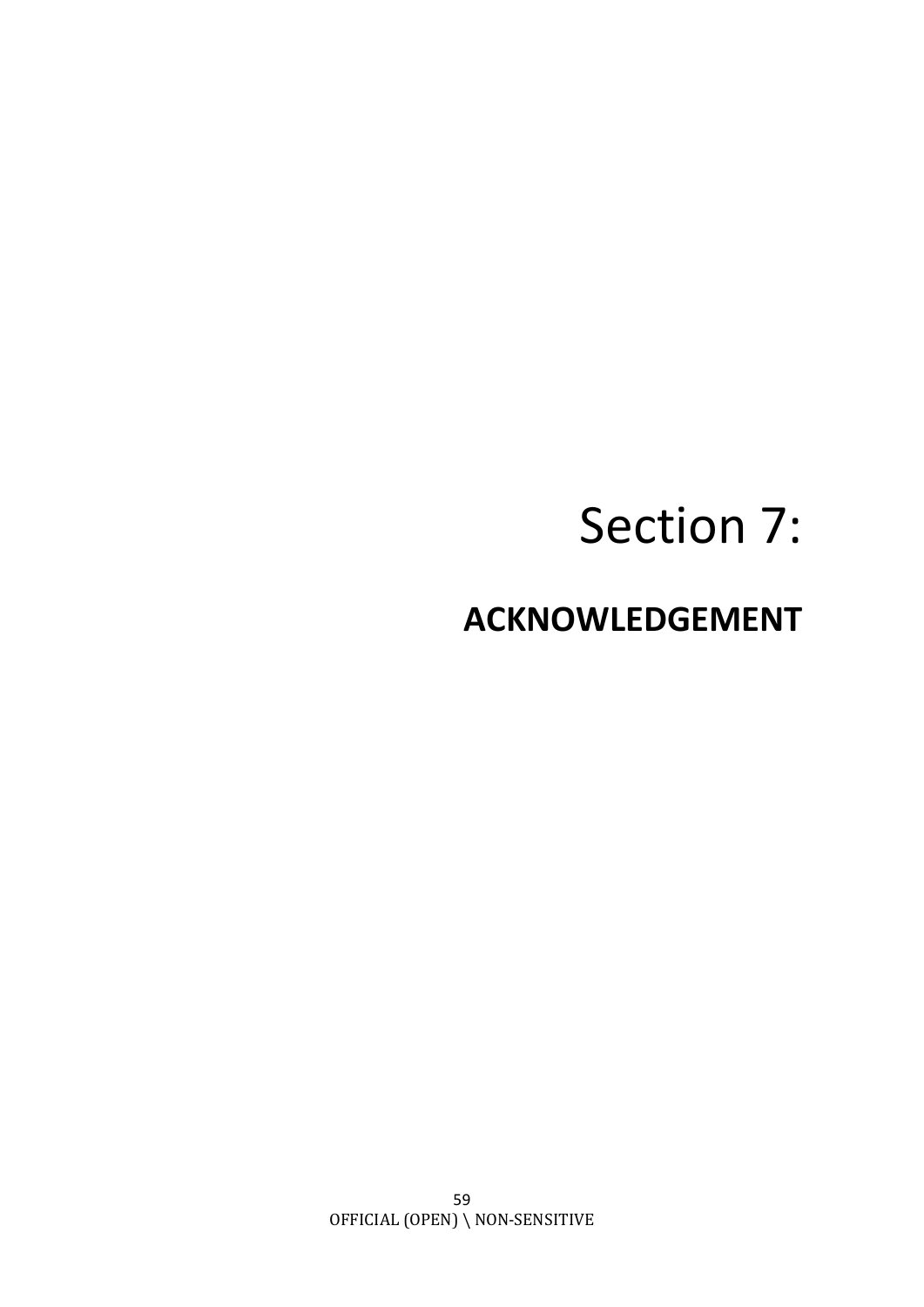# Section 7:

## ACKNOWLEDGEMENT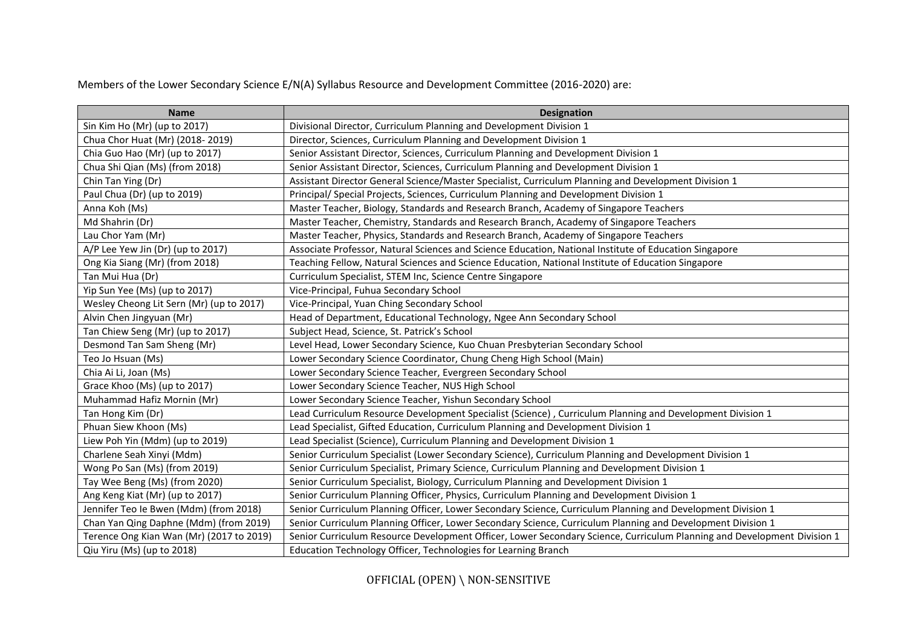Members of the Lower Secondary Science E/N(A) Syllabus Resource and Development Committee (2016-2020) are:

| Name | Designation |
| --- | --- |
| Sin Kim Ho (Mr) (up to 2017) | Divisional Director, Curriculum Planning and Development Division 1 |
| Chua Chor Huat (Mr) (2018- 2019) | Director, Sciences, Curriculum Planning and Development Division 1 |
| Chia Guo Hao (Mr) (up to 2017) | Senior Assistant Director, Sciences, Curriculum Planning and Development Division 1 |
| Chua Shi Qian (Ms) (from 2018) | Senior Assistant Director, Sciences, Curriculum Planning and Development Division 1 |
| Chin Tan Ying (Dr) | Assistant Director General Science/Master Specialist, Curriculum Planning and Development Division 1 |
| Paul Chua (Dr) (up to 2019) | Principal/ Special Projects, Sciences, Curriculum Planning and Development Division 1 |
| Anna Koh (Ms) | Master Teacher, Biology, Standards and Research Branch, Academy of Singapore Teachers |
| Md Shahrin (Dr) | Master Teacher, Chemistry, Standards and Research Branch, Academy of Singapore Teachers |
| Lau Chor Yam (Mr) | Master Teacher, Physics, Standards and Research Branch, Academy of Singapore Teachers |
| A/P Lee Yew Jin (Dr) (up to 2017) | Associate Professor, Natural Sciences and Science Education, National Institute of Education Singapore |
| Ong Kia Siang (Mr) (from 2018) | Teaching Fellow, Natural Sciences and Science Education, National Institute of Education Singapore |
| Tan Mui Hua (Dr) | Curriculum Specialist, STEM Inc, Science Centre Singapore |
| Yip Sun Yee (Ms) (up to 2017) | Vice-Principal, Fuhua Secondary School |
| Wesley Cheong Lit Sern (Mr) (up to 2017) | Vice-Principal, Yuan Ching Secondary School |
| Alvin Chen Jingyuan (Mr) | Head of Department, Educational Technology, Ngee Ann Secondary School |
| Tan Chiew Seng (Mr) (up to 2017) | Subject Head, Science, St. Patrick's School |
| Desmond Tan Sam Sheng (Mr) | Level Head, Lower Secondary Science, Kuo Chuan Presbyterian Secondary School |
| Teo Jo Hsuan (Ms) | Lower Secondary Science Coordinator, Chung Cheng High School (Main) |
| Chia Ai Li, Joan (Ms) | Lower Secondary Science Teacher, Evergreen Secondary School |
| Grace Khoo (Ms) (up to 2017) | Lower Secondary Science Teacher, NUS High School |
| Muhammad Hafiz Mornin (Mr) | Lower Secondary Science Teacher, Yishun Secondary School |
| Tan Hong Kim (Dr) | Lead Curriculum Resource Development Specialist (Science) , Curriculum Planning and Development Division 1 |
| Phuan Siew Khoon (Ms) | Lead Specialist, Gifted Education, Curriculum Planning and Development Division 1 |
| Liew Poh Yin (Mdm) (up to 2019) | Lead Specialist (Science), Curriculum Planning and Development Division 1 |
| Charlene Seah Xinyi (Mdm) | Senior Curriculum Specialist (Lower Secondary Science), Curriculum Planning and Development Division 1 |
| Wong Po San (Ms) (from 2019) | Senior Curriculum Specialist, Primary Science, Curriculum Planning and Development Division 1 |
| Tay Wee Beng (Ms) (from 2020) | Senior Curriculum Specialist, Biology, Curriculum Planning and Development Division 1 |
| Ang Keng Kiat (Mr) (up to 2017) | Senior Curriculum Planning Officer, Physics, Curriculum Planning and Development Division 1 |
| Jennifer Teo Ie Bwen (Mdm) (from 2018) | Senior Curriculum Planning Officer, Lower Secondary Science, Curriculum Planning and Development Division 1 |
| Chan Yan Qing Daphne (Mdm) (from 2019) | Senior Curriculum Planning Officer, Lower Secondary Science, Curriculum Planning and Development Division 1 |
| Terence Ong Kian Wan (Mr) (2017 to 2019) | Senior Curriculum Resource Development Officer, Lower Secondary Science, Curriculum Planning and Development Division 1 |
| Qiu Yiru (Ms) (up to 2018) | Education Technology Officer, Technologies for Learning Branch |

OFFICIAL (OPEN) \ NON-SENSITIVE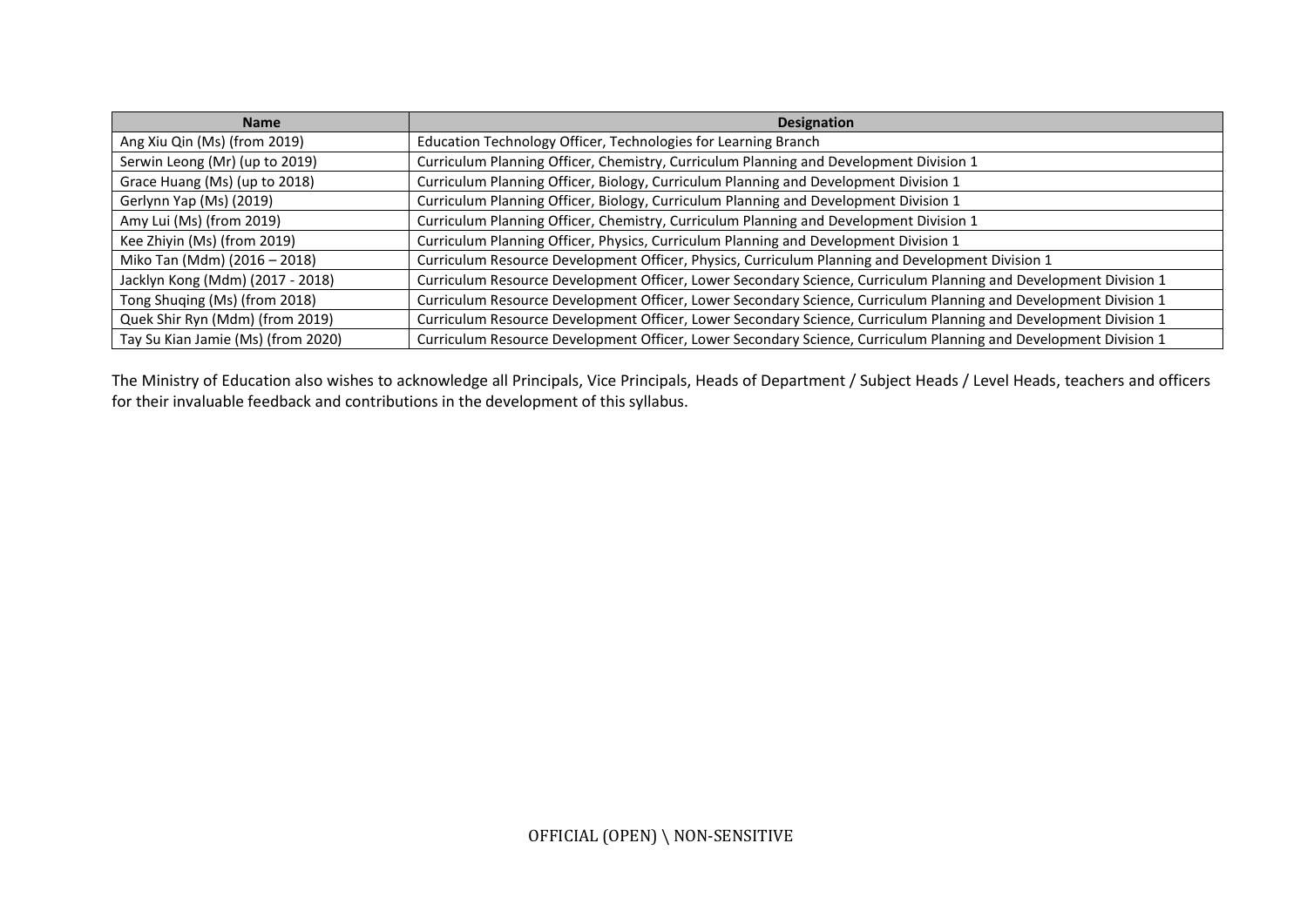| Name | Designation |
|---|---|
| Ang Xiu Qin (Ms) (from 2019) | Education Technology Officer, Technologies for Learning Branch |
| Serwin Leong (Mr) (up to 2019) | Curriculum Planning Officer, Chemistry, Curriculum Planning and Development Division 1 |
| Grace Huang (Ms) (up to 2018) | Curriculum Planning Officer, Biology, Curriculum Planning and Development Division 1 |
| Gerlynn Yap (Ms) (2019) | Curriculum Planning Officer, Biology, Curriculum Planning and Development Division 1 |
| Amy Lui (Ms) (from 2019) | Curriculum Planning Officer, Chemistry, Curriculum Planning and Development Division 1 |
| Kee Zhiyin (Ms) (from 2019) | Curriculum Planning Officer, Physics, Curriculum Planning and Development Division 1 |
| Miko Tan (Mdm) (2016 – 2018) | Curriculum Resource Development Officer, Physics, Curriculum Planning and Development Division 1 |
| Jacklyn Kong (Mdm) (2017 - 2018) | Curriculum Resource Development Officer, Lower Secondary Science, Curriculum Planning and Development Division 1 |
| Tong Shuqing (Ms) (from 2018) | Curriculum Resource Development Officer, Lower Secondary Science, Curriculum Planning and Development Division 1 |
| Quek Shir Ryn (Mdm) (from 2019) | Curriculum Resource Development Officer, Lower Secondary Science, Curriculum Planning and Development Division 1 |
| Tay Su Kian Jamie (Ms) (from 2020) | Curriculum Resource Development Officer, Lower Secondary Science, Curriculum Planning and Development Division 1 |

The Ministry of Education also wishes to acknowledge all Principals, Vice Principals, Heads of Department / Subject Heads / Level Heads, teachers and officers for their invaluable feedback and contributions in the development of this syllabus.